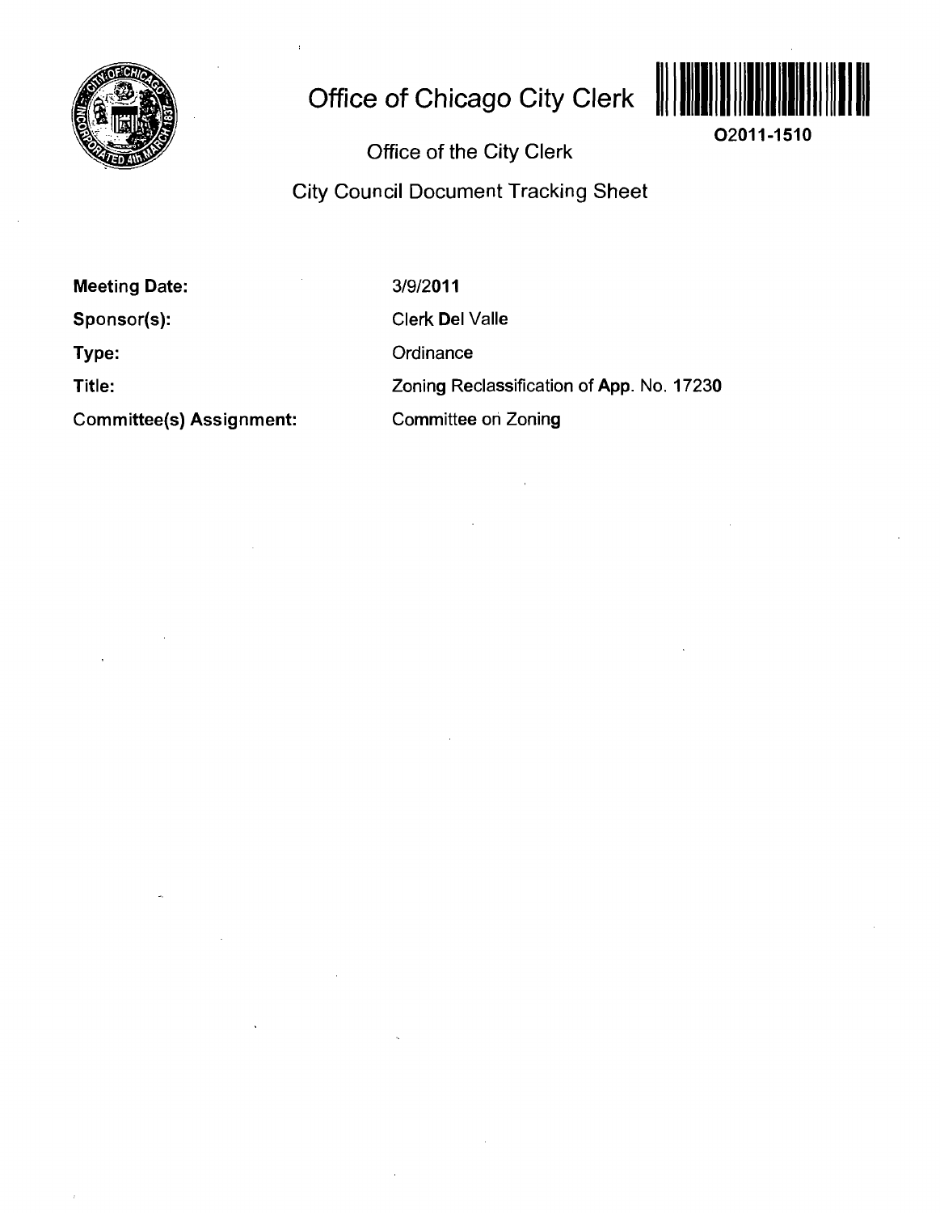# Office of Chicago City Clerk

O2011-1510

Office of the City Clerk

City Council Document Tracking Sheet

**Meeting Date:** 3/9/2011

**Sponsor(s):** Clerk Del Valle

**Type:** Ordinance

**Title:** Zoning Reclassification of App. No. 17230

**Committee(s) Assignment:** Committee on Zoning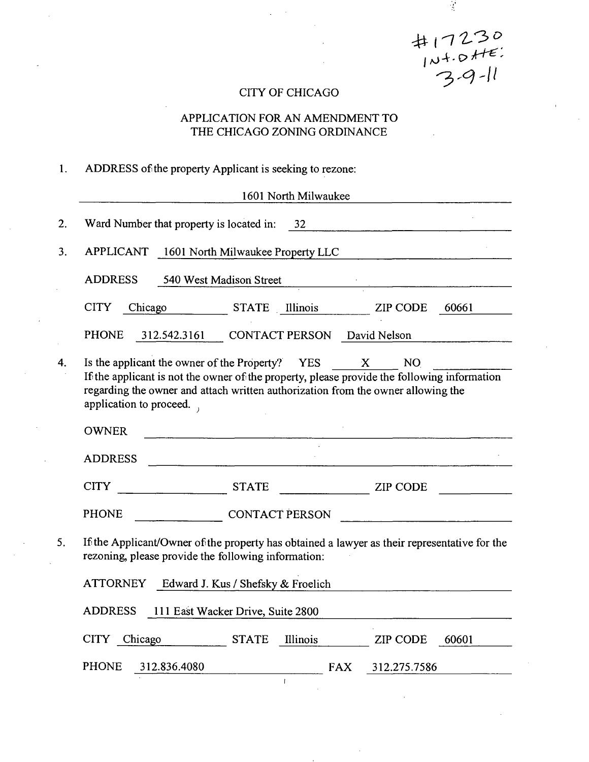#17230
INT. DATE:
3-9-11

CITY OF CHICAGO

APPLICATION FOR AN AMENDMENT TO
THE CHICAGO ZONING ORDINANCE

1. ADDRESS of the property Applicant is seeking to rezone:

   1601 North Milwaukee

2. Ward Number that property is located in: 32

3. APPLICANT 1601 North Milwaukee Property LLC

   ADDRESS 540 West Madison Street

   CITY Chicago STATE Illinois ZIP CODE 60661

   PHONE 312.542.3161 CONTACT PERSON David Nelson

4. Is the applicant the owner of the Property? YES X NO ______

   If the applicant is not the owner of the property, please provide the following information regarding the owner and attach written authorization from the owner allowing the application to proceed.

   OWNER ______

   ADDRESS ______

   CITY ______ STATE ______ ZIP CODE ______

   PHONE ______ CONTACT PERSON ______

5. If the Applicant/Owner of the property has obtained a lawyer as their representative for the rezoning, please provide the following information:

   ATTORNEY Edward J. Kus / Shefsky & Froelich

   ADDRESS 111 East Wacker Drive, Suite 2800

   CITY Chicago STATE Illinois ZIP CODE 60601

   PHONE 312.836.4080 FAX 312.275.7586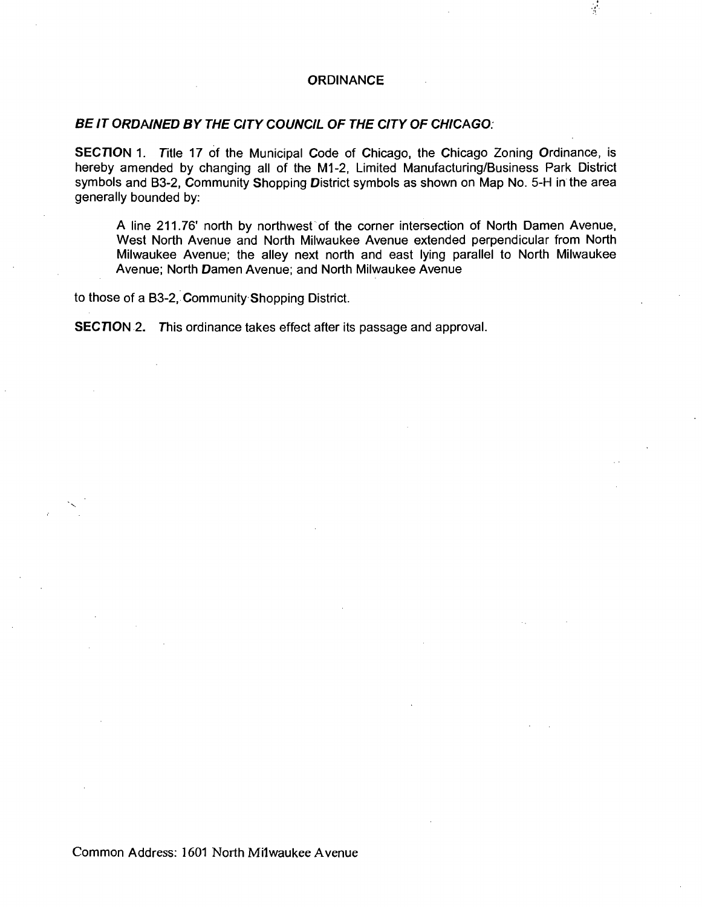# ORDINANCE

***BE IT ORDAINED BY THE CITY COUNCIL OF THE CITY OF CHICAGO:***

**SECTION** 1. Title 17 of the Municipal Code of Chicago, the Chicago Zoning Ordinance, is hereby amended by changing all of the M1-2, Limited Manufacturing/Business Park District symbols and B3-2, Community Shopping District symbols as shown on Map No. 5-H in the area generally bounded by:

> A line 211.76' north by northwest of the corner intersection of North Damen Avenue, West North Avenue and North Milwaukee Avenue extended perpendicular from North Milwaukee Avenue; the alley next north and east lying parallel to North Milwaukee Avenue; North Damen Avenue; and North Milwaukee Avenue

to those of a B3-2, Community Shopping District.

**SECTION** 2. This ordinance takes effect after its passage and approval.

Common Address: 1601 North Milwaukee Avenue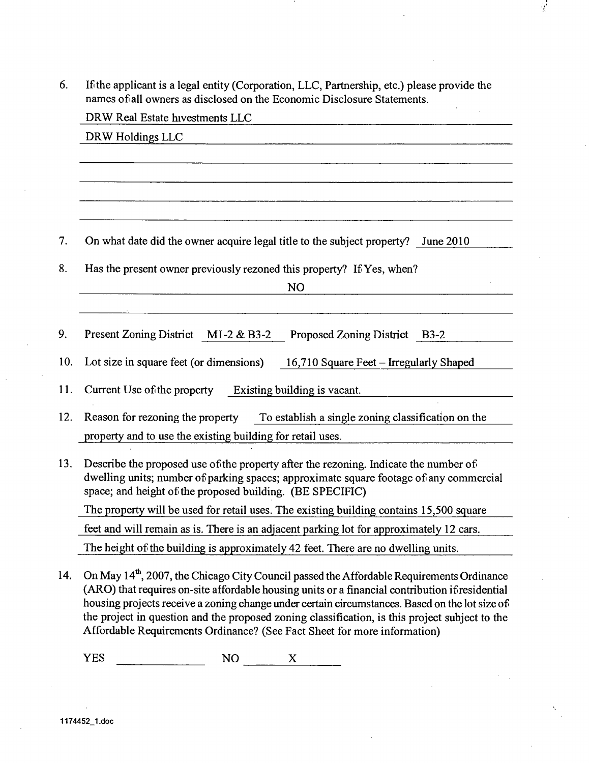6. If the applicant is a legal entity (Corporation, LLC, Partnership, etc.) please provide the names of all owners as disclosed on the Economic Disclosure Statements.

   DRW Real Estate Investments LLC

   DRW Holdings LLC

7. On what date did the owner acquire legal title to the subject property? June 2010

8. Has the present owner previously rezoned this property? If Yes, when?

   NO

9. Present Zoning District MI-2 & B3-2 Proposed Zoning District B3-2

10. Lot size in square feet (or dimensions) 16,710 Square Feet – Irregularly Shaped

11. Current Use of the property Existing building is vacant.

12. Reason for rezoning the property To establish a single zoning classification on the property and to use the existing building for retail uses.

13. Describe the proposed use of the property after the rezoning. Indicate the number of dwelling units; number of parking spaces; approximate square footage of any commercial space; and height of the proposed building. (BE SPECIFIC)

    The property will be used for retail uses. The existing building contains 15,500 square feet and will remain as is. There is an adjacent parking lot for approximately 12 cars. The height of the building is approximately 42 feet. There are no dwelling units.

14. On May 14th, 2007, the Chicago City Council passed the Affordable Requirements Ordinance (ARO) that requires on-site affordable housing units or a financial contribution if residential housing projects receive a zoning change under certain circumstances. Based on the lot size of the project in question and the proposed zoning classification, is this project subject to the Affordable Requirements Ordinance? (See Fact Sheet for more information)

    YES ______ NO X

1174452_1.doc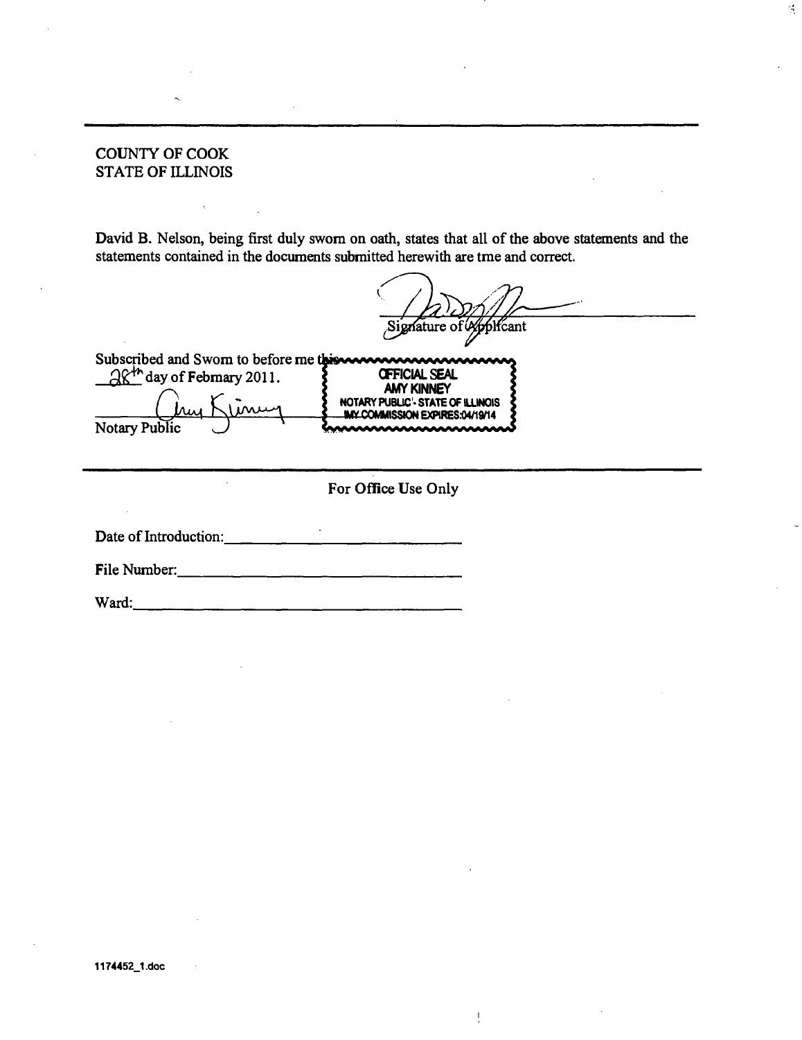---

COUNTY OF COOK
STATE OF ILLINOIS

David B. Nelson, being first duly sworn on oath, states that all of the above statements and the statements contained in the documents submitted herewith are tme and correct.

Signature of Applicant

Subscribed and Swom to before me this 28th day of February 2011.

Notary Public

OFFICIAL SEAL
AMY KINNEY
NOTARY PUBLIC - STATE OF ILLINOIS
MY COMMISSION EXPIRES:04/19/14

---

For Office Use Only

Date of Introduction: ____________________

File Number: ____________________

Ward: ____________________

1174452_1.doc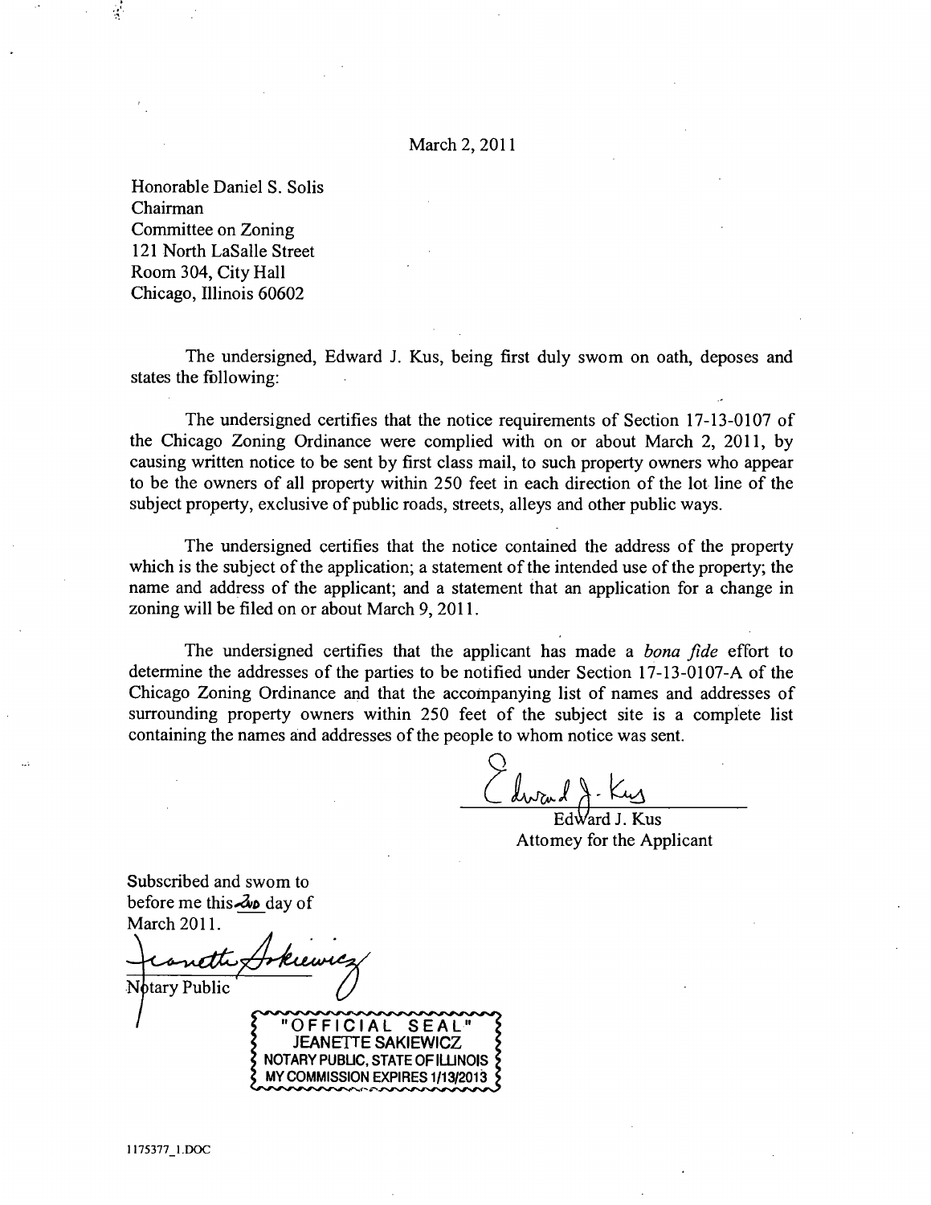March 2, 2011

Honorable Daniel S. Solis
Chairman
Committee on Zoning
121 North LaSalle Street
Room 304, City Hall
Chicago, Illinois 60602

The undersigned, Edward J. Kus, being first duly swom on oath, deposes and states the following:

The undersigned certifies that the notice requirements of Section 17-13-0107 of the Chicago Zoning Ordinance were complied with on or about March 2, 2011, by causing written notice to be sent by first class mail, to such property owners who appear to be the owners of all property within 250 feet in each direction of the lot line of the subject property, exclusive of public roads, streets, alleys and other public ways.

The undersigned certifies that the notice contained the address of the property which is the subject of the application; a statement of the intended use of the property; the name and address of the applicant; and a statement that an application for a change in zoning will be filed on or about March 9, 2011.

The undersigned certifies that the applicant has made a *bona fide* effort to determine the addresses of the parties to be notified under Section 17-13-0107-A of the Chicago Zoning Ordinance and that the accompanying list of names and addresses of surrounding property owners within 250 feet of the subject site is a complete list containing the names and addresses of the people to whom notice was sent.

Edward J. Kus
Edward J. Kus
Attomey for the Applicant

Subscribed and swom to before me this 2nd day of March 2011.

Jeanette Sokiewicz
Notary Public

"OFFICIAL SEAL"
JEANETTE SAKIEWICZ
NOTARY PUBLIC, STATE OF ILLINOIS
MY COMMISSION EXPIRES 1/13/2013

1175377_1.DOC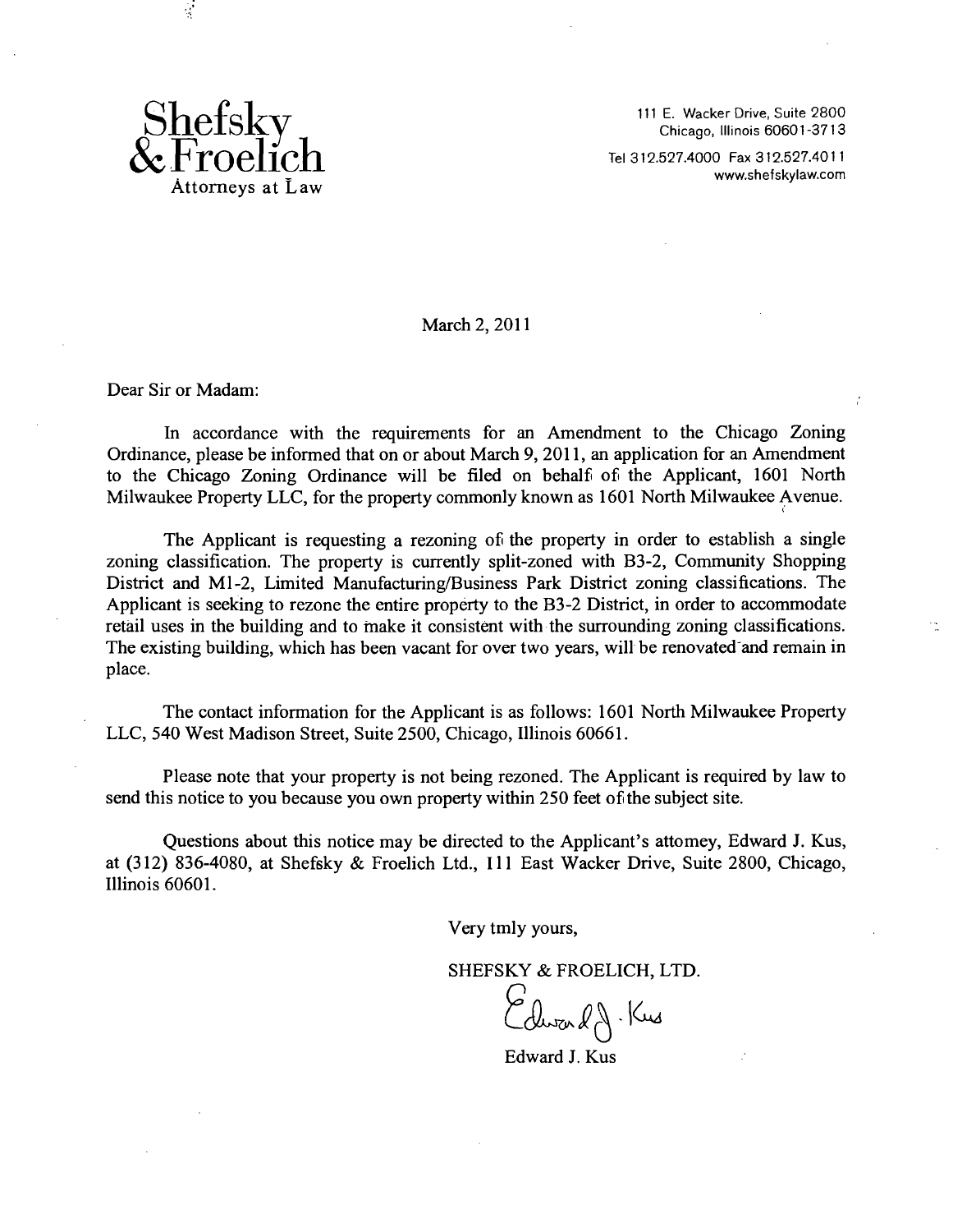**Shefsky & Froelich**
Attorneys at Law

111 E. Wacker Drive, Suite 2800
Chicago, Illinois 60601-3713

Tel 312.527.4000 Fax 312.527.4011
www.shefskylaw.com

March 2, 2011

Dear Sir or Madam:

In accordance with the requirements for an Amendment to the Chicago Zoning Ordinance, please be informed that on or about March 9, 2011, an application for an Amendment to the Chicago Zoning Ordinance will be filed on behalf of the Applicant, 1601 North Milwaukee Property LLC, for the property commonly known as 1601 North Milwaukee Avenue.

The Applicant is requesting a rezoning of the property in order to establish a single zoning classification. The property is currently split-zoned with B3-2, Community Shopping District and M1-2, Limited Manufacturing/Business Park District zoning classifications. The Applicant is seeking to rezone the entire property to the B3-2 District, in order to accommodate retail uses in the building and to make it consistent with the surrounding zoning classifications. The existing building, which has been vacant for over two years, will be renovated and remain in place.

The contact information for the Applicant is as follows: 1601 North Milwaukee Property LLC, 540 West Madison Street, Suite 2500, Chicago, Illinois 60661.

Please note that your property is not being rezoned. The Applicant is required by law to send this notice to you because you own property within 250 feet of the subject site.

Questions about this notice may be directed to the Applicant's attorney, Edward J. Kus, at (312) 836-4080, at Shefsky & Froelich Ltd., 111 East Wacker Drive, Suite 2800, Chicago, Illinois 60601.

Very truly yours,

SHEFSKY & FROELICH, LTD.

Edward J. Kus

Edward J. Kus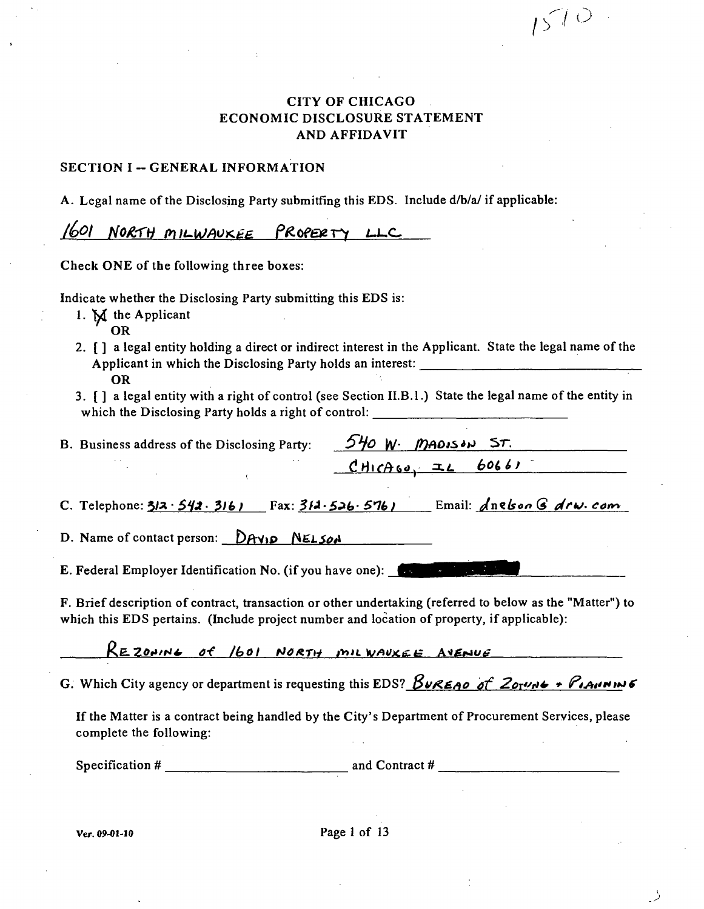1510

# CITY OF CHICAGO
# ECONOMIC DISCLOSURE STATEMENT
# AND AFFIDAVIT

## SECTION I -- GENERAL INFORMATION

A. Legal name of the Disclosing Party submitting this EDS. Include d/b/a/ if applicable:

1601 NORTH MILWAUKEE PROPERTY LLC

Check ONE of the following three boxes:

Indicate whether the Disclosing Party submitting this EDS is:

1. [X] the Applicant
   OR
2. [ ] a legal entity holding a direct or indirect interest in the Applicant. State the legal name of the Applicant in which the Disclosing Party holds an interest: ______________________
   OR
3. [ ] a legal entity with a right of control (see Section II.B.1.) State the legal name of the entity in which the Disclosing Party holds a right of control: ______________________

B. Business address of the Disclosing Party: 540 W. MADISON ST.
CHICAGO, IL 60661

C. Telephone: 312·542·3161 Fax: 312·526·5761 Email: dnelson@drw.com

D. Name of contact person: DAVID NELSON

E. Federal Employer Identification No. (if you have one): [REDACTED]

F. Brief description of contract, transaction or other undertaking (referred to below as the "Matter") to which this EDS pertains. (Include project number and location of property, if applicable):

REZONING OF 1601 NORTH MILWAUKEE AVENUE

G. Which City agency or department is requesting this EDS? BUREAO OF ZONING + PLANNING

If the Matter is a contract being handled by the City's Department of Procurement Services, please complete the following:

Specification # ______________________ and Contract # ______________________

Ver. 09-01-10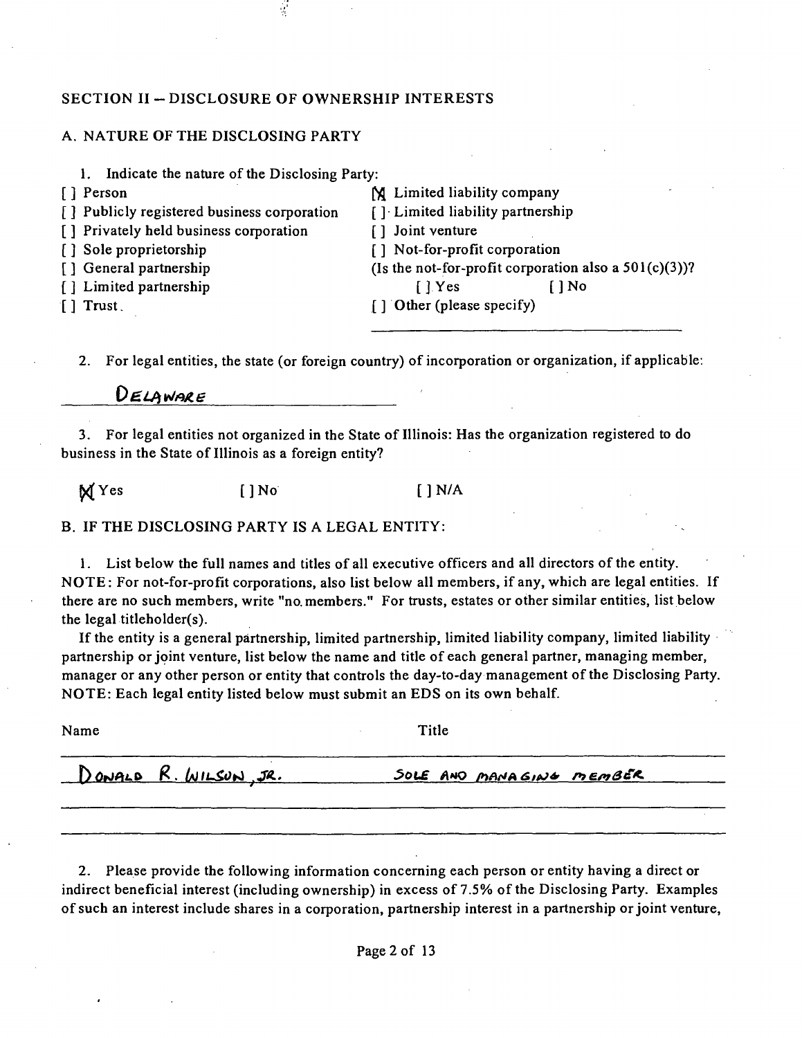## SECTION II – DISCLOSURE OF OWNERSHIP INTERESTS

### A. NATURE OF THE DISCLOSING PARTY

1. Indicate the nature of the Disclosing Party:

[ ] Person
[ ] Publicly registered business corporation
[ ] Privately held business corporation
[ ] Sole proprietorship
[ ] General partnership
[ ] Limited partnership
[ ] Trust

[X] Limited liability company
[ ] Limited liability partnership
[ ] Joint venture
[ ] Not-for-profit corporation
(Is the not-for-profit corporation also a 501(c)(3))?
[ ] Yes [ ] No
[ ] Other (please specify)

2. For legal entities, the state (or foreign country) of incorporation or organization, if applicable:

DELAWARE

3. For legal entities not organized in the State of Illinois: Has the organization registered to do business in the State of Illinois as a foreign entity?

[X] Yes [ ] No [ ] N/A

### B. IF THE DISCLOSING PARTY IS A LEGAL ENTITY:

1. List below the full names and titles of all executive officers and all directors of the entity. NOTE: For not-for-profit corporations, also list below all members, if any, which are legal entities. If there are no such members, write "no members." For trusts, estates or other similar entities, list below the legal titleholder(s).

If the entity is a general partnership, limited partnership, limited liability company, limited liability partnership or joint venture, list below the name and title of each general partner, managing member, manager or any other person or entity that controls the day-to-day management of the Disclosing Party. NOTE: Each legal entity listed below must submit an EDS on its own behalf.

| Name | Title |
|---|---|
| DONALD R. WILSON, JR. | SOLE AND MANAGING MEMBER |

2. Please provide the following information concerning each person or entity having a direct or indirect beneficial interest (including ownership) in excess of 7.5% of the Disclosing Party. Examples of such an interest include shares in a corporation, partnership interest in a partnership or joint venture,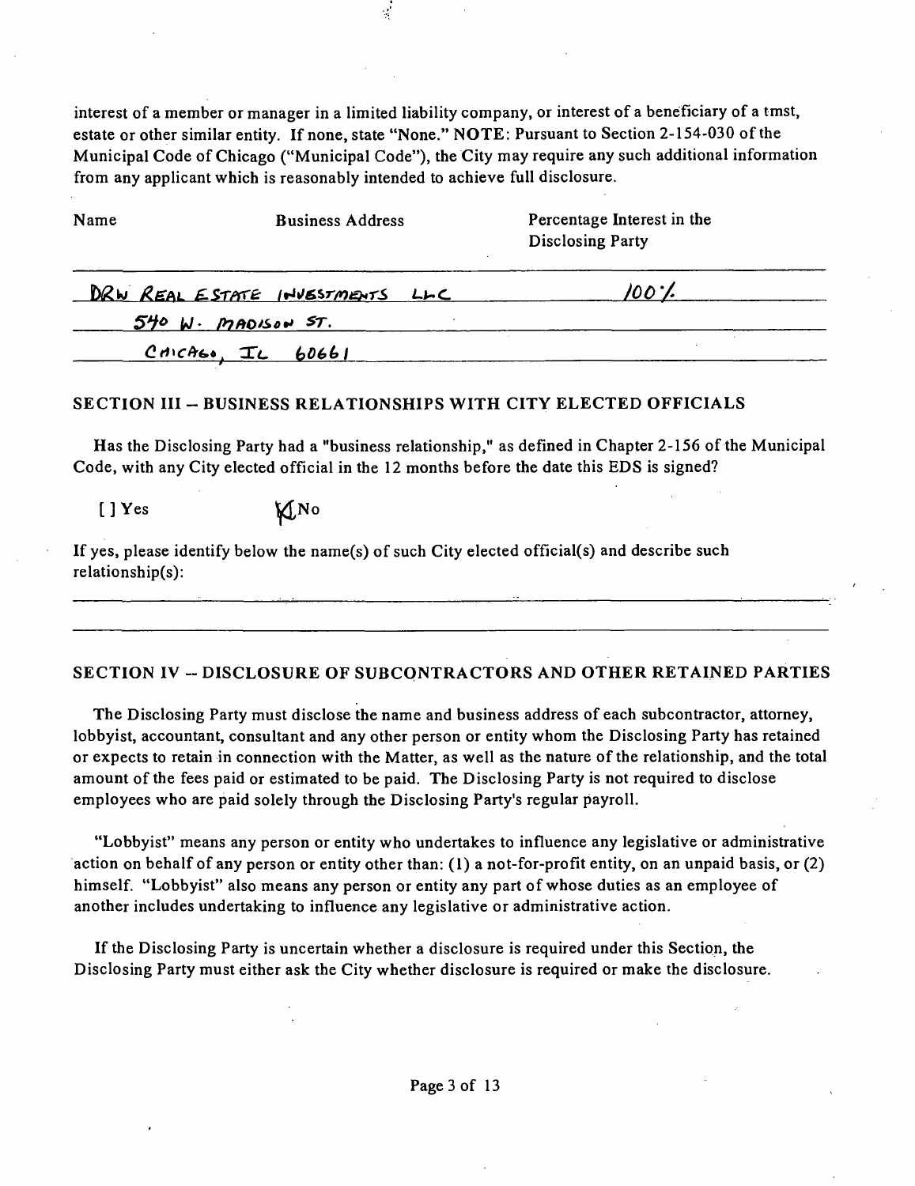interest of a member or manager in a limited liability company, or interest of a beneficiary of a tmst, estate or other similar entity. If none, state "None." NOTE: Pursuant to Section 2-154-030 of the Municipal Code of Chicago ("Municipal Code"), the City may require any such additional information from any applicant which is reasonably intended to achieve full disclosure.

| Name | Business Address | Percentage Interest in the Disclosing Party |
|---|---|---|
| DRW REAL ESTATE INVESTMENTS LLC | | 100% |
| | 540 W. MADISON ST. | |
| | CHICAGO, IL 60661 | |

## SECTION III -- BUSINESS RELATIONSHIPS WITH CITY ELECTED OFFICIALS

Has the Disclosing Party had a "business relationship," as defined in Chapter 2-156 of the Municipal Code, with any City elected official in the 12 months before the date this EDS is signed?

[ ] Yes [X] No

If yes, please identify below the name(s) of such City elected official(s) and describe such relationship(s):

## SECTION IV -- DISCLOSURE OF SUBCONTRACTORS AND OTHER RETAINED PARTIES

The Disclosing Party must disclose the name and business address of each subcontractor, attorney, lobbyist, accountant, consultant and any other person or entity whom the Disclosing Party has retained or expects to retain in connection with the Matter, as well as the nature of the relationship, and the total amount of the fees paid or estimated to be paid. The Disclosing Party is not required to disclose employees who are paid solely through the Disclosing Party's regular payroll.

"Lobbyist" means any person or entity who undertakes to influence any legislative or administrative action on behalf of any person or entity other than: (1) a not-for-profit entity, on an unpaid basis, or (2) himself. "Lobbyist" also means any person or entity any part of whose duties as an employee of another includes undertaking to influence any legislative or administrative action.

If the Disclosing Party is uncertain whether a disclosure is required under this Section, the Disclosing Party must either ask the City whether disclosure is required or make the disclosure.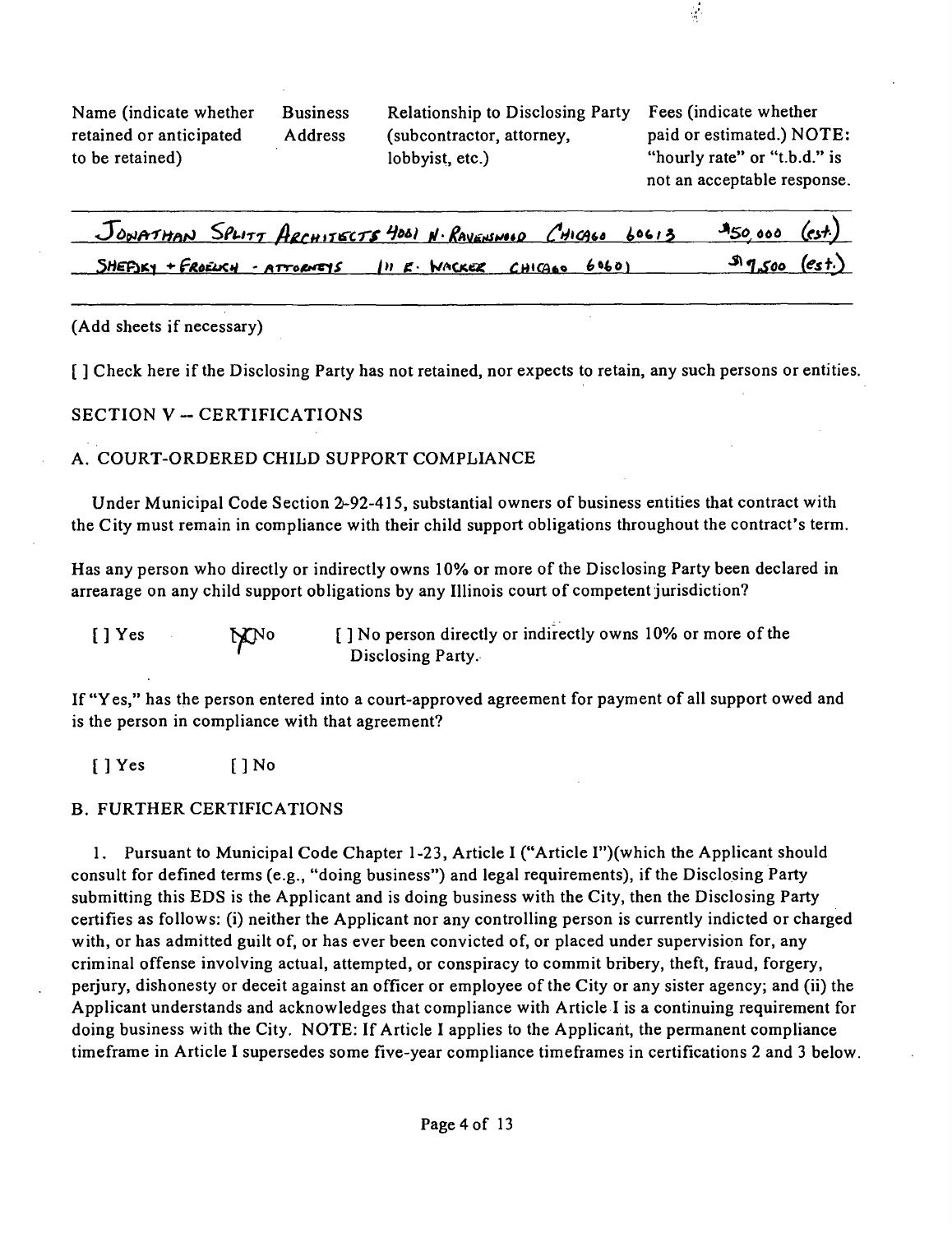| Name (indicate whether retained or anticipated to be retained) | Business Address | Relationship to Disclosing Party (subcontractor, attorney, lobbyist, etc.) | Fees (indicate whether paid or estimated.) NOTE: "hourly rate" or "t.b.d." is not an acceptable response. |
|---|---|---|---|
| Jonathan Splitt Architects | 4001 N. Ravenswood Chicago 60613 | | $50,000 (est.) |
| Shefsky + Froelich - Attorneys | 111 E. Wacker Chicago 60601 | | $17,500 (est.) |

(Add sheets if necessary)

[ ] Check here if the Disclosing Party has not retained, nor expects to retain, any such persons or entities.

## SECTION V -- CERTIFICATIONS

### A. COURT-ORDERED CHILD SUPPORT COMPLIANCE

Under Municipal Code Section 2-92-415, substantial owners of business entities that contract with the City must remain in compliance with their child support obligations throughout the contract's term.

Has any person who directly or indirectly owns 10% or more of the Disclosing Party been declared in arrearage on any child support obligations by any Illinois court of competent jurisdiction?

[ ] Yes [X] No [ ] No person directly or indirectly owns 10% or more of the Disclosing Party.

If "Yes," has the person entered into a court-approved agreement for payment of all support owed and is the person in compliance with that agreement?

[ ] Yes [ ] No

### B. FURTHER CERTIFICATIONS

1. Pursuant to Municipal Code Chapter 1-23, Article I ("Article I")(which the Applicant should consult for defined terms (e.g., "doing business") and legal requirements), if the Disclosing Party submitting this EDS is the Applicant and is doing business with the City, then the Disclosing Party certifies as follows: (i) neither the Applicant nor any controlling person is currently indicted or charged with, or has admitted guilt of, or has ever been convicted of, or placed under supervision for, any criminal offense involving actual, attempted, or conspiracy to commit bribery, theft, fraud, forgery, perjury, dishonesty or deceit against an officer or employee of the City or any sister agency; and (ii) the Applicant understands and acknowledges that compliance with Article I is a continuing requirement for doing business with the City. NOTE: If Article I applies to the Applicant, the permanent compliance timeframe in Article I supersedes some five-year compliance timeframes in certifications 2 and 3 below.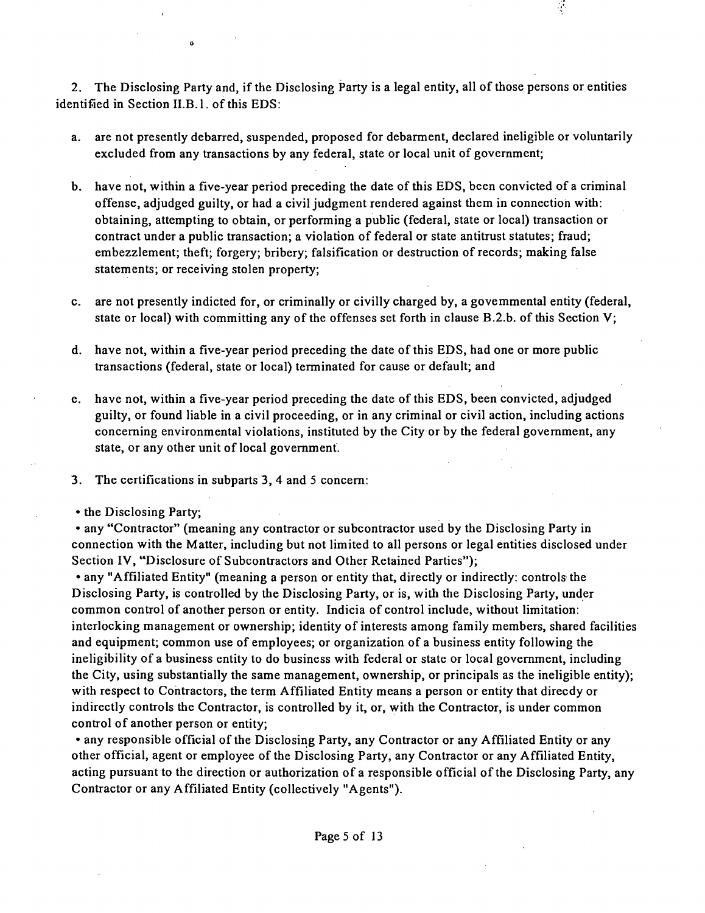2. The Disclosing Party and, if the Disclosing Party is a legal entity, all of those persons or entities identified in Section II.B.1. of this EDS:

a. are not presently debarred, suspended, proposed for debarment, declared ineligible or voluntarily excluded from any transactions by any federal, state or local unit of government;

b. have not, within a five-year period preceding the date of this EDS, been convicted of a criminal offense, adjudged guilty, or had a civil judgment rendered against them in connection with: obtaining, attempting to obtain, or performing a public (federal, state or local) transaction or contract under a public transaction; a violation of federal or state antitrust statutes; fraud; embezzlement; theft; forgery; bribery; falsification or destruction of records; making false statements; or receiving stolen property;

c. are not presently indicted for, or criminally or civilly charged by, a governmental entity (federal, state or local) with committing any of the offenses set forth in clause B.2.b. of this Section V;

d. have not, within a five-year period preceding the date of this EDS, had one or more public transactions (federal, state or local) terminated for cause or default; and

e. have not, within a five-year period preceding the date of this EDS, been convicted, adjudged guilty, or found liable in a civil proceeding, or in any criminal or civil action, including actions concerning environmental violations, instituted by the City or by the federal government, any state, or any other unit of local government.

3. The certifications in subparts 3, 4 and 5 concern:

- the Disclosing Party;
- any "Contractor" (meaning any contractor or subcontractor used by the Disclosing Party in connection with the Matter, including but not limited to all persons or legal entities disclosed under Section IV, "Disclosure of Subcontractors and Other Retained Parties");
- any "Affiliated Entity" (meaning a person or entity that, directly or indirectly: controls the Disclosing Party, is controlled by the Disclosing Party, or is, with the Disclosing Party, under common control of another person or entity. Indicia of control include, without limitation: interlocking management or ownership; identity of interests among family members, shared facilities and equipment; common use of employees; or organization of a business entity following the ineligibility of a business entity to do business with federal or state or local government, including the City, using substantially the same management, ownership, or principals as the ineligible entity); with respect to Contractors, the term Affiliated Entity means a person or entity that direcdy or indirectly controls the Contractor, is controlled by it, or, with the Contractor, is under common control of another person or entity;
- any responsible official of the Disclosing Party, any Contractor or any Affiliated Entity or any other official, agent or employee of the Disclosing Party, any Contractor or any Affiliated Entity, acting pursuant to the direction or authorization of a responsible official of the Disclosing Party, any Contractor or any Affiliated Entity (collectively "Agents").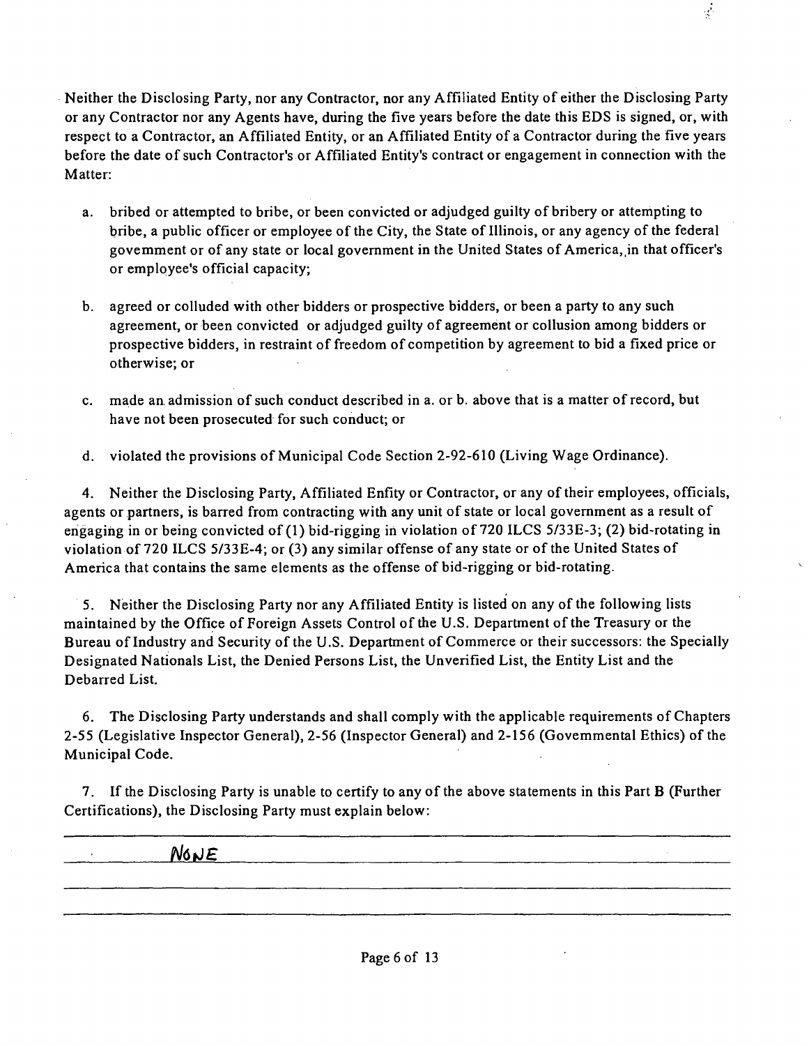Neither the Disclosing Party, nor any Contractor, nor any Affiliated Entity of either the Disclosing Party or any Contractor nor any Agents have, during the five years before the date this EDS is signed, or, with respect to a Contractor, an Affiliated Entity, or an Affiliated Entity of a Contractor during the five years before the date of such Contractor's or Affiliated Entity's contract or engagement in connection with the Matter:

a. bribed or attempted to bribe, or been convicted or adjudged guilty of bribery or attempting to bribe, a public officer or employee of the City, the State of Illinois, or any agency of the federal govemment or of any state or local government in the United States of America, in that officer's or employee's official capacity;

b. agreed or colluded with other bidders or prospective bidders, or been a party to any such agreement, or been convicted or adjudged guilty of agreement or collusion among bidders or prospective bidders, in restraint of freedom of competition by agreement to bid a fixed price or otherwise; or

c. made an admission of such conduct described in a. or b. above that is a matter of record, but have not been prosecuted for such conduct; or

d. violated the provisions of Municipal Code Section 2-92-610 (Living Wage Ordinance).

4. Neither the Disclosing Party, Affiliated Enfity or Contractor, or any of their employees, officials, agents or partners, is barred from contracting with any unit of state or local government as a result of engaging in or being convicted of (1) bid-rigging in violation of 720 ILCS 5/33E-3; (2) bid-rotating in violation of 720 ILCS 5/33E-4; or (3) any similar offense of any state or of the United States of America that contains the same elements as the offense of bid-rigging or bid-rotating.

5. Neither the Disclosing Party nor any Affiliated Entity is listed on any of the following lists maintained by the Office of Foreign Assets Control of the U.S. Department of the Treasury or the Bureau of Industry and Security of the U.S. Department of Commerce or their successors: the Specially Designated Nationals List, the Denied Persons List, the Unverified List, the Entity List and the Debarred List.

6. The Disclosing Party understands and shall comply with the applicable requirements of Chapters 2-55 (Legislative Inspector General), 2-56 (Inspector General) and 2-156 (Govemmental Ethics) of the Municipal Code.

7. If the Disclosing Party is unable to certify to any of the above statements in this Part B (Further Certifications), the Disclosing Party must explain below:

NONE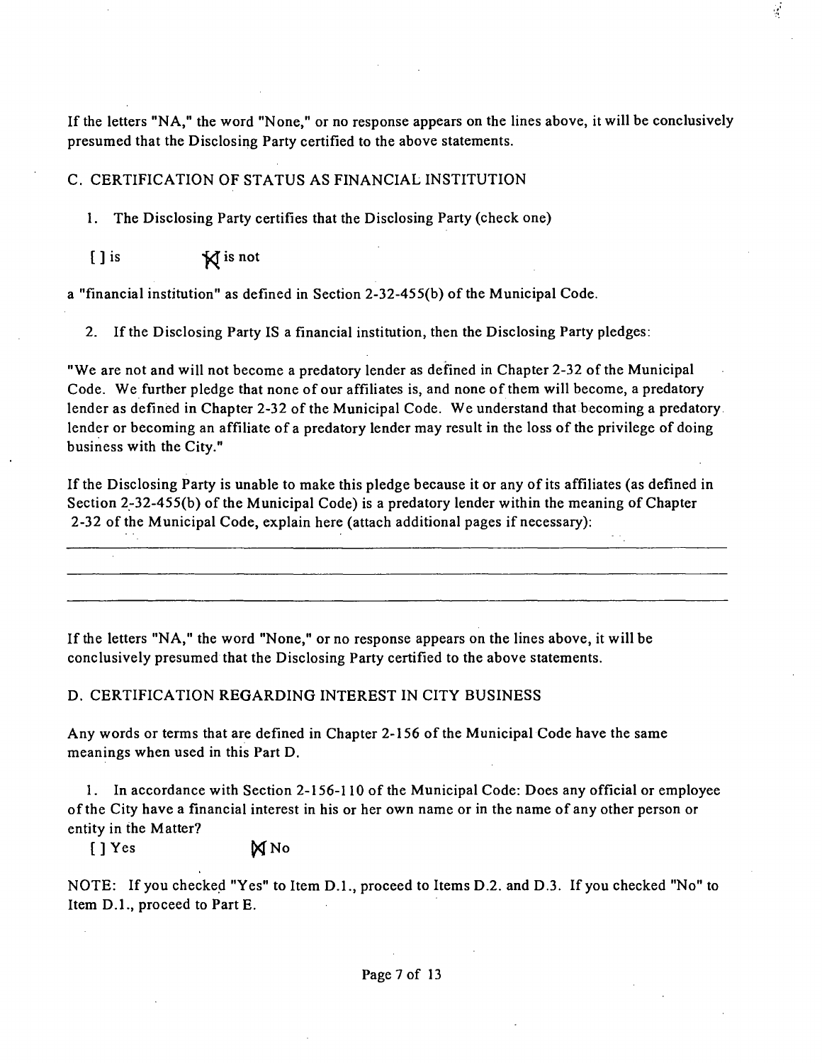If the letters "NA," the word "None," or no response appears on the lines above, it will be conclusively presumed that the Disclosing Party certified to the above statements.

C. CERTIFICATION OF STATUS AS FINANCIAL INSTITUTION

1. The Disclosing Party certifies that the Disclosing Party (check one)

[ ] is [X] is not

a "financial institution" as defined in Section 2-32-455(b) of the Municipal Code.

2. If the Disclosing Party IS a financial institution, then the Disclosing Party pledges:

"We are not and will not become a predatory lender as defined in Chapter 2-32 of the Municipal Code. We further pledge that none of our affiliates is, and none of them will become, a predatory lender as defined in Chapter 2-32 of the Municipal Code. We understand that becoming a predatory lender or becoming an affiliate of a predatory lender may result in the loss of the privilege of doing business with the City."

If the Disclosing Party is unable to make this pledge because it or any of its affiliates (as defined in Section 2-32-455(b) of the Municipal Code) is a predatory lender within the meaning of Chapter 2-32 of the Municipal Code, explain here (attach additional pages if necessary):

_______________________________________________________________________________

_______________________________________________________________________________

_______________________________________________________________________________

If the letters "NA," the word "None," or no response appears on the lines above, it will be conclusively presumed that the Disclosing Party certified to the above statements.

D. CERTIFICATION REGARDING INTEREST IN CITY BUSINESS

Any words or terms that are defined in Chapter 2-156 of the Municipal Code have the same meanings when used in this Part D.

1. In accordance with Section 2-156-110 of the Municipal Code: Does any official or employee of the City have a financial interest in his or her own name or in the name of any other person or entity in the Matter?

[ ] Yes [X] No

NOTE: If you checked "Yes" to Item D.1., proceed to Items D.2. and D.3. If you checked "No" to Item D.1., proceed to Part E.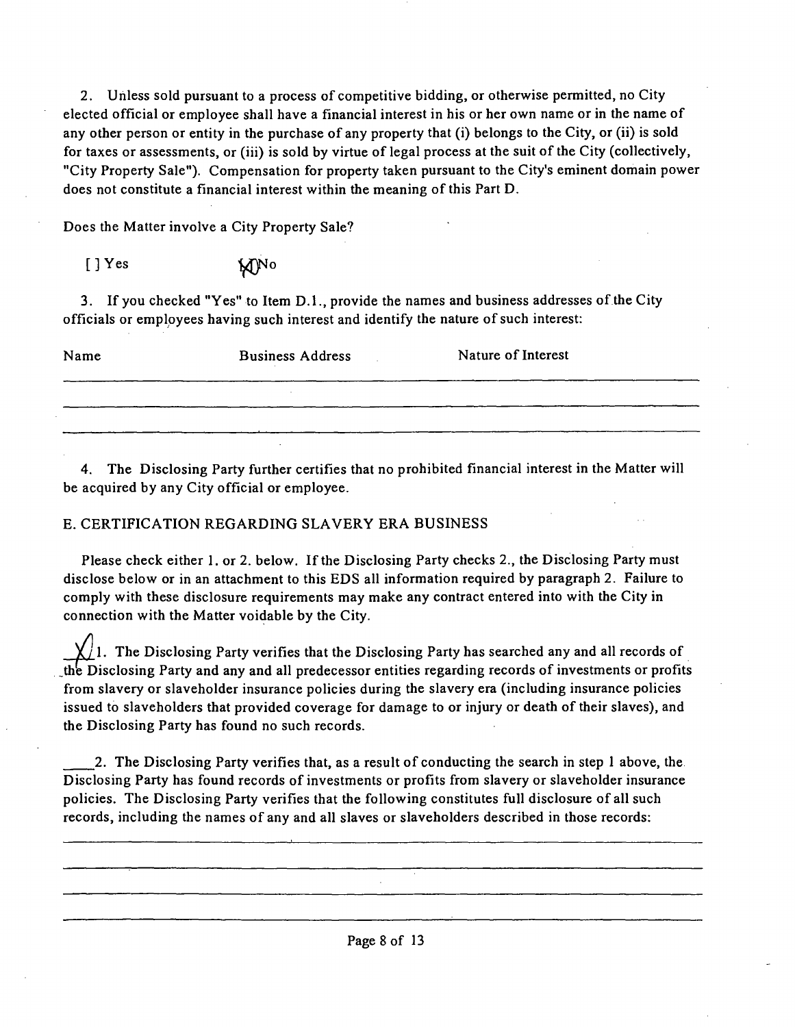2. Unless sold pursuant to a process of competitive bidding, or otherwise permitted, no City elected official or employee shall have a financial interest in his or her own name or in the name of any other person or entity in the purchase of any property that (i) belongs to the City, or (ii) is sold for taxes or assessments, or (iii) is sold by virtue of legal process at the suit of the City (collectively, "City Property Sale"). Compensation for property taken pursuant to the City's eminent domain power does not constitute a financial interest within the meaning of this Part D.

Does the Matter involve a City Property Sale?

[ ] Yes [X] No

3. If you checked "Yes" to Item D.1., provide the names and business addresses of the City officials or employees having such interest and identify the nature of such interest:

| Name | Business Address | Nature of Interest |
|---|---|---|
| | | |
| | | |
| | | |

4. The Disclosing Party further certifies that no prohibited financial interest in the Matter will be acquired by any City official or employee.

E. CERTIFICATION REGARDING SLAVERY ERA BUSINESS

Please check either 1. or 2. below. If the Disclosing Party checks 2., the Disclosing Party must disclose below or in an attachment to this EDS all information required by paragraph 2. Failure to comply with these disclosure requirements may make any contract entered into with the City in connection with the Matter voidable by the City.

X 1. The Disclosing Party verifies that the Disclosing Party has searched any and all records of the Disclosing Party and any and all predecessor entities regarding records of investments or profits from slavery or slaveholder insurance policies during the slavery era (including insurance policies issued to slaveholders that provided coverage for damage to or injury or death of their slaves), and the Disclosing Party has found no such records.

____ 2. The Disclosing Party verifies that, as a result of conducting the search in step 1 above, the Disclosing Party has found records of investments or profits from slavery or slaveholder insurance policies. The Disclosing Party verifies that the following constitutes full disclosure of all such records, including the names of any and all slaves or slaveholders described in those records:

________________________________________

________________________________________

________________________________________

________________________________________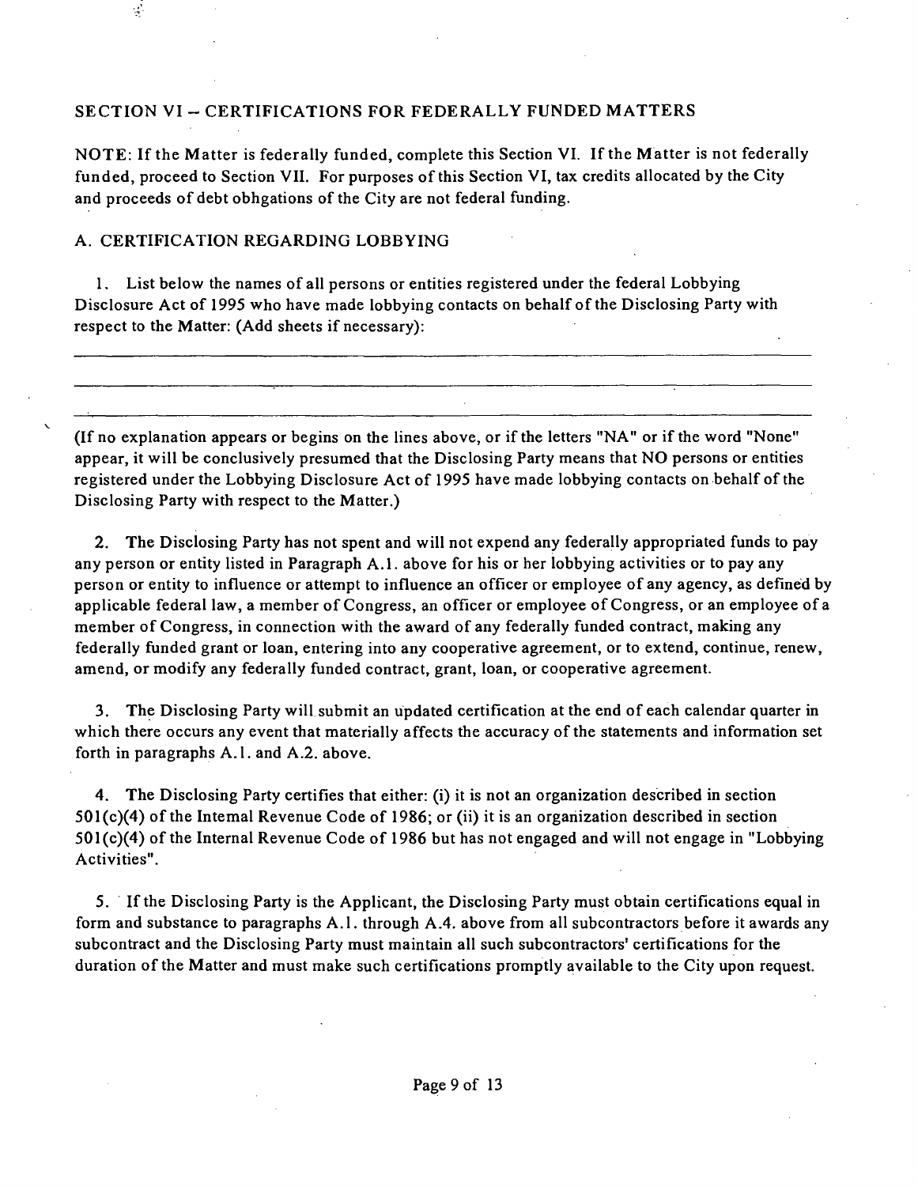## SECTION VI -- CERTIFICATIONS FOR FEDERALLY FUNDED MATTERS

NOTE: If the Matter is federally funded, complete this Section VI. If the Matter is not federally funded, proceed to Section VII. For purposes of this Section VI, tax credits allocated by the City and proceeds of debt obhgations of the City are not federal funding.

### A. CERTIFICATION REGARDING LOBBYING

1. List below the names of all persons or entities registered under the federal Lobbying Disclosure Act of 1995 who have made lobbying contacts on behalf of the Disclosing Party with respect to the Matter: (Add sheets if necessary):

\_\_\_\_\_\_\_\_\_\_\_\_\_\_\_\_\_\_\_\_\_\_\_\_\_\_\_\_\_\_\_\_\_\_\_\_\_\_\_\_\_\_\_\_\_\_\_\_\_\_\_\_\_\_\_\_\_\_\_\_

\_\_\_\_\_\_\_\_\_\_\_\_\_\_\_\_\_\_\_\_\_\_\_\_\_\_\_\_\_\_\_\_\_\_\_\_\_\_\_\_\_\_\_\_\_\_\_\_\_\_\_\_\_\_\_\_\_\_\_\_

\_\_\_\_\_\_\_\_\_\_\_\_\_\_\_\_\_\_\_\_\_\_\_\_\_\_\_\_\_\_\_\_\_\_\_\_\_\_\_\_\_\_\_\_\_\_\_\_\_\_\_\_\_\_\_\_\_\_\_\_

(If no explanation appears or begins on the lines above, or if the letters "NA" or if the word "None" appear, it will be conclusively presumed that the Disclosing Party means that NO persons or entities registered under the Lobbying Disclosure Act of 1995 have made lobbying contacts on behalf of the Disclosing Party with respect to the Matter.)

2. The Disclosing Party has not spent and will not expend any federally appropriated funds to pay any person or entity listed in Paragraph A.1. above for his or her lobbying activities or to pay any person or entity to influence or attempt to influence an officer or employee of any agency, as defined by applicable federal law, a member of Congress, an officer or employee of Congress, or an employee of a member of Congress, in connection with the award of any federally funded contract, making any federally funded grant or loan, entering into any cooperative agreement, or to extend, continue, renew, amend, or modify any federally funded contract, grant, loan, or cooperative agreement.

3. The Disclosing Party will submit an updated certification at the end of each calendar quarter in which there occurs any event that materially affects the accuracy of the statements and information set forth in paragraphs A.1. and A.2. above.

4. The Disclosing Party certifies that either: (i) it is not an organization described in section 501(c)(4) of the Intemal Revenue Code of 1986; or (ii) it is an organization described in section 501(c)(4) of the Internal Revenue Code of 1986 but has not engaged and will not engage in "Lobbying Activities".

5. If the Disclosing Party is the Applicant, the Disclosing Party must obtain certifications equal in form and substance to paragraphs A.1. through A.4. above from all subcontractors before it awards any subcontract and the Disclosing Party must maintain all such subcontractors' certifications for the duration of the Matter and must make such certifications promptly available to the City upon request.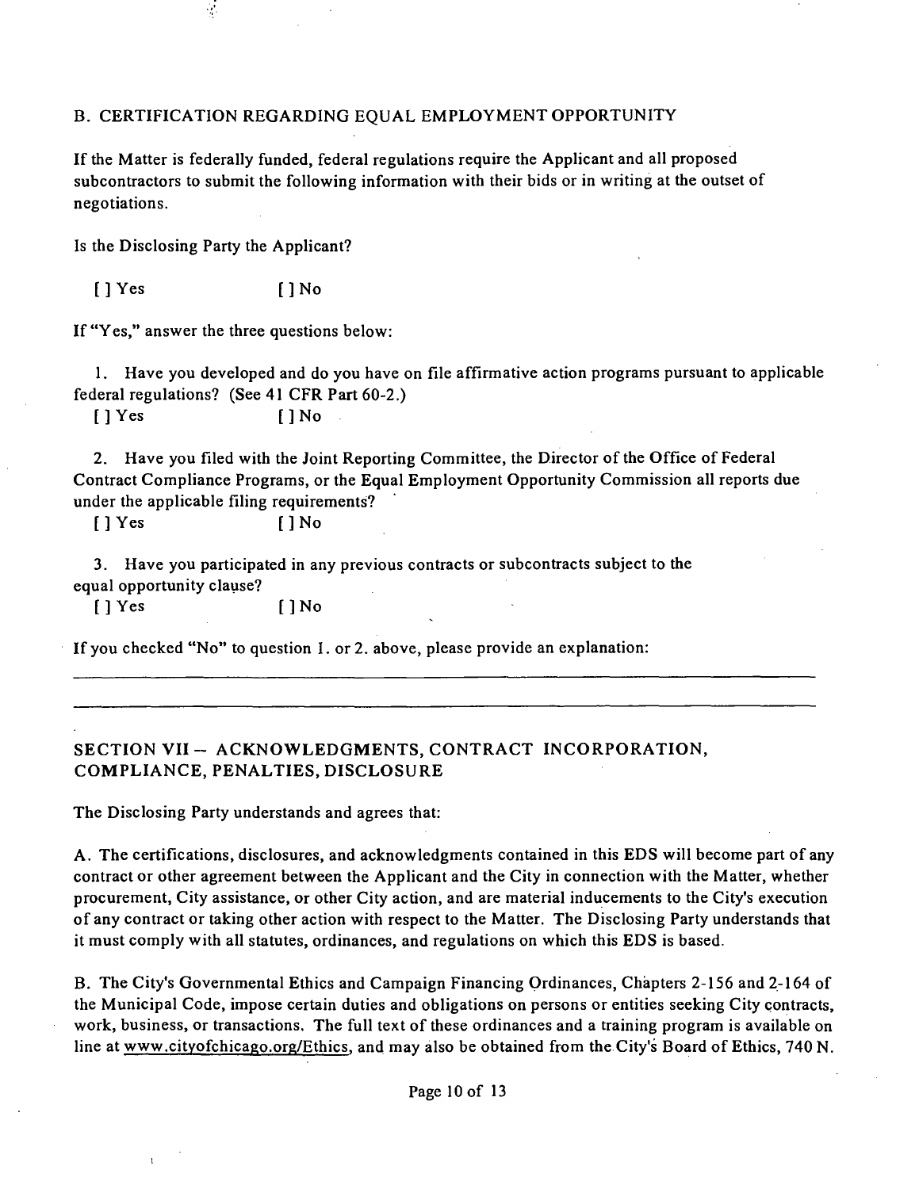### B. CERTIFICATION REGARDING EQUAL EMPLOYMENT OPPORTUNITY

If the Matter is federally funded, federal regulations require the Applicant and all proposed subcontractors to submit the following information with their bids or in writing at the outset of negotiations.

Is the Disclosing Party the Applicant?

[ ] Yes [ ] No

If "Yes," answer the three questions below:

1. Have you developed and do you have on file affirmative action programs pursuant to applicable federal regulations? (See 41 CFR Part 60-2.)

[ ] Yes [ ] No

2. Have you filed with the Joint Reporting Committee, the Director of the Office of Federal Contract Compliance Programs, or the Equal Employment Opportunity Commission all reports due under the applicable filing requirements?

[ ] Yes [ ] No

3. Have you participated in any previous contracts or subcontracts subject to the equal opportunity clause?

[ ] Yes [ ] No

If you checked "No" to question 1. or 2. above, please provide an explanation:

_______________________________________________________________________________

_______________________________________________________________________________

## SECTION VII – ACKNOWLEDGMENTS, CONTRACT INCORPORATION, COMPLIANCE, PENALTIES, DISCLOSURE

The Disclosing Party understands and agrees that:

A. The certifications, disclosures, and acknowledgments contained in this EDS will become part of any contract or other agreement between the Applicant and the City in connection with the Matter, whether procurement, City assistance, or other City action, and are material inducements to the City's execution of any contract or taking other action with respect to the Matter. The Disclosing Party understands that it must comply with all statutes, ordinances, and regulations on which this EDS is based.

B. The City's Governmental Ethics and Campaign Financing Ordinances, Chapters 2-156 and 2-164 of the Municipal Code, impose certain duties and obligations on persons or entities seeking City contracts, work, business, or transactions. The full text of these ordinances and a training program is available on line at www.cityofchicago.org/Ethics, and may also be obtained from the City's Board of Ethics, 740 N.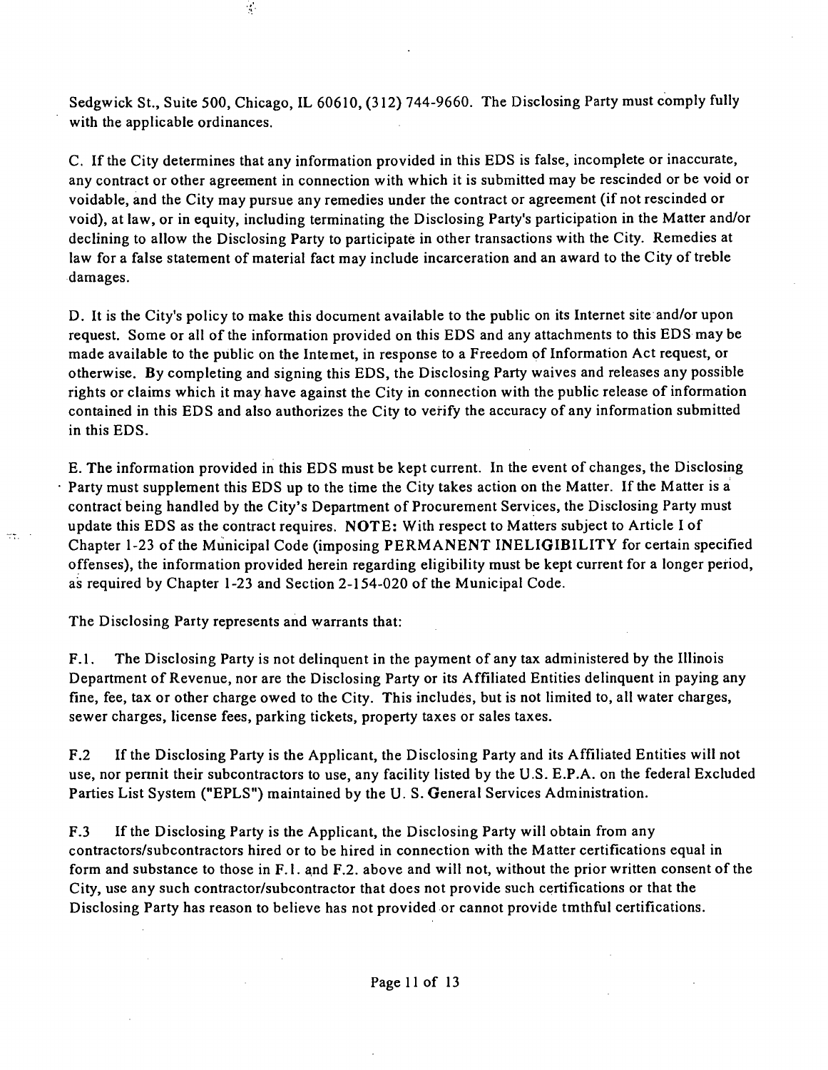Sedgwick St., Suite 500, Chicago, IL 60610, (312) 744-9660. The Disclosing Party must comply fully with the applicable ordinances.

C. If the City determines that any information provided in this EDS is false, incomplete or inaccurate, any contract or other agreement in connection with which it is submitted may be rescinded or be void or voidable, and the City may pursue any remedies under the contract or agreement (if not rescinded or void), at law, or in equity, including terminating the Disclosing Party's participation in the Matter and/or declining to allow the Disclosing Party to participate in other transactions with the City. Remedies at law for a false statement of material fact may include incarceration and an award to the City of treble damages.

D. It is the City's policy to make this document available to the public on its Internet site and/or upon request. Some or all of the information provided on this EDS and any attachments to this EDS may be made available to the public on the Intemet, in response to a Freedom of Information Act request, or otherwise. By completing and signing this EDS, the Disclosing Party waives and releases any possible rights or claims which it may have against the City in connection with the public release of information contained in this EDS and also authorizes the City to verify the accuracy of any information submitted in this EDS.

E. The information provided in this EDS must be kept current. In the event of changes, the Disclosing Party must supplement this EDS up to the time the City takes action on the Matter. If the Matter is a contract being handled by the City's Department of Procurement Services, the Disclosing Party must update this EDS as the contract requires. **NOTE:** With respect to Matters subject to Article I of Chapter 1-23 of the Municipal Code (imposing PERMANENT INELIGIBILITY for certain specified offenses), the information provided herein regarding eligibility must be kept current for a longer period, as required by Chapter 1-23 and Section 2-154-020 of the Municipal Code.

The Disclosing Party represents and warrants that:

F.1. The Disclosing Party is not delinquent in the payment of any tax administered by the Illinois Department of Revenue, nor are the Disclosing Party or its Affiliated Entities delinquent in paying any fine, fee, tax or other charge owed to the City. This includes, but is not limited to, all water charges, sewer charges, license fees, parking tickets, property taxes or sales taxes.

F.2 If the Disclosing Party is the Applicant, the Disclosing Party and its Affiliated Entities will not use, nor pennit their subcontractors to use, any facility listed by the U.S. E.P.A. on the federal Excluded Parties List System ("EPLS") maintained by the U. S. General Services Administration.

F.3 If the Disclosing Party is the Applicant, the Disclosing Party will obtain from any contractors/subcontractors hired or to be hired in connection with the Matter certifications equal in form and substance to those in F.1. and F.2. above and will not, without the prior written consent of the City, use any such contractor/subcontractor that does not provide such certifications or that the Disclosing Party has reason to believe has not provided or cannot provide tmthful certifications.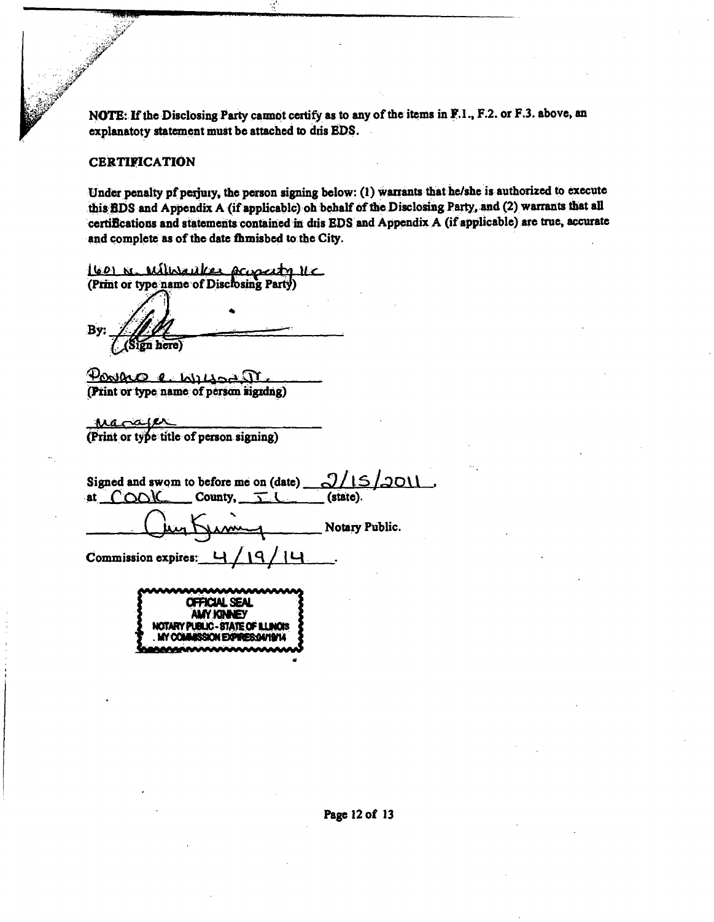NOTE: If the Disclosing Party cannot certify as to any of the items in F.1., F.2. or F.3. above, an explanatoty statement must be attached to dris EDS.

## CERTIFICATION

Under penalty pf perjury, the person signing below: (1) warrants that he/she is authorized to execute this EDS and Appendix A (if applicable) oh behalf of the Disclosing Party, and (2) warrants that all certifications and statements contained in dris EDS and Appendix A (if applicable) are true, accurate and complete as of the date fhmisbed to the City.

1601 N. Milwaukee Property LLC
(Print or type name of Disclosing Party)

By: ______________________
(Sign here)

Ronald e. Wilson Jr.
(Print or type name of persm sigzdng)

Manager
(Print or type title of person signing)

Signed and swom to before me on (date) 2/15/2011,
at Cook County, IL (state).

______________________ Notary Public.

Commission expires: 4/19/14.

OFFICIAL SEAL
AMY KINNEY
NOTARY PUBLIC - STATE OF ILLINOIS
MY COMMISSION EXPIRES:04/19/14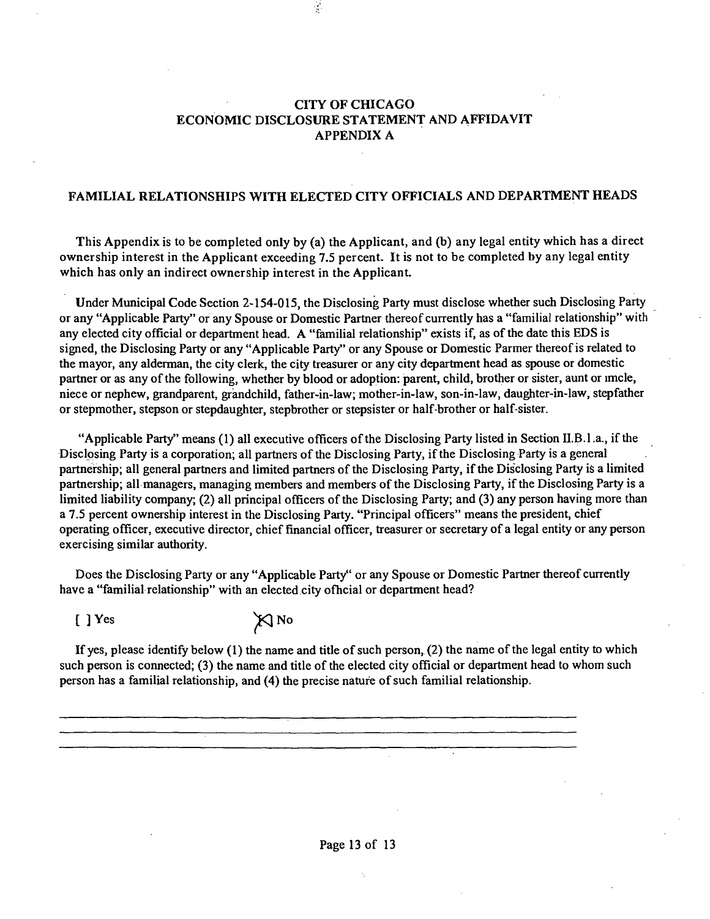# CITY OF CHICAGO
# ECONOMIC DISCLOSURE STATEMENT AND AFFIDAVIT
# APPENDIX A

## FAMILIAL RELATIONSHIPS WITH ELECTED CITY OFFICIALS AND DEPARTMENT HEADS

This Appendix is to be completed only by (a) the Applicant, and (b) any legal entity which has a direct ownership interest in the Applicant exceeding 7.5 percent. It is not to be completed by any legal entity which has only an indirect ownership interest in the Applicant.

Under Municipal Code Section 2-154-015, the Disclosing Party must disclose whether such Disclosing Party or any "Applicable Party" or any Spouse or Domestic Partner thereof currently has a "familial relationship" with any elected city official or department head. A "familial relationship" exists if, as of the date this EDS is signed, the Disclosing Party or any "Applicable Party" or any Spouse or Domestic Parmer thereof is related to the mayor, any alderman, the city clerk, the city treasurer or any city department head as spouse or domestic partner or as any of the following, whether by blood or adoption: parent, child, brother or sister, aunt or imcle, niece or nephew, grandparent, grandchild, father-in-law; mother-in-law, son-in-law, daughter-in-law, stepfather or stepmother, stepson or stepdaughter, stepbrother or stepsister or half-brother or half-sister.

"Applicable Party" means (1) all executive officers of the Disclosing Party listed in Section II.B.1.a., if the Disclosing Party is a corporation; all partners of the Disclosing Party, if the Disclosing Party is a general partnership; all general partners and limited partners of the Disclosing Party, if the Disclosing Party is a limited partnership; all managers, managing members and members of the Disclosing Party, if the Disclosing Party is a limited liability company; (2) all principal officers of the Disclosing Party; and (3) any person having more than a 7.5 percent ownership interest in the Disclosing Party. "Principal officers" means the president, chief operating officer, executive director, chief financial officer, treasurer or secretary of a legal entity or any person exercising similar authority.

Does the Disclosing Party or any "Applicable Party" or any Spouse or Domestic Partner thereof currently have a "familial relationship" with an elected city official or department head?

[ ] Yes [X] No

If yes, please identify below (1) the name and title of such person, (2) the name of the legal entity to which such person is connected; (3) the name and title of the elected city official or department head to whom such person has a familial relationship, and (4) the precise nature of such familial relationship.

\_\_\_\_\_\_\_\_\_\_\_\_\_\_\_\_\_\_\_\_\_\_\_\_\_\_\_\_\_\_\_\_\_\_\_\_\_\_\_\_\_\_\_\_\_\_\_\_\_\_\_\_\_\_\_\_\_\_\_\_\_\_\_\_\_\_\_\_\_\_

\_\_\_\_\_\_\_\_\_\_\_\_\_\_\_\_\_\_\_\_\_\_\_\_\_\_\_\_\_\_\_\_\_\_\_\_\_\_\_\_\_\_\_\_\_\_\_\_\_\_\_\_\_\_\_\_\_\_\_\_\_\_\_\_\_\_\_\_\_\_

\_\_\_\_\_\_\_\_\_\_\_\_\_\_\_\_\_\_\_\_\_\_\_\_\_\_\_\_\_\_\_\_\_\_\_\_\_\_\_\_\_\_\_\_\_\_\_\_\_\_\_\_\_\_\_\_\_\_\_\_\_\_\_\_\_\_\_\_\_\_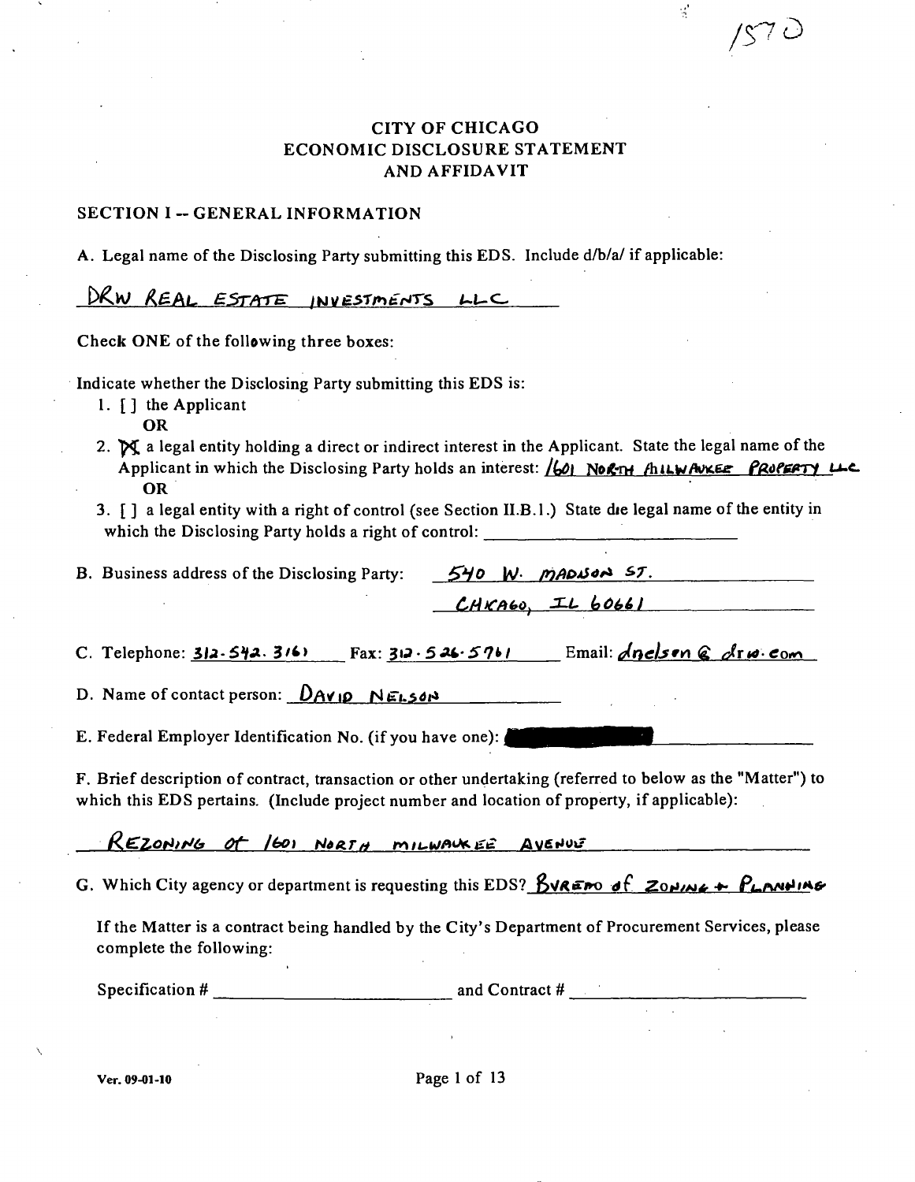1570

# CITY OF CHICAGO
# ECONOMIC DISCLOSURE STATEMENT AND AFFIDAVIT

## SECTION I -- GENERAL INFORMATION

A. Legal name of the Disclosing Party submitting this EDS. Include d/b/a/ if applicable:

DRW REAL ESTATE INVESTMENTS LLC

Check ONE of the following three boxes:

Indicate whether the Disclosing Party submitting this EDS is:

1. [ ] the Applicant
   OR
2. [X] a legal entity holding a direct or indirect interest in the Applicant. State the legal name of the Applicant in which the Disclosing Party holds an interest: 1601 NORTH MILWAUKEE PROPERTY LLC
   OR
3. [ ] a legal entity with a right of control (see Section II.B.1.) State the legal name of the entity in which the Disclosing Party holds a right of control: ____________

B. Business address of the Disclosing Party: 540 W. MADISON ST.
CHICAGO, IL 60661

C. Telephone: 312-542-3161 Fax: 312-526-5761 Email: dnelson@drw.com

D. Name of contact person: DAVID NELSON

E. Federal Employer Identification No. (if you have one): [REDACTED]

F. Brief description of contract, transaction or other undertaking (referred to below as the "Matter") to which this EDS pertains. (Include project number and location of property, if applicable):

REZONING OF 1601 NORTH MILWAUKEE AVENUE

G. Which City agency or department is requesting this EDS? BUREAU OF ZONING + PLANNING

If the Matter is a contract being handled by the City's Department of Procurement Services, please complete the following:

Specification # ____________ and Contract # ____________

Ver. 09-01-10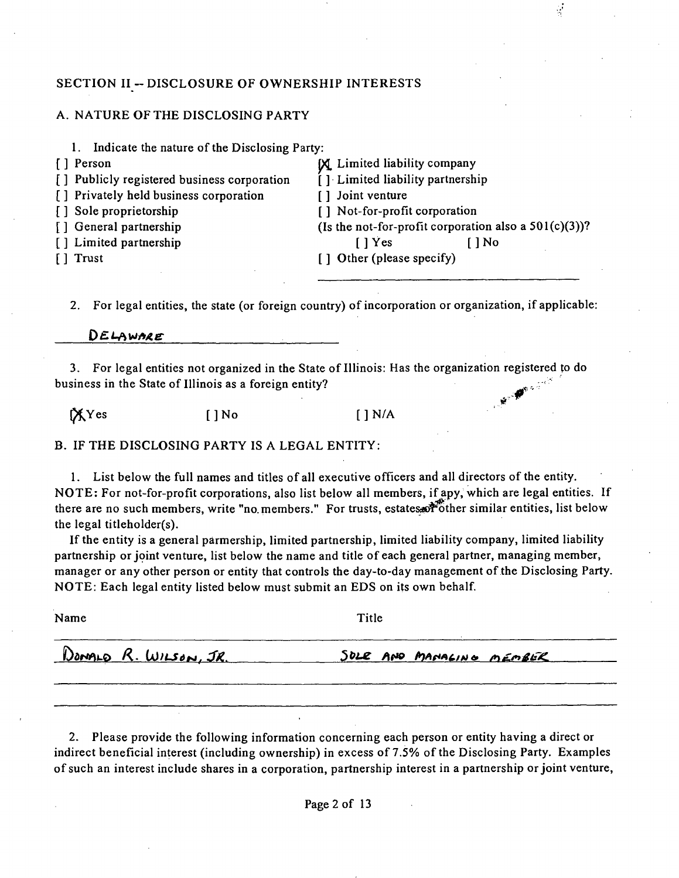SECTION II -- DISCLOSURE OF OWNERSHIP INTERESTS

A. NATURE OF THE DISCLOSING PARTY

1. Indicate the nature of the Disclosing Party:

[ ] Person
[ ] Publicly registered business corporation
[ ] Privately held business corporation
[ ] Sole proprietorship
[ ] General partnership
[ ] Limited partnership
[ ] Trust
[X] Limited liability company
[ ] Limited liability partnership
[ ] Joint venture
[ ] Not-for-profit corporation
(Is the not-for-profit corporation also a 501(c)(3))?
[ ] Yes [ ] No
[ ] Other (please specify)

2. For legal entities, the state (or foreign country) of incorporation or organization, if applicable:

DELAWARE

3. For legal entities not organized in the State of Illinois: Has the organization registered to do business in the State of Illinois as a foreign entity?

[X] Yes [ ] No [ ] N/A

B. IF THE DISCLOSING PARTY IS A LEGAL ENTITY:

1. List below the full names and titles of all executive officers and all directors of the entity. NOTE: For not-for-profit corporations, also list below all members, if any, which are legal entities. If there are no such members, write "no members." For trusts, estates or other similar entities, list below the legal titleholder(s).

If the entity is a general partnership, limited partnership, limited liability company, limited liability partnership or joint venture, list below the name and title of each general partner, managing member, manager or any other person or entity that controls the day-to-day management of the Disclosing Party. NOTE: Each legal entity listed below must submit an EDS on its own behalf.

| Name | Title |
| --- | --- |
| DONALD R. WILSON, JR. | SOLE AND MANAGING MEMBER |

2. Please provide the following information concerning each person or entity having a direct or indirect beneficial interest (including ownership) in excess of 7.5% of the Disclosing Party. Examples of such an interest include shares in a corporation, partnership interest in a partnership or joint venture,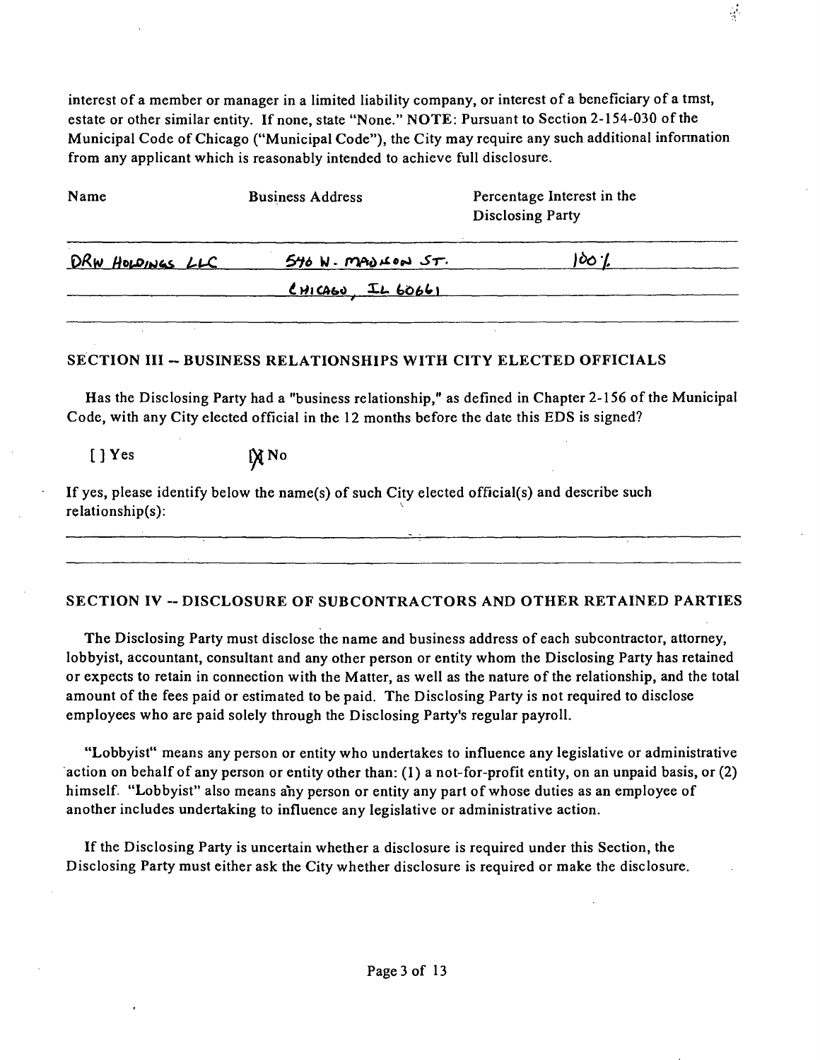interest of a member or manager in a limited liability company, or interest of a beneficiary of a tmst, estate or other similar entity. If none, state "None." **NOTE**: Pursuant to Section 2-154-030 of the Municipal Code of Chicago ("Municipal Code"), the City may require any such additional infonnation from any applicant which is reasonably intended to achieve full disclosure.

| Name | Business Address | Percentage Interest in the Disclosing Party |
|---|---|---|
| DRW HOLDINGS LLC | 540 W. MADISON ST. CHICAGO, IL 60661 | 100% |

## SECTION III -- BUSINESS RELATIONSHIPS WITH CITY ELECTED OFFICIALS

Has the Disclosing Party had a "business relationship," as defined in Chapter 2-156 of the Municipal Code, with any City elected official in the 12 months before the date this EDS is signed?

[ ] Yes [X] No

If yes, please identify below the name(s) of such City elected official(s) and describe such relationship(s):

## SECTION IV -- DISCLOSURE OF SUBCONTRACTORS AND OTHER RETAINED PARTIES

The Disclosing Party must disclose the name and business address of each subcontractor, attorney, lobbyist, accountant, consultant and any other person or entity whom the Disclosing Party has retained or expects to retain in connection with the Matter, as well as the nature of the relationship, and the total amount of the fees paid or estimated to be paid. The Disclosing Party is not required to disclose employees who are paid solely through the Disclosing Party's regular payroll.

"Lobbyist" means any person or entity who undertakes to influence any legislative or administrative action on behalf of any person or entity other than: (1) a not-for-profit entity, on an unpaid basis, or (2) himself. "Lobbyist" also means any person or entity any part of whose duties as an employee of another includes undertaking to influence any legislative or administrative action.

If the Disclosing Party is uncertain whether a disclosure is required under this Section, the Disclosing Party must either ask the City whether disclosure is required or make the disclosure.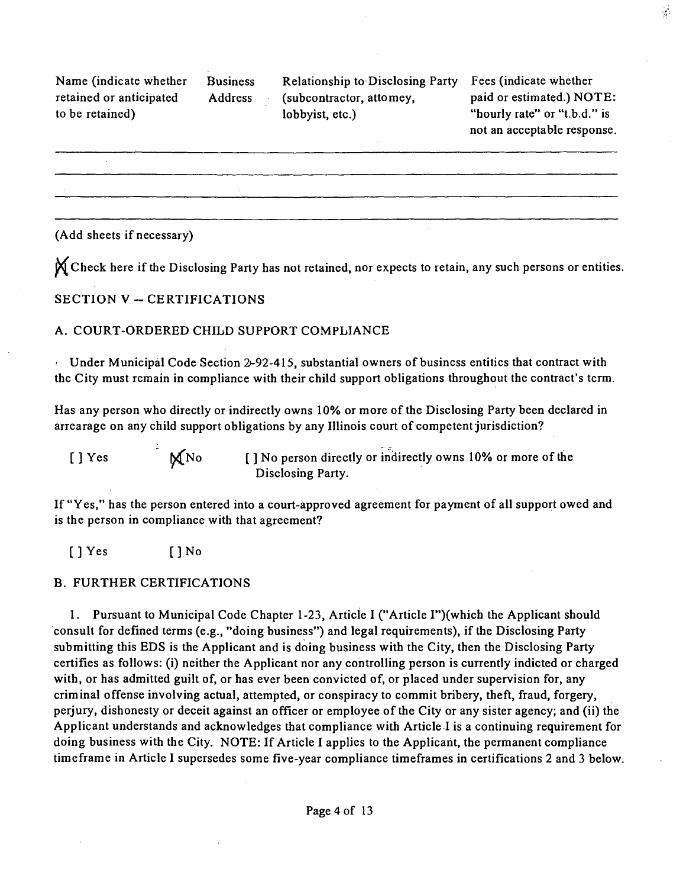| Name (indicate whether retained or anticipated to be retained) | Business Address | Relationship to Disclosing Party (subcontractor, attorney, lobbyist, etc.) | Fees (indicate whether paid or estimated.) NOTE: "hourly rate" or "t.b.d." is not an acceptable response. |
|---|---|---|---|
| | | | |
| | | | |
| | | | |
| | | | |

(Add sheets if necessary)

[X] Check here if the Disclosing Party has not retained, nor expects to retain, any such persons or entities.

## SECTION V -- CERTIFICATIONS

### A. COURT-ORDERED CHILD SUPPORT COMPLIANCE

Under Municipal Code Section 2-92-415, substantial owners of business entities that contract with the City must remain in compliance with their child support obligations throughout the contract's term.

Has any person who directly or indirectly owns 10% or more of the Disclosing Party been declared in arrearage on any child support obligations by any Illinois court of competent jurisdiction?

[ ] Yes [X] No [ ] No person directly or indirectly owns 10% or more of the Disclosing Party.

If "Yes," has the person entered into a court-approved agreement for payment of all support owed and is the person in compliance with that agreement?

[ ] Yes [ ] No

### B. FURTHER CERTIFICATIONS

1. Pursuant to Municipal Code Chapter 1-23, Article I ("Article I")(which the Applicant should consult for defined terms (e.g., "doing business") and legal requirements), if the Disclosing Party submitting this EDS is the Applicant and is doing business with the City, then the Disclosing Party certifies as follows: (i) neither the Applicant nor any controlling person is currently indicted or charged with, or has admitted guilt of, or has ever been convicted of, or placed under supervision for, any criminal offense involving actual, attempted, or conspiracy to commit bribery, theft, fraud, forgery, perjury, dishonesty or deceit against an officer or employee of the City or any sister agency; and (ii) the Applicant understands and acknowledges that compliance with Article I is a continuing requirement for doing business with the City. NOTE: If Article I applies to the Applicant, the permanent compliance timeframe in Article I supersedes some five-year compliance timeframes in certifications 2 and 3 below.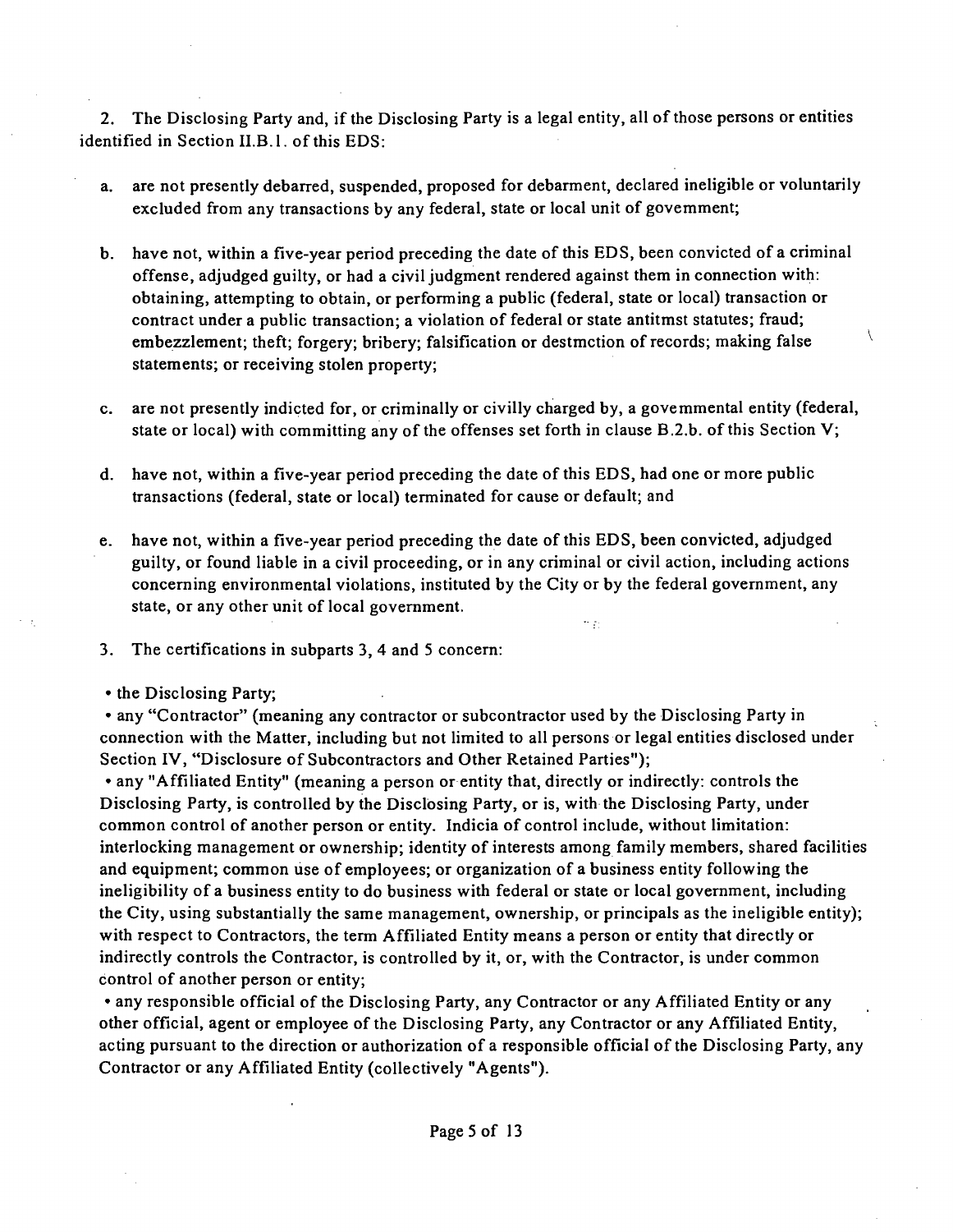2. The Disclosing Party and, if the Disclosing Party is a legal entity, all of those persons or entities identified in Section II.B.1. of this EDS:

a. are not presently debarred, suspended, proposed for debarment, declared ineligible or voluntarily excluded from any transactions by any federal, state or local unit of govemment;

b. have not, within a five-year period preceding the date of this EDS, been convicted of a criminal offense, adjudged guilty, or had a civil judgment rendered against them in connection with: obtaining, attempting to obtain, or performing a public (federal, state or local) transaction or contract under a public transaction; a violation of federal or state antitmst statutes; fraud; embezzlement; theft; forgery; bribery; falsification or destmction of records; making false statements; or receiving stolen property;

c. are not presently indicted for, or criminally or civilly charged by, a govemmental entity (federal, state or local) with committing any of the offenses set forth in clause B.2.b. of this Section V;

d. have not, within a five-year period preceding the date of this EDS, had one or more public transactions (federal, state or local) terminated for cause or default; and

e. have not, within a five-year period preceding the date of this EDS, been convicted, adjudged guilty, or found liable in a civil proceeding, or in any criminal or civil action, including actions concerning environmental violations, instituted by the City or by the federal government, any state, or any other unit of local government.

3. The certifications in subparts 3, 4 and 5 concern:

• the Disclosing Party;
• any "Contractor" (meaning any contractor or subcontractor used by the Disclosing Party in connection with the Matter, including but not limited to all persons or legal entities disclosed under Section IV, "Disclosure of Subcontractors and Other Retained Parties");
• any "Affiliated Entity" (meaning a person or entity that, directly or indirectly: controls the Disclosing Party, is controlled by the Disclosing Party, or is, with the Disclosing Party, under common control of another person or entity. Indicia of control include, without limitation: interlocking management or ownership; identity of interests among family members, shared facilities and equipment; common use of employees; or organization of a business entity following the ineligibility of a business entity to do business with federal or state or local government, including the City, using substantially the same management, ownership, or principals as the ineligible entity); with respect to Contractors, the term Affiliated Entity means a person or entity that directly or indirectly controls the Contractor, is controlled by it, or, with the Contractor, is under common control of another person or entity;
• any responsible official of the Disclosing Party, any Contractor or any Affiliated Entity or any other official, agent or employee of the Disclosing Party, any Contractor or any Affiliated Entity, acting pursuant to the direction or authorization of a responsible official of the Disclosing Party, any Contractor or any Affiliated Entity (collectively "Agents").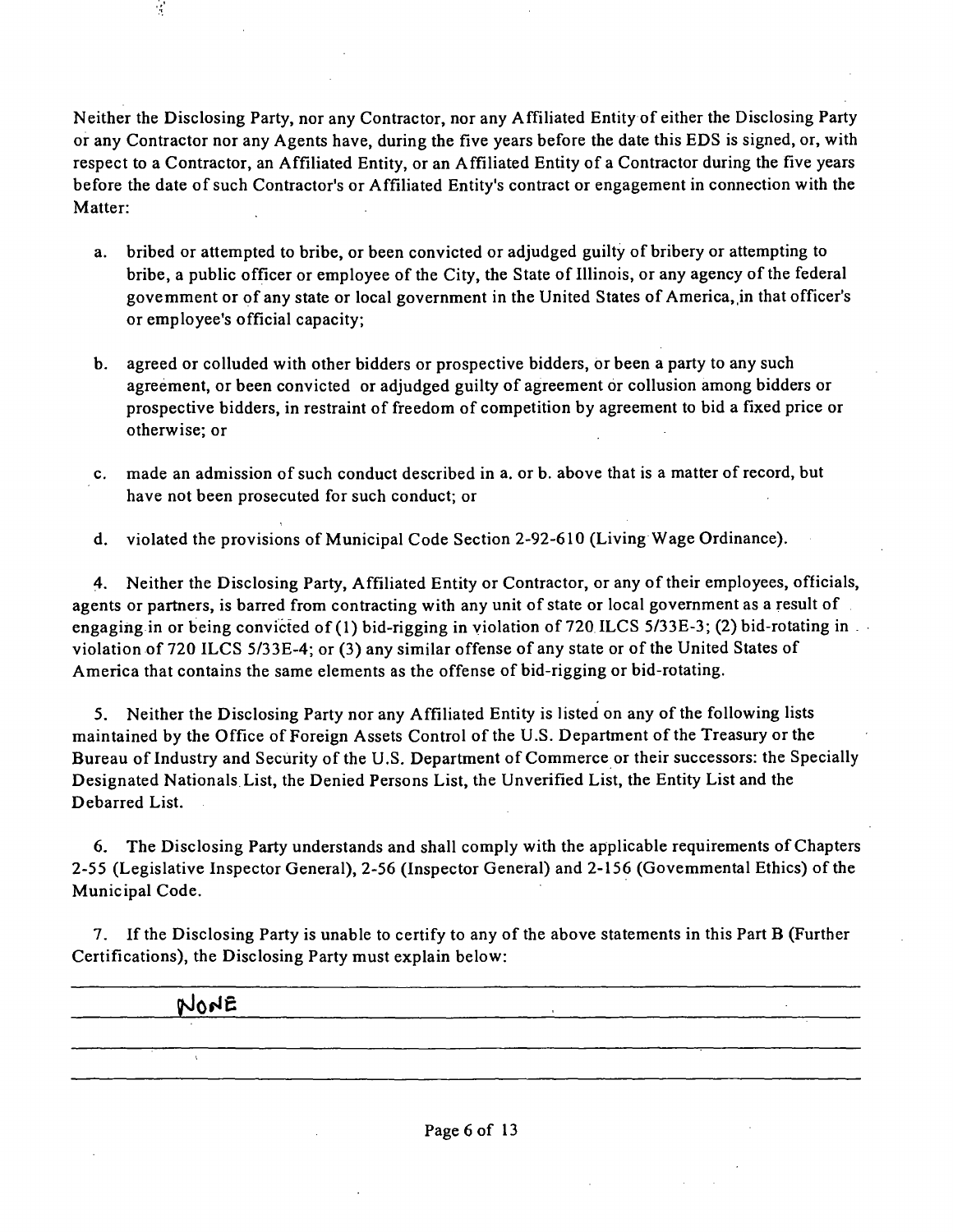Neither the Disclosing Party, nor any Contractor, nor any Affiliated Entity of either the Disclosing Party or any Contractor nor any Agents have, during the five years before the date this EDS is signed, or, with respect to a Contractor, an Affiliated Entity, or an Affiliated Entity of a Contractor during the five years before the date of such Contractor's or Affiliated Entity's contract or engagement in connection with the Matter:

a. bribed or attempted to bribe, or been convicted or adjudged guilty of bribery or attempting to bribe, a public officer or employee of the City, the State of Illinois, or any agency of the federal govemment or of any state or local government in the United States of America, in that officer's or employee's official capacity;

b. agreed or colluded with other bidders or prospective bidders, or been a party to any such agreement, or been convicted or adjudged guilty of agreement or collusion among bidders or prospective bidders, in restraint of freedom of competition by agreement to bid a fixed price or otherwise; or

c. made an admission of such conduct described in a. or b. above that is a matter of record, but have not been prosecuted for such conduct; or

d. violated the provisions of Municipal Code Section 2-92-610 (Living Wage Ordinance).

4. Neither the Disclosing Party, Affiliated Entity or Contractor, or any of their employees, officials, agents or partners, is barred from contracting with any unit of state or local government as a result of engaging in or being convicted of (1) bid-rigging in violation of 720 ILCS 5/33E-3; (2) bid-rotating in violation of 720 ILCS 5/33E-4; or (3) any similar offense of any state or of the United States of America that contains the same elements as the offense of bid-rigging or bid-rotating.

5. Neither the Disclosing Party nor any Affiliated Entity is listed on any of the following lists maintained by the Office of Foreign Assets Control of the U.S. Department of the Treasury or the Bureau of Industry and Security of the U.S. Department of Commerce or their successors: the Specially Designated Nationals List, the Denied Persons List, the Unverified List, the Entity List and the Debarred List.

6. The Disclosing Party understands and shall comply with the applicable requirements of Chapters 2-55 (Legislative Inspector General), 2-56 (Inspector General) and 2-156 (Govemmental Ethics) of the Municipal Code.

7. If the Disclosing Party is unable to certify to any of the above statements in this Part B (Further Certifications), the Disclosing Party must explain below:

NONE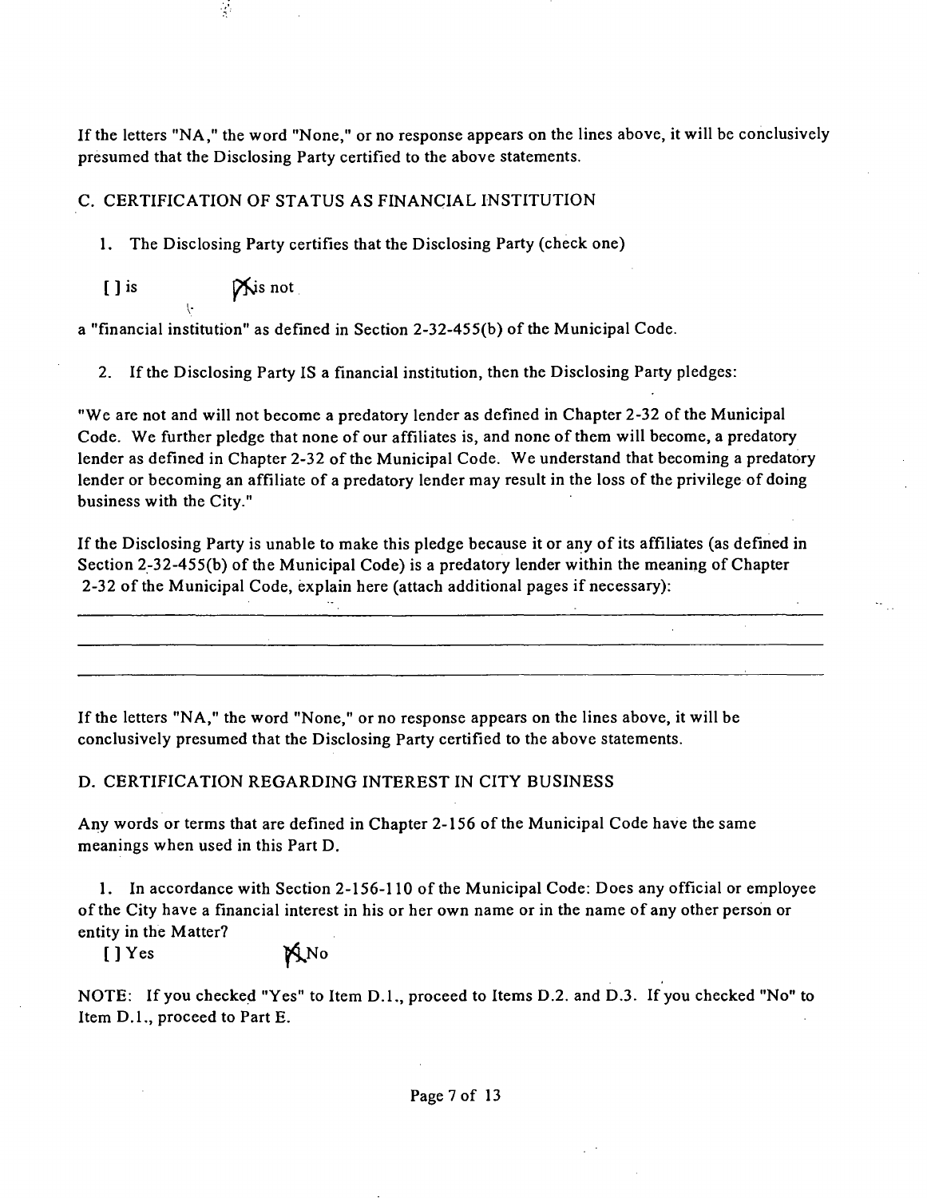If the letters "NA," the word "None," or no response appears on the lines above, it will be conclusively presumed that the Disclosing Party certified to the above statements.

C. CERTIFICATION OF STATUS AS FINANCIAL INSTITUTION

1. The Disclosing Party certifies that the Disclosing Party (check one)

[ ] is [X] is not

a "financial institution" as defined in Section 2-32-455(b) of the Municipal Code.

2. If the Disclosing Party IS a financial institution, then the Disclosing Party pledges:

"We are not and will not become a predatory lender as defined in Chapter 2-32 of the Municipal Code. We further pledge that none of our affiliates is, and none of them will become, a predatory lender as defined in Chapter 2-32 of the Municipal Code. We understand that becoming a predatory lender or becoming an affiliate of a predatory lender may result in the loss of the privilege of doing business with the City."

If the Disclosing Party is unable to make this pledge because it or any of its affiliates (as defined in Section 2-32-455(b) of the Municipal Code) is a predatory lender within the meaning of Chapter 2-32 of the Municipal Code, explain here (attach additional pages if necessary):

If the letters "NA," the word "None," or no response appears on the lines above, it will be conclusively presumed that the Disclosing Party certified to the above statements.

D. CERTIFICATION REGARDING INTEREST IN CITY BUSINESS

Any words or terms that are defined in Chapter 2-156 of the Municipal Code have the same meanings when used in this Part D.

1. In accordance with Section 2-156-110 of the Municipal Code: Does any official or employee of the City have a financial interest in his or her own name or in the name of any other person or entity in the Matter?

[ ] Yes [X] No

NOTE: If you checked "Yes" to Item D.1., proceed to Items D.2. and D.3. If you checked "No" to Item D.1., proceed to Part E.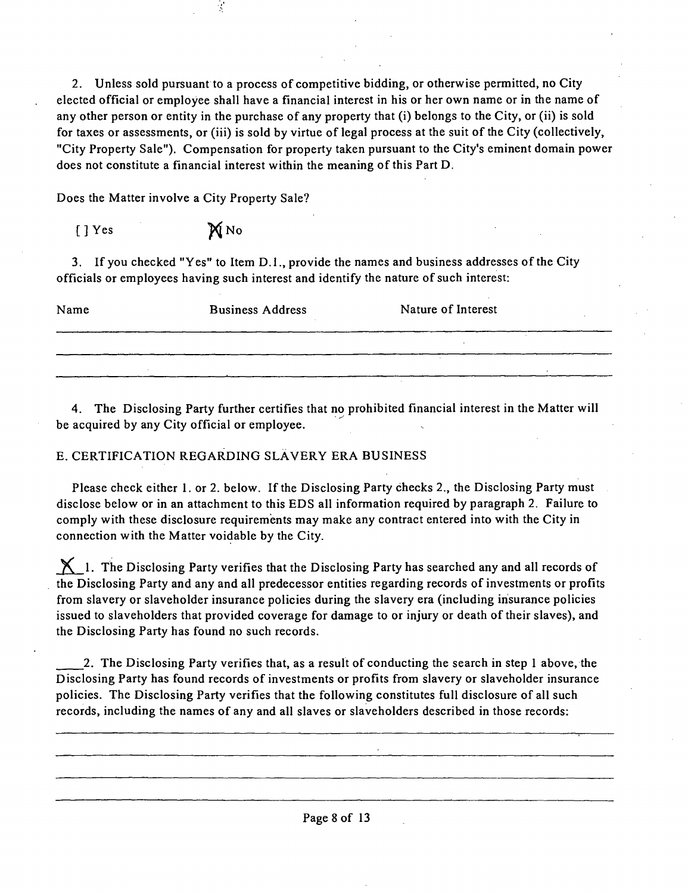2. Unless sold pursuant to a process of competitive bidding, or otherwise permitted, no City elected official or employee shall have a financial interest in his or her own name or in the name of any other person or entity in the purchase of any property that (i) belongs to the City, or (ii) is sold for taxes or assessments, or (iii) is sold by virtue of legal process at the suit of the City (collectively, "City Property Sale"). Compensation for property taken pursuant to the City's eminent domain power does not constitute a financial interest within the meaning of this Part D.

Does the Matter involve a City Property Sale?

[ ] Yes [X] No

3. If you checked "Yes" to Item D.1., provide the names and business addresses of the City officials or employees having such interest and identify the nature of such interest:

| Name | Business Address | Nature of Interest |
|---|---|---|
| | | |
| | | |
| | | |

4. The Disclosing Party further certifies that no prohibited financial interest in the Matter will be acquired by any City official or employee.

E. CERTIFICATION REGARDING SLAVERY ERA BUSINESS

Please check either 1. or 2. below. If the Disclosing Party checks 2., the Disclosing Party must disclose below or in an attachment to this EDS all information required by paragraph 2. Failure to comply with these disclosure requirements may make any contract entered into with the City in connection with the Matter voidable by the City.

X 1. The Disclosing Party verifies that the Disclosing Party has searched any and all records of the Disclosing Party and any and all predecessor entities regarding records of investments or profits from slavery or slaveholder insurance policies during the slavery era (including insurance policies issued to slaveholders that provided coverage for damage to or injury or death of their slaves), and the Disclosing Party has found no such records.

____2. The Disclosing Party verifies that, as a result of conducting the search in step 1 above, the Disclosing Party has found records of investments or profits from slavery or slaveholder insurance policies. The Disclosing Party verifies that the following constitutes full disclosure of all such records, including the names of any and all slaves or slaveholders described in those records:

________________________________________

________________________________________

________________________________________

________________________________________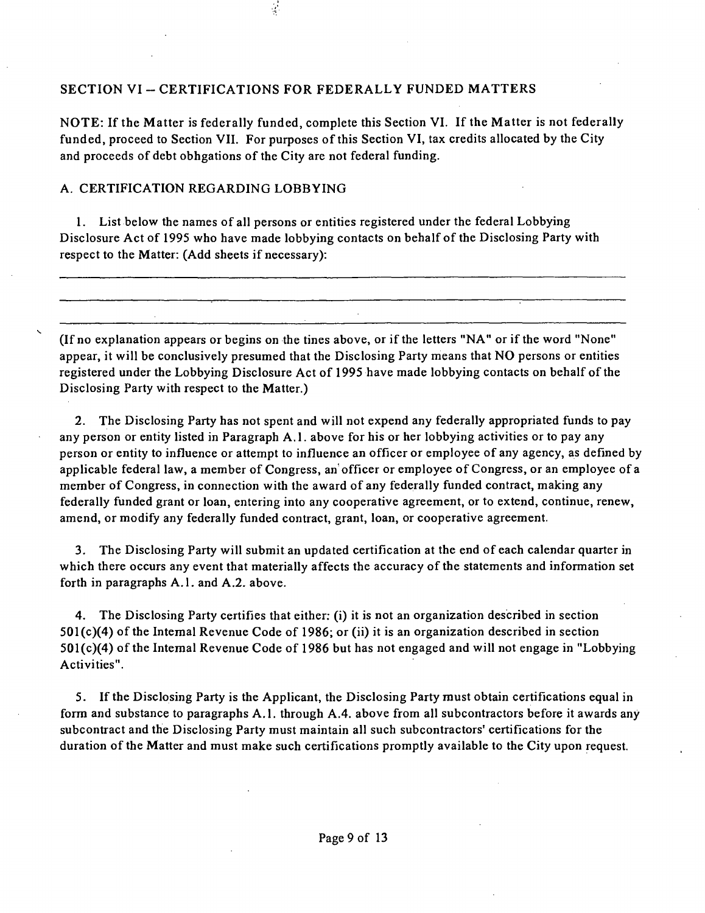## SECTION VI – CERTIFICATIONS FOR FEDERALLY FUNDED MATTERS

NOTE: If the Matter is federally funded, complete this Section VI. If the Matter is not federally funded, proceed to Section VII. For purposes of this Section VI, tax credits allocated by the City and proceeds of debt obhgations of the City are not federal funding.

### A. CERTIFICATION REGARDING LOBBYING

1. List below the names of all persons or entities registered under the federal Lobbying Disclosure Act of 1995 who have made lobbying contacts on behalf of the Disclosing Party with respect to the Matter: (Add sheets if necessary):

_______________________________________________________________________________

_______________________________________________________________________________

_______________________________________________________________________________

(If no explanation appears or begins on the tines above, or if the letters "NA" or if the word "None" appear, it will be conclusively presumed that the Disclosing Party means that NO persons or entities registered under the Lobbying Disclosure Act of 1995 have made lobbying contacts on behalf of the Disclosing Party with respect to the Matter.)

2. The Disclosing Party has not spent and will not expend any federally appropriated funds to pay any person or entity listed in Paragraph A.1. above for his or her lobbying activities or to pay any person or entity to influence or attempt to influence an officer or employee of any agency, as defined by applicable federal law, a member of Congress, an officer or employee of Congress, or an employee of a member of Congress, in connection with the award of any federally funded contract, making any federally funded grant or loan, entering into any cooperative agreement, or to extend, continue, renew, amend, or modify any federally funded contract, grant, loan, or cooperative agreement.

3. The Disclosing Party will submit an updated certification at the end of each calendar quarter in which there occurs any event that materially affects the accuracy of the statements and information set forth in paragraphs A.1. and A.2. above.

4. The Disclosing Party certifies that either: (i) it is not an organization described in section 501(c)(4) of the Intemal Revenue Code of 1986; or (ii) it is an organization described in section 501(c)(4) of the Intemal Revenue Code of 1986 but has not engaged and will not engage in "Lobbying Activities".

5. If the Disclosing Party is the Applicant, the Disclosing Party must obtain certifications equal in form and substance to paragraphs A.1. through A.4. above from all subcontractors before it awards any subcontract and the Disclosing Party must maintain all such subcontractors' certifications for the duration of the Matter and must make such certifications promptly available to the City upon request.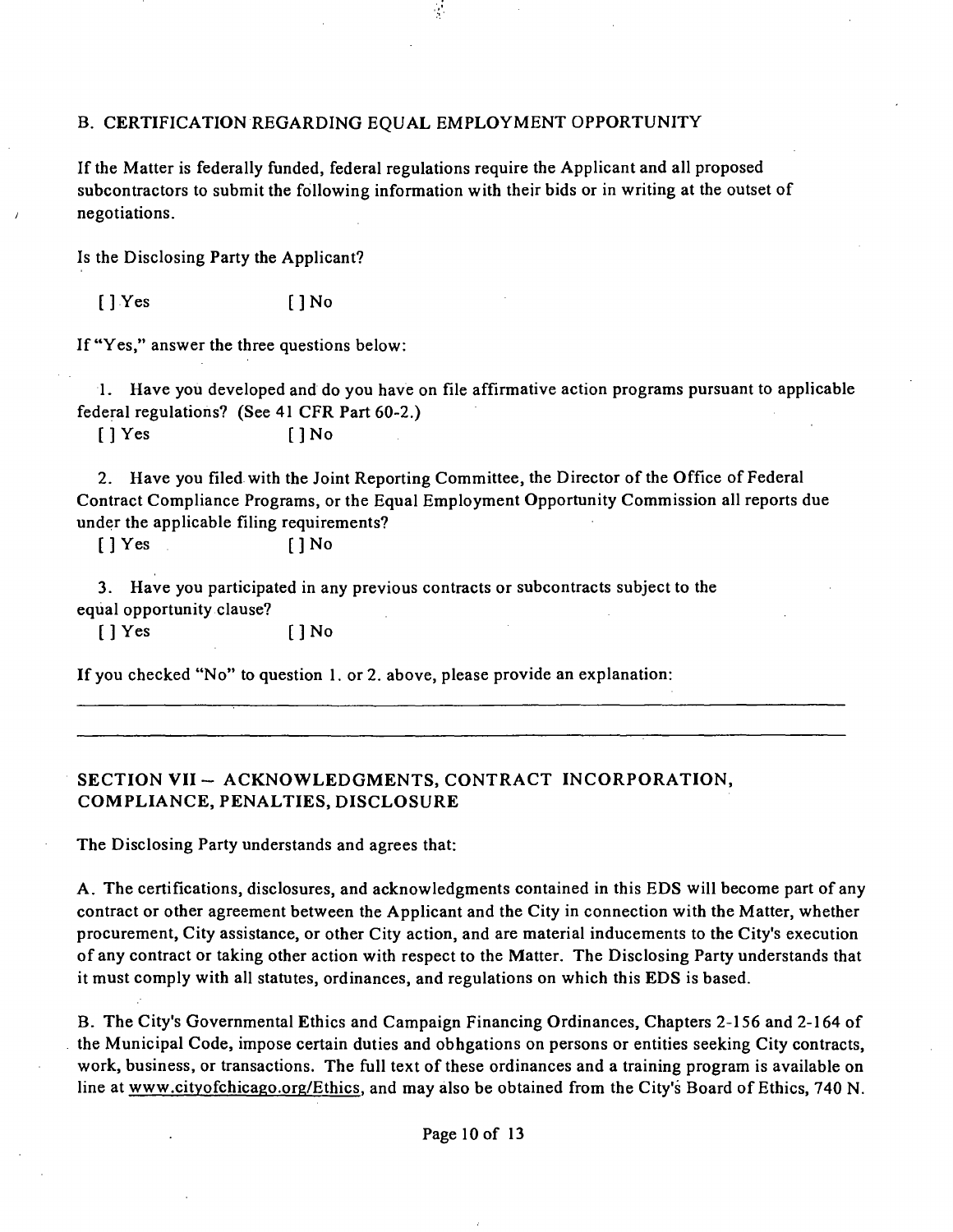B. CERTIFICATION REGARDING EQUAL EMPLOYMENT OPPORTUNITY

If the Matter is federally funded, federal regulations require the Applicant and all proposed subcontractors to submit the following information with their bids or in writing at the outset of negotiations.

Is the Disclosing Party the Applicant?

[ ] Yes [ ] No

If "Yes," answer the three questions below:

1. Have you developed and do you have on file affirmative action programs pursuant to applicable federal regulations? (See 41 CFR Part 60-2.)

[ ] Yes [ ] No

2. Have you filed with the Joint Reporting Committee, the Director of the Office of Federal Contract Compliance Programs, or the Equal Employment Opportunity Commission all reports due under the applicable filing requirements?

[ ] Yes [ ] No

3. Have you participated in any previous contracts or subcontracts subject to the equal opportunity clause?

[ ] Yes [ ] No

If you checked "No" to question 1. or 2. above, please provide an explanation:

______________________________________________________________________________

______________________________________________________________________________

## SECTION VII -- ACKNOWLEDGMENTS, CONTRACT INCORPORATION, COMPLIANCE, PENALTIES, DISCLOSURE

The Disclosing Party understands and agrees that:

A. The certifications, disclosures, and acknowledgments contained in this EDS will become part of any contract or other agreement between the Applicant and the City in connection with the Matter, whether procurement, City assistance, or other City action, and are material inducements to the City's execution of any contract or taking other action with respect to the Matter. The Disclosing Party understands that it must comply with all statutes, ordinances, and regulations on which this EDS is based.

B. The City's Governmental Ethics and Campaign Financing Ordinances, Chapters 2-156 and 2-164 of the Municipal Code, impose certain duties and obhgations on persons or entities seeking City contracts, work, business, or transactions. The full text of these ordinances and a training program is available on line at www.cityofchicago.org/Ethics, and may also be obtained from the City's Board of Ethics, 740 N.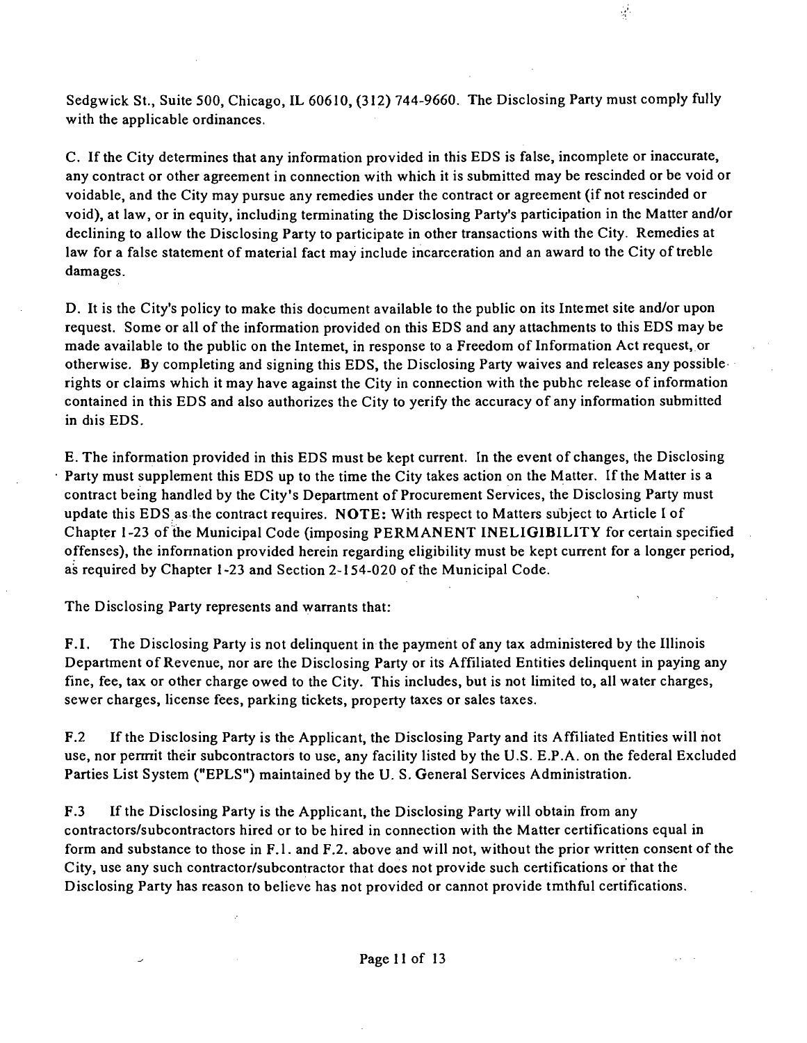Sedgwick St., Suite 500, Chicago, IL 60610, (312) 744-9660. The Disclosing Party must comply fully with the applicable ordinances.

C. If the City determines that any information provided in this EDS is false, incomplete or inaccurate, any contract or other agreement in connection with which it is submitted may be rescinded or be void or voidable, and the City may pursue any remedies under the contract or agreement (if not rescinded or void), at law, or in equity, including terminating the Disclosing Party's participation in the Matter and/or declining to allow the Disclosing Party to participate in other transactions with the City. Remedies at law for a false statement of material fact may include incarceration and an award to the City of treble damages.

D. It is the City's policy to make this document available to the public on its Intemet site and/or upon request. Some or all of the information provided on this EDS and any attachments to this EDS may be made available to the public on the Intemet, in response to a Freedom of Information Act request, or otherwise. By completing and signing this EDS, the Disclosing Party waives and releases any possible rights or claims which it may have against the City in connection with the pubhc release of information contained in this EDS and also authorizes the City to yerify the accuracy of any information submitted in diis EDS.

E. The information provided in this EDS must be kept current. In the event of changes, the Disclosing Party must supplement this EDS up to the time the City takes action on the Matter. If the Matter is a contract being handled by the City's Department of Procurement Services, the Disclosing Party must update this EDS as the contract requires. **NOTE:** With respect to Matters subject to Article I of Chapter 1-23 of the Municipal Code (imposing PERMANENT INELIGIBILITY for certain specified offenses), the infonnation provided herein regarding eligibility must be kept current for a longer period, as required by Chapter 1-23 and Section 2-154-020 of the Municipal Code.

The Disclosing Party represents and warrants that:

F.1. The Disclosing Party is not delinquent in the payment of any tax administered by the Illinois Department of Revenue, nor are the Disclosing Party or its Affiliated Entities delinquent in paying any fine, fee, tax or other charge owed to the City. This includes, but is not limited to, all water charges, sewer charges, license fees, parking tickets, property taxes or sales taxes.

F.2 If the Disclosing Party is the Applicant, the Disclosing Party and its Affiliated Entities will not use, nor pennit their subcontractors to use, any facility listed by the U.S. E.P.A. on the federal Excluded Parties List System ("EPLS") maintained by the U. S. General Services Administration.

F.3 If the Disclosing Party is the Applicant, the Disclosing Party will obtain from any contractors/subcontractors hired or to be hired in connection with the Matter certifications equal in form and substance to those in F.1. and F.2. above and will not, without the prior written consent of the City, use any such contractor/subcontractor that does not provide such certifications or that the Disclosing Party has reason to believe has not provided or cannot provide tmthful certifications.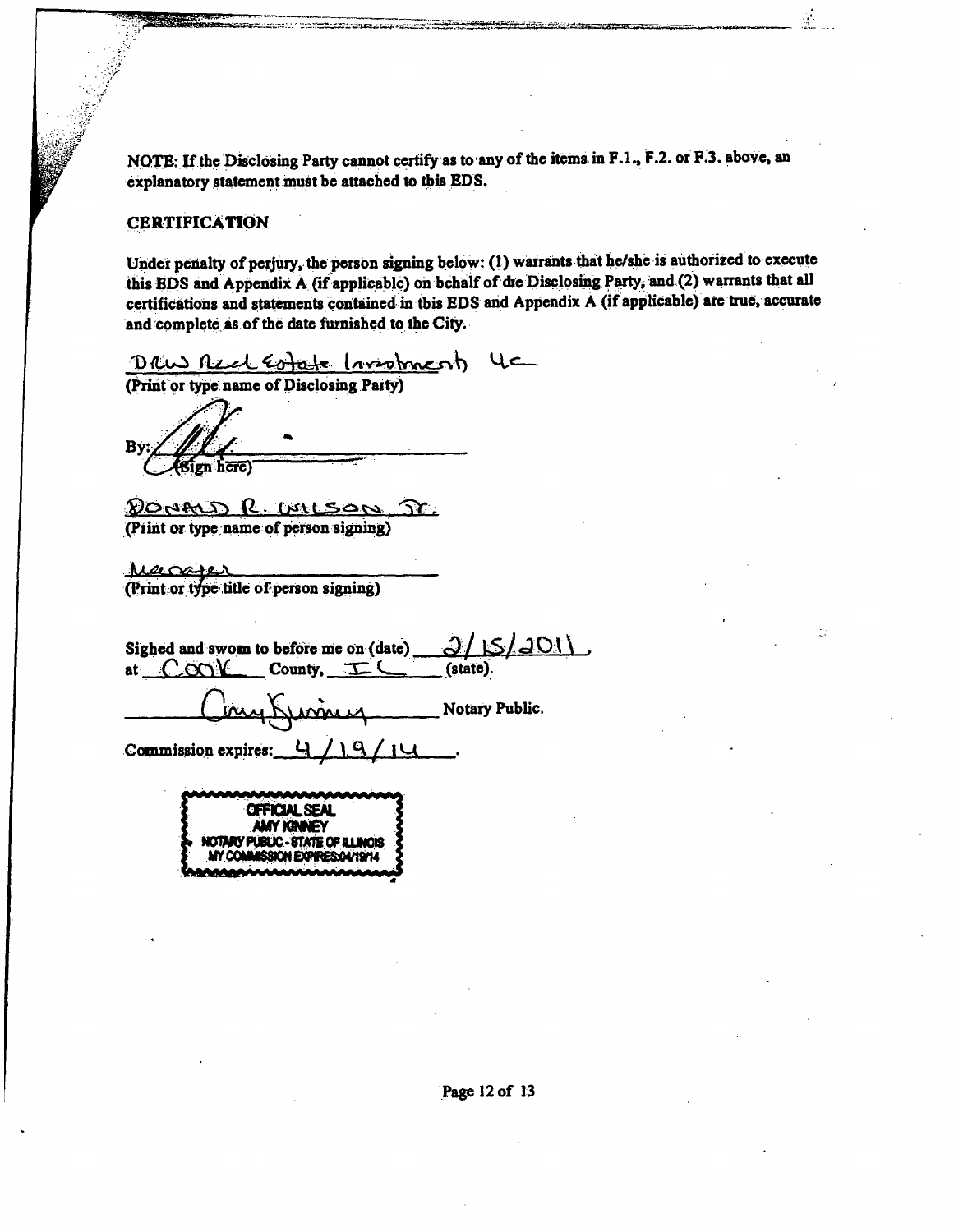NOTE: If the Disclosing Party cannot certify as to any of the items in F.1., F.2. or F.3. above, an explanatory statement must be attached to this EDS.

## CERTIFICATION

Under penalty of perjury, the person signing below: (1) warrants that he/she is authorized to execute this EDS and Appendix A (if applicable) on behalf of the Disclosing Party, and (2) warrants that all certifications and statements contained in this EDS and Appendix A (if applicable) are true, accurate and complete as of the date furnished to the City.

DRW Real Estate Investment LLC
(Print or type name of Disclosing Party)

By: ____________________
(Sign here)

DONALD R. WILSON JR.
(Print or type name of person signing)

Manager
(Print or type title of person signing)

Signed and sworn to before me on (date) 2/15/2011,
at Cook County, IL (state).

____________________ Notary Public.

Commission expires: 4/19/14.

OFFICIAL SEAL
AMY KINNEY
NOTARY PUBLIC - STATE OF ILLINOIS
MY COMMISSION EXPIRES:04/19/14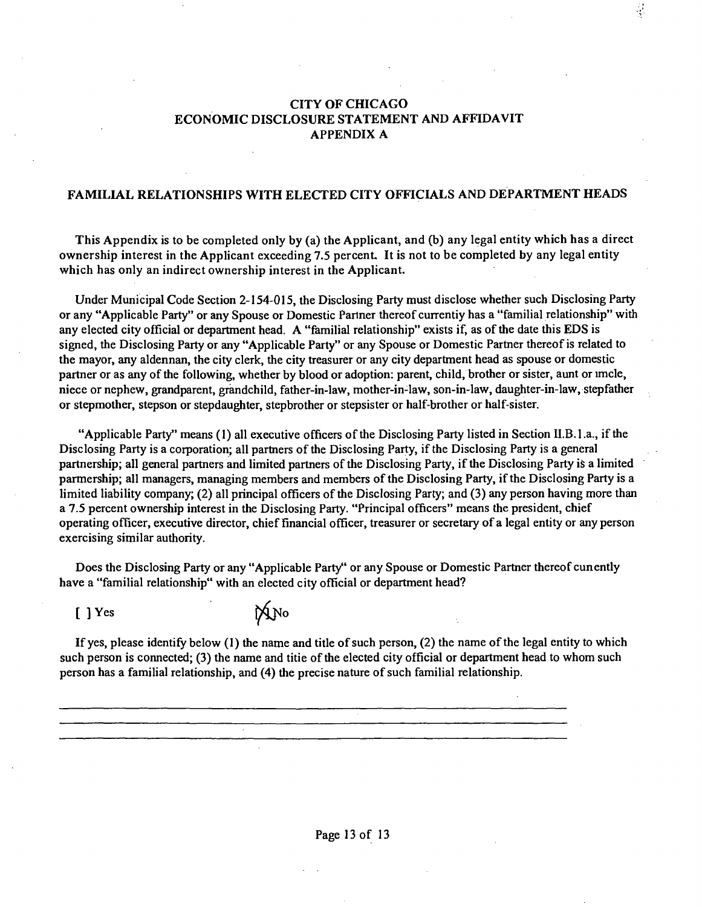# CITY OF CHICAGO
# ECONOMIC DISCLOSURE STATEMENT AND AFFIDAVIT
# APPENDIX A

## FAMILIAL RELATIONSHIPS WITH ELECTED CITY OFFICIALS AND DEPARTMENT HEADS

**This Appendix is to be completed only by (a) the Applicant, and (b) any legal entity which has a direct ownership interest in the Applicant exceeding 7.5 percent. It is not to be completed by any legal entity which has only an indirect ownership interest in the Applicant.**

Under Municipal Code Section 2-154-015, the Disclosing Party must disclose whether such Disclosing Party or any "Applicable Party" or any Spouse or Domestic Partner thereof currentiy has a "familial relationship" with any elected city official or department head. A "familial relationship" exists if, as of the date this EDS is signed, the Disclosing Party or any "Applicable Party" or any Spouse or Domestic Partner thereof is related to the mayor, any aldennan, the city clerk, the city treasurer or any city department head as spouse or domestic partner or as any of the following, whether by blood or adoption: parent, child, brother or sister, aunt or imcle, niece or nephew, grandparent, grandchild, father-in-law, mother-in-law, son-in-law, daughter-in-law, stepfather or stepmother, stepson or stepdaughter, stepbrother or stepsister or half-brother or half-sister.

"Applicable Party" means (1) all executive officers of the Disclosing Party listed in Section II.B.1.a., if the Disclosing Party is a corporation; all partners of the Disclosing Party, if the Disclosing Party is a general partnership; all general partners and limited partners of the Disclosing Party, if the Disclosing Party is a limited parmership; all managers, managing members and members of the Disclosing Party, if the Disclosing Party is a limited liability company; (2) all principal officers of the Disclosing Party; and (3) any person having more than a 7.5 percent ownership interest in the Disclosing Party. "Principal officers" means the president, chief operating officer, executive director, chief financial officer, treasurer or secretary of a legal entity or any person exercising similar authority.

Does the Disclosing Party or any "Applicable Party" or any Spouse or Domestic Partner thereof cunently have a "familial relationship" with an elected city official or department head?

[ ] Yes [X] No

If yes, please identify below (1) the name and title of such person, (2) the name of the legal entity to which such person is connected; (3) the name and titie of the elected city official or department head to whom such person has a familial relationship, and (4) the precise nature of such familial relationship.

\_\_\_\_\_\_\_\_\_\_\_\_\_\_\_\_\_\_\_\_\_\_\_\_\_\_\_\_\_\_\_\_\_\_\_\_\_\_\_\_\_\_\_\_\_\_\_\_\_\_\_\_\_\_\_\_\_\_\_\_\_\_\_\_\_\_\_\_\_\_\_\_

\_\_\_\_\_\_\_\_\_\_\_\_\_\_\_\_\_\_\_\_\_\_\_\_\_\_\_\_\_\_\_\_\_\_\_\_\_\_\_\_\_\_\_\_\_\_\_\_\_\_\_\_\_\_\_\_\_\_\_\_\_\_\_\_\_\_\_\_\_\_\_\_

\_\_\_\_\_\_\_\_\_\_\_\_\_\_\_\_\_\_\_\_\_\_\_\_\_\_\_\_\_\_\_\_\_\_\_\_\_\_\_\_\_\_\_\_\_\_\_\_\_\_\_\_\_\_\_\_\_\_\_\_\_\_\_\_\_\_\_\_\_\_\_\_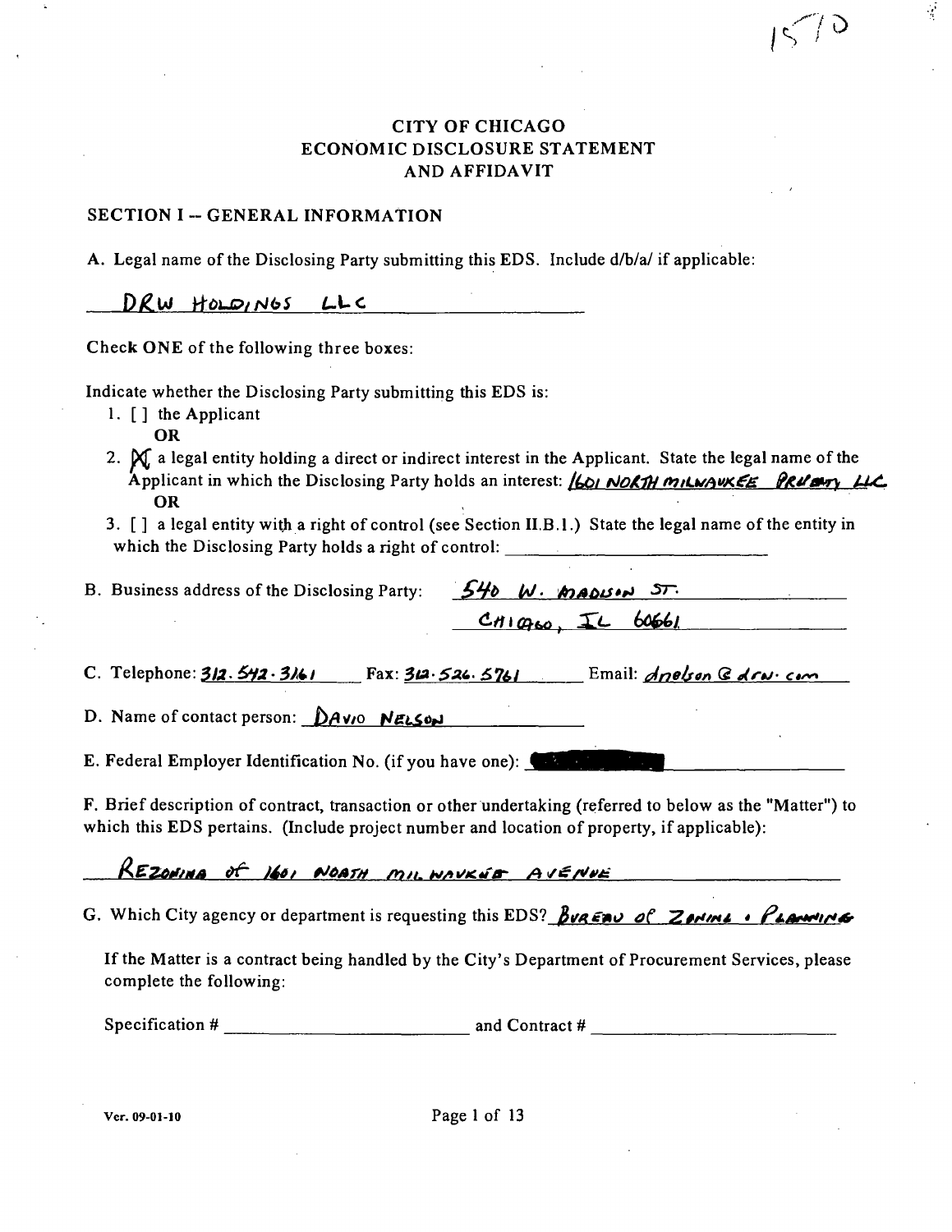1570

# CITY OF CHICAGO
# ECONOMIC DISCLOSURE STATEMENT
# AND AFFIDAVIT

## SECTION I -- GENERAL INFORMATION

A. Legal name of the Disclosing Party submitting this EDS. Include d/b/a/ if applicable:

DRW HOLDINGS LLC

Check ONE of the following three boxes:

Indicate whether the Disclosing Party submitting this EDS is:

1. [ ] the Applicant
   **OR**
2. [X] a legal entity holding a direct or indirect interest in the Applicant. State the legal name of the Applicant in which the Disclosing Party holds an interest: 1601 NORTH MILWAUKEE PROPERTY LLC
   **OR**
3. [ ] a legal entity with a right of control (see Section II.B.1.) State the legal name of the entity in which the Disclosing Party holds a right of control: ______________________

B. Business address of the Disclosing Party: 540 W. MADISON ST.
CHICAGO, IL 60661

C. Telephone: 312.542.3161 Fax: 312.526.5761 Email: dnelson@drw.com

D. Name of contact person: DAVID NELSON

E. Federal Employer Identification No. (if you have one): [REDACTED]

F. Brief description of contract, transaction or other undertaking (referred to below as the "Matter") to which this EDS pertains. (Include project number and location of property, if applicable):

REZONING OF 1601 NORTH MILWAUKEE AVENUE

G. Which City agency or department is requesting this EDS? BUREAU OF ZONING + PLANNING

If the Matter is a contract being handled by the City's Department of Procurement Services, please complete the following:

Specification # ______________________ and Contract # ______________________

Ver. 09-01-10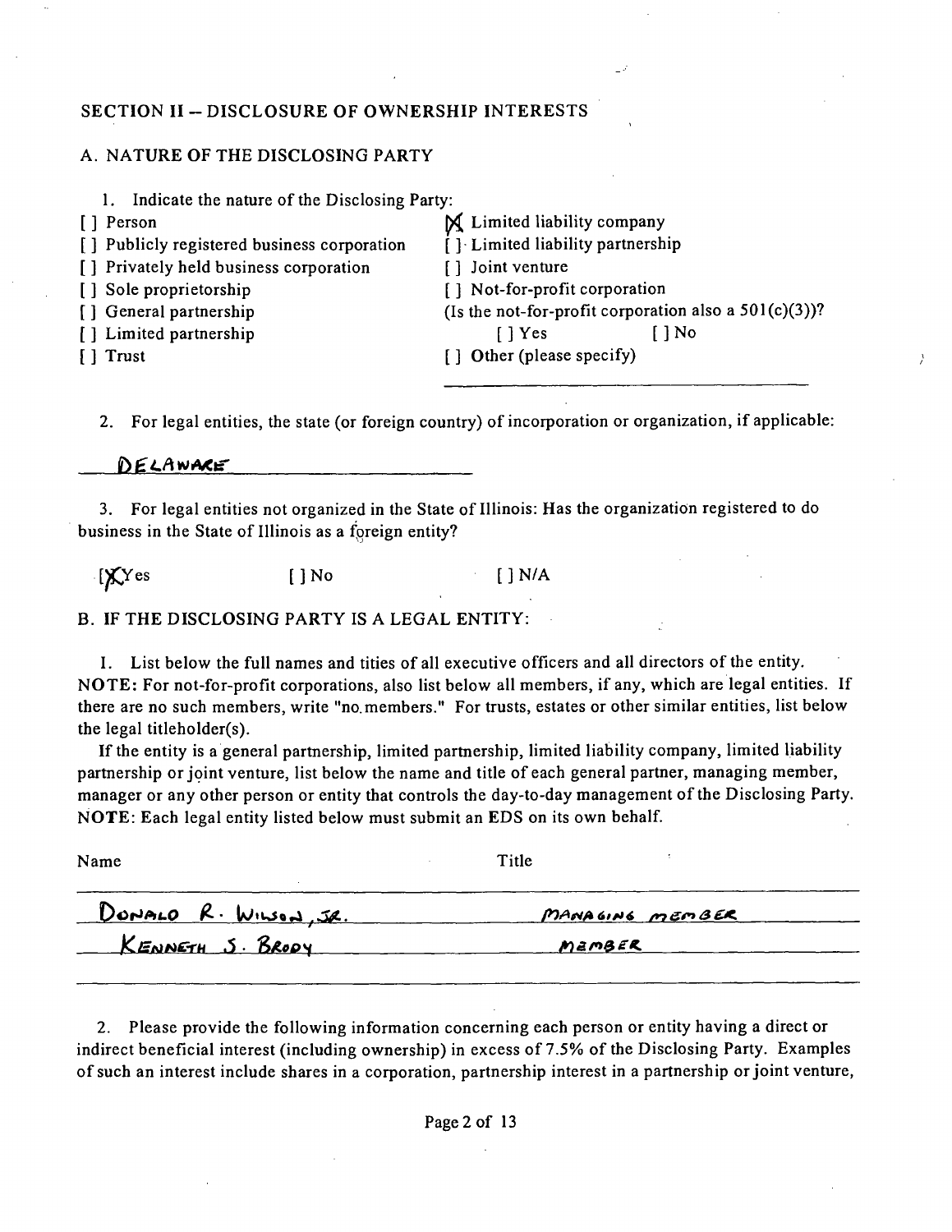## SECTION II -- DISCLOSURE OF OWNERSHIP INTERESTS

### A. NATURE OF THE DISCLOSING PARTY

1. Indicate the nature of the Disclosing Party:

[ ] Person
[ ] Publicly registered business corporation
[ ] Privately held business corporation
[ ] Sole proprietorship
[ ] General partnership
[ ] Limited partnership
[ ] Trust
[X] Limited liability company
[ ] Limited liability partnership
[ ] Joint venture
[ ] Not-for-profit corporation
(Is the not-for-profit corporation also a 501(c)(3))?
[ ] Yes [ ] No
[ ] Other (please specify)

2. For legal entities, the state (or foreign country) of incorporation or organization, if applicable:

DELAWARE

3. For legal entities not organized in the State of Illinois: Has the organization registered to do business in the State of Illinois as a foreign entity?

[X] Yes [ ] No [ ] N/A

### B. IF THE DISCLOSING PARTY IS A LEGAL ENTITY:

1. List below the full names and titles of all executive officers and all directors of the entity. **NOTE:** For not-for-profit corporations, also list below all members, if any, which are legal entities. If there are no such members, write "no members." For trusts, estates or other similar entities, list below the legal titleholder(s).

If the entity is a general partnership, limited partnership, limited liability company, limited liability partnership or joint venture, list below the name and title of each general partner, managing member, manager or any other person or entity that controls the day-to-day management of the Disclosing Party. **NOTE:** Each legal entity listed below must submit an EDS on its own behalf.

| Name | Title |
|---|---|
| DONALD R. WILSON, JR. | MANAGING MEMBER |
| KENNETH S. BRODY | MEMBER |

2. Please provide the following information concerning each person or entity having a direct or indirect beneficial interest (including ownership) in excess of 7.5% of the Disclosing Party. Examples of such an interest include shares in a corporation, partnership interest in a partnership or joint venture,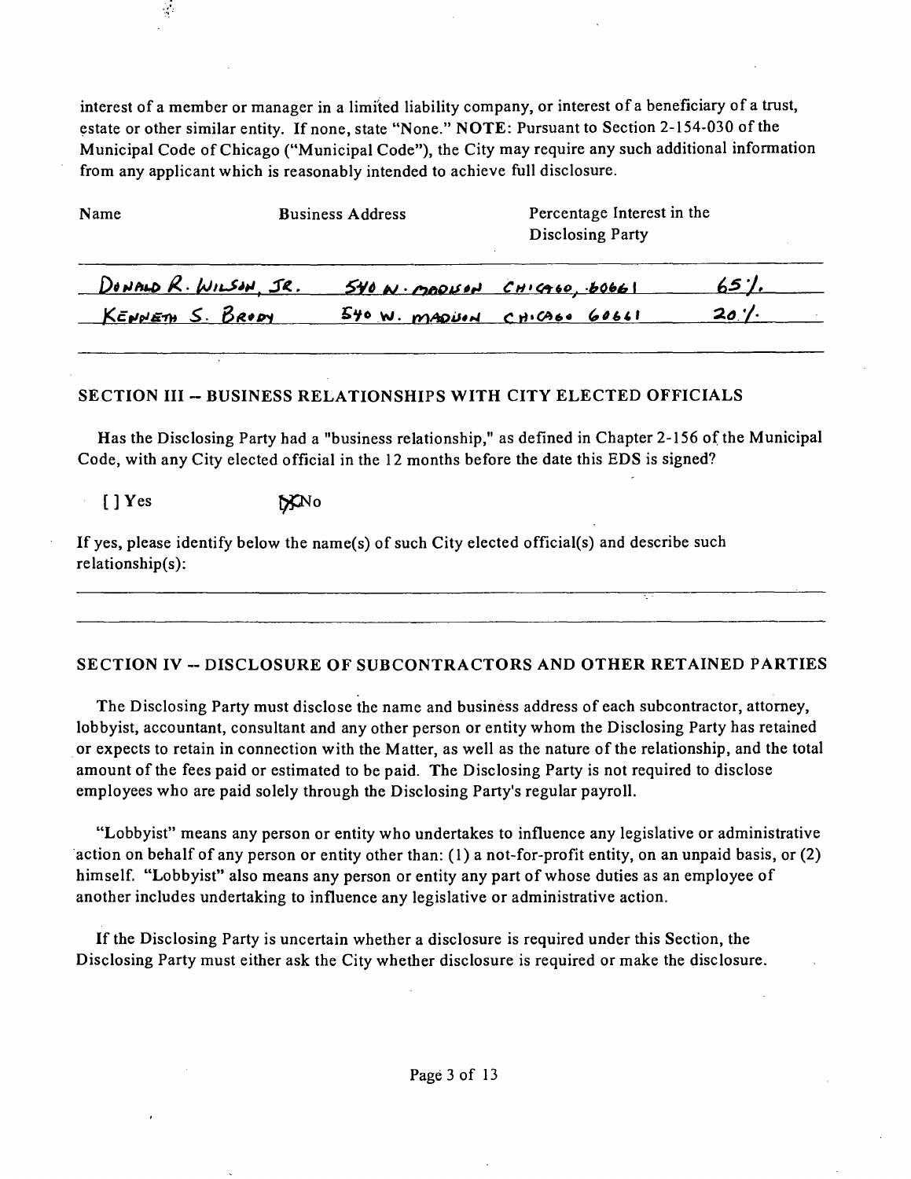interest of a member or manager in a limited liability company, or interest of a beneficiary of a trust, estate or other similar entity. If none, state "None." **NOTE**: Pursuant to Section 2-154-030 of the Municipal Code of Chicago ("Municipal Code"), the City may require any such additional information from any applicant which is reasonably intended to achieve full disclosure.

| Name | Business Address | Percentage Interest in the Disclosing Party |
|---|---|---|
| DONALD R. WILSON, JR. | 540 N. MADISON CHICAGO, 60661 | 65% |
| KENNETH S. BRODY | 540 W. MADISON CHICAGO 60661 | 20% |

## SECTION III -- BUSINESS RELATIONSHIPS WITH CITY ELECTED OFFICIALS

Has the Disclosing Party had a "business relationship," as defined in Chapter 2-156 of the Municipal Code, with any City elected official in the 12 months before the date this EDS is signed?

[ ] Yes [X] No

If yes, please identify below the name(s) of such City elected official(s) and describe such relationship(s):

## SECTION IV -- DISCLOSURE OF SUBCONTRACTORS AND OTHER RETAINED PARTIES

The Disclosing Party must disclose the name and business address of each subcontractor, attorney, lobbyist, accountant, consultant and any other person or entity whom the Disclosing Party has retained or expects to retain in connection with the Matter, as well as the nature of the relationship, and the total amount of the fees paid or estimated to be paid. The Disclosing Party is not required to disclose employees who are paid solely through the Disclosing Party's regular payroll.

"Lobbyist" means any person or entity who undertakes to influence any legislative or administrative action on behalf of any person or entity other than: (1) a not-for-profit entity, on an unpaid basis, or (2) himself. "Lobbyist" also means any person or entity any part of whose duties as an employee of another includes undertaking to influence any legislative or administrative action.

If the Disclosing Party is uncertain whether a disclosure is required under this Section, the Disclosing Party must either ask the City whether disclosure is required or make the disclosure.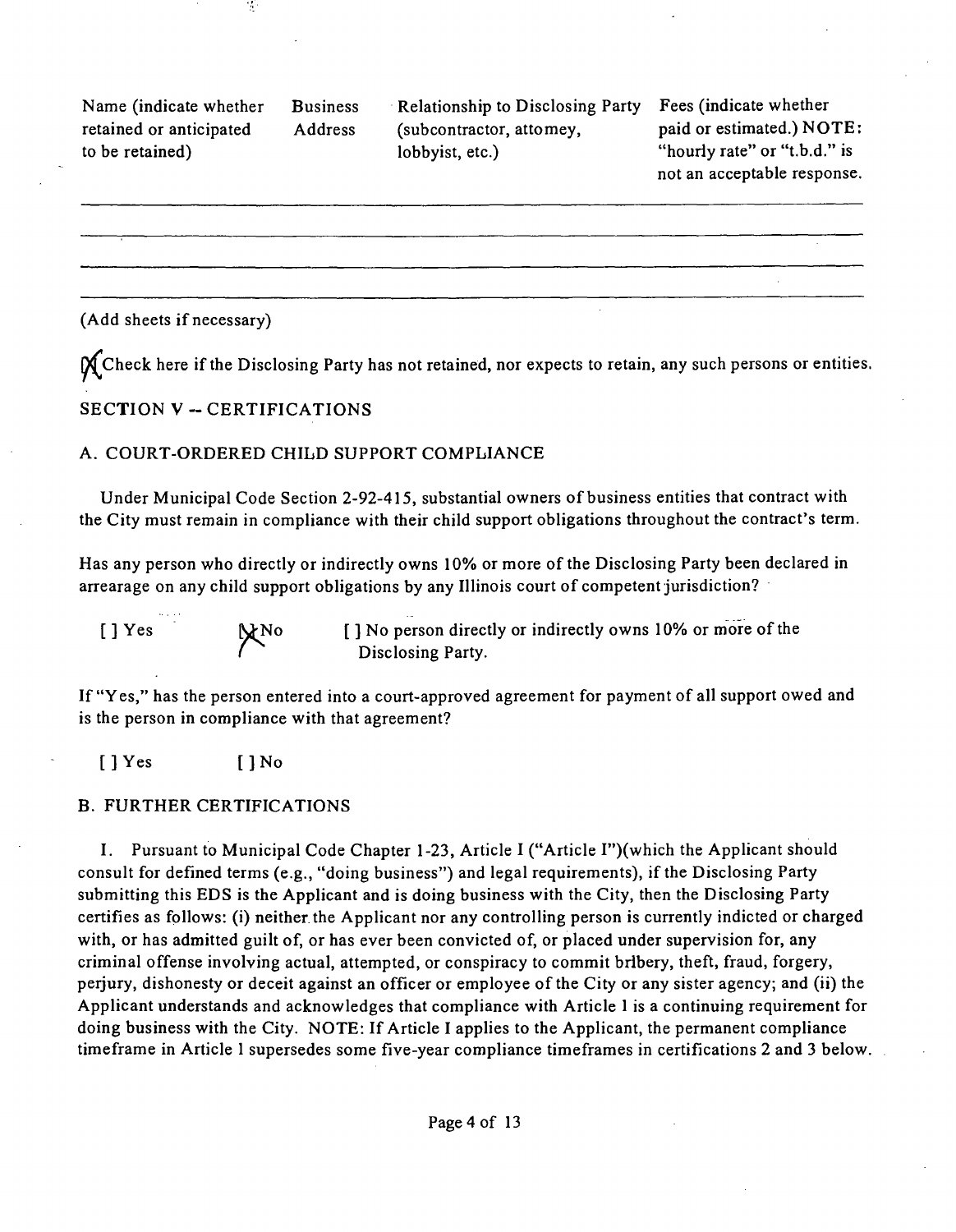| Name (indicate whether retained or anticipated to be retained) | Business Address | Relationship to Disclosing Party (subcontractor, attomey, lobbyist, etc.) | Fees (indicate whether paid or estimated.) NOTE: "hourly rate" or "t.b.d." is not an acceptable response. |
|---|---|---|---|
| | | | |
| | | | |
| | | | |

(Add sheets if necessary)

[X] Check here if the Disclosing Party has not retained, nor expects to retain, any such persons or entities.

SECTION V -- CERTIFICATIONS

A. COURT-ORDERED CHILD SUPPORT COMPLIANCE

Under Municipal Code Section 2-92-415, substantial owners of business entities that contract with the City must remain in compliance with their child support obligations throughout the contract's term.

Has any person who directly or indirectly owns 10% or more of the Disclosing Party been declared in arrearage on any child support obligations by any Illinois court of competent jurisdiction?

[ ] Yes [X] No [ ] No person directly or indirectly owns 10% or more of the Disclosing Party.

If "Yes," has the person entered into a court-approved agreement for payment of all support owed and is the person in compliance with that agreement?

[ ] Yes [ ] No

B. FURTHER CERTIFICATIONS

1. Pursuant to Municipal Code Chapter 1-23, Article I ("Article I")(which the Applicant should consult for defined terms (e.g., "doing business") and legal requirements), if the Disclosing Party submitting this EDS is the Applicant and is doing business with the City, then the Disclosing Party certifies as follows: (i) neither the Applicant nor any controlling person is currently indicted or charged with, or has admitted guilt of, or has ever been convicted of, or placed under supervision for, any criminal offense involving actual, attempted, or conspiracy to commit bribery, theft, fraud, forgery, perjury, dishonesty or deceit against an officer or employee of the City or any sister agency; and (ii) the Applicant understands and acknowledges that compliance with Article I is a continuing requirement for doing business with the City. NOTE: If Article I applies to the Applicant, the permanent compliance timeframe in Article I supersedes some five-year compliance timeframes in certifications 2 and 3 below.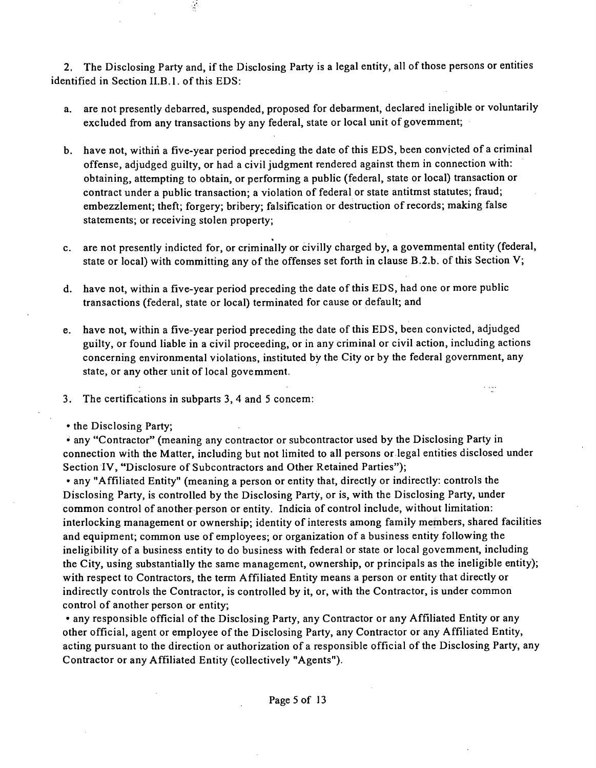2. The Disclosing Party and, if the Disclosing Party is a legal entity, all of those persons or entities identified in Section II.B.1. of this EDS:

a. are not presently debarred, suspended, proposed for debarment, declared ineligible or voluntarily excluded from any transactions by any federal, state or local unit of govemment;

b. have not, within a five-year period preceding the date of this EDS, been convicted of a criminal offense, adjudged guilty, or had a civil judgment rendered against them in connection with: obtaining, attempting to obtain, or performing a public (federal, state or local) transaction or contract under a public transaction; a violation of federal or state antitmst statutes; fraud; embezzlement; theft; forgery; bribery; falsification or destruction of records; making false statements; or receiving stolen property;

c. are not presently indicted for, or criminally or civilly charged by, a govemmental entity (federal, state or local) with committing any of the offenses set forth in clause B.2.b. of this Section V;

d. have not, within a five-year period preceding the date of this EDS, had one or more public transactions (federal, state or local) terminated for cause or default; and

e. have not, within a five-year period preceding the date of this EDS, been convicted, adjudged guilty, or found liable in a civil proceeding, or in any criminal or civil action, including actions concerning environmental violations, instituted by the City or by the federal government, any state, or any other unit of local govemment.

3. The certifications in subparts 3, 4 and 5 concem:

• the Disclosing Party;
• any "Contractor" (meaning any contractor or subcontractor used by the Disclosing Party in connection with the Matter, including but not limited to all persons or legal entities disclosed under Section IV, "Disclosure of Subcontractors and Other Retained Parties");
• any "Affiliated Entity" (meaning a person or entity that, directly or indirectly: controls the Disclosing Party, is controlled by the Disclosing Party, or is, with the Disclosing Party, under common control of another person or entity. Indicia of control include, without limitation: interlocking management or ownership; identity of interests among family members, shared facilities and equipment; common use of employees; or organization of a business entity following the ineligibility of a business entity to do business with federal or state or local govemment, including the City, using substantially the same management, ownership, or principals as the ineligible entity); with respect to Contractors, the term Affiliated Entity means a person or entity that directly or indirectly controls the Contractor, is controlled by it, or, with the Contractor, is under common control of another person or entity;
• any responsible official of the Disclosing Party, any Contractor or any Affiliated Entity or any other official, agent or employee of the Disclosing Party, any Contractor or any Affiliated Entity, acting pursuant to the direction or authorization of a responsible official of the Disclosing Party, any Contractor or any Affiliated Entity (collectively "Agents").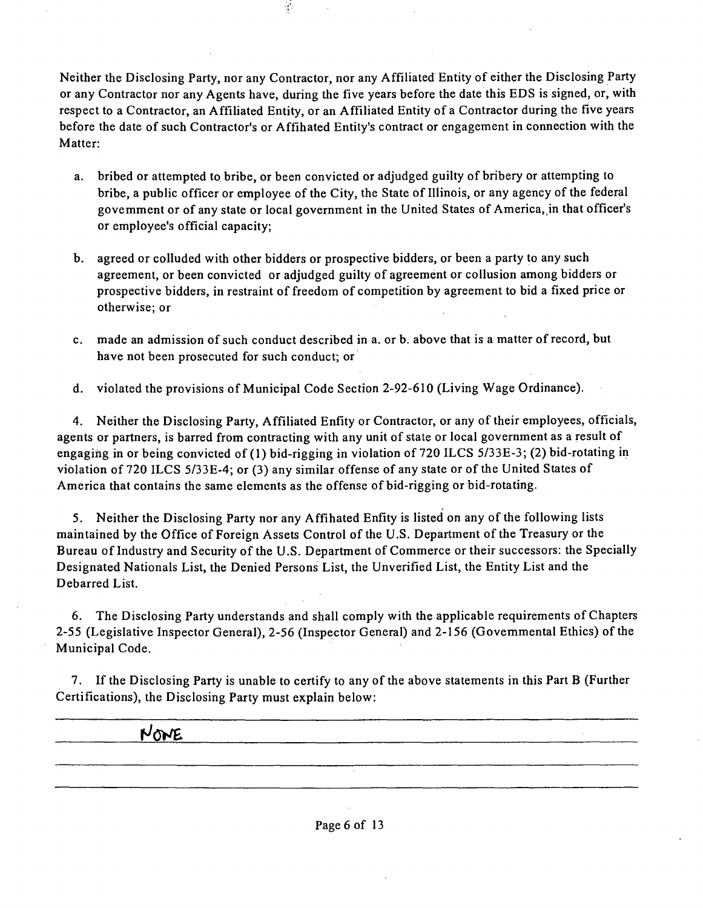Neither the Disclosing Party, nor any Contractor, nor any Affiliated Entity of either the Disclosing Party or any Contractor nor any Agents have, during the five years before the date this EDS is signed, or, with respect to a Contractor, an Affiliated Entity, or an Affiliated Entity of a Contractor during the five years before the date of such Contractor's or Affihated Entity's contract or engagement in connection with the Matter:

a. bribed or attempted to bribe, or been convicted or adjudged guilty of bribery or attempting to bribe, a public officer or employee of the City, the State of Illinois, or any agency of the federal govemment or of any state or local government in the United States of America, in that officer's or employee's official capacity;

b. agreed or colluded with other bidders or prospective bidders, or been a party to any such agreement, or been convicted or adjudged guilty of agreement or collusion among bidders or prospective bidders, in restraint of freedom of competition by agreement to bid a fixed price or otherwise; or

c. made an admission of such conduct described in a. or b. above that is a matter of record, but have not been prosecuted for such conduct; or

d. violated the provisions of Municipal Code Section 2-92-610 (Living Wage Ordinance).

4. Neither the Disclosing Party, Affiliated Enfity or Contractor, or any of their employees, officials, agents or partners, is barred from contracting with any unit of state or local government as a result of engaging in or being convicted of (1) bid-rigging in violation of 720 ILCS 5/33E-3; (2) bid-rotating in violation of 720 ILCS 5/33E-4; or (3) any similar offense of any state or of the United States of America that contains the same elements as the offense of bid-rigging or bid-rotating.

5. Neither the Disclosing Party nor any Affihated Enfity is listed on any of the following lists maintained by the Office of Foreign Assets Control of the U.S. Department of the Treasury or the Bureau of Industry and Security of the U.S. Department of Commerce or their successors: the Specially Designated Nationals List, the Denied Persons List, the Unverified List, the Entity List and the Debarred List.

6. The Disclosing Party understands and shall comply with the applicable requirements of Chapters 2-55 (Legislative Inspector General), 2-56 (Inspector General) and 2-156 (Govemmental Ethics) of the Municipal Code.

7. If the Disclosing Party is unable to certify to any of the above statements in this Part B (Further Certifications), the Disclosing Party must explain below:

NONE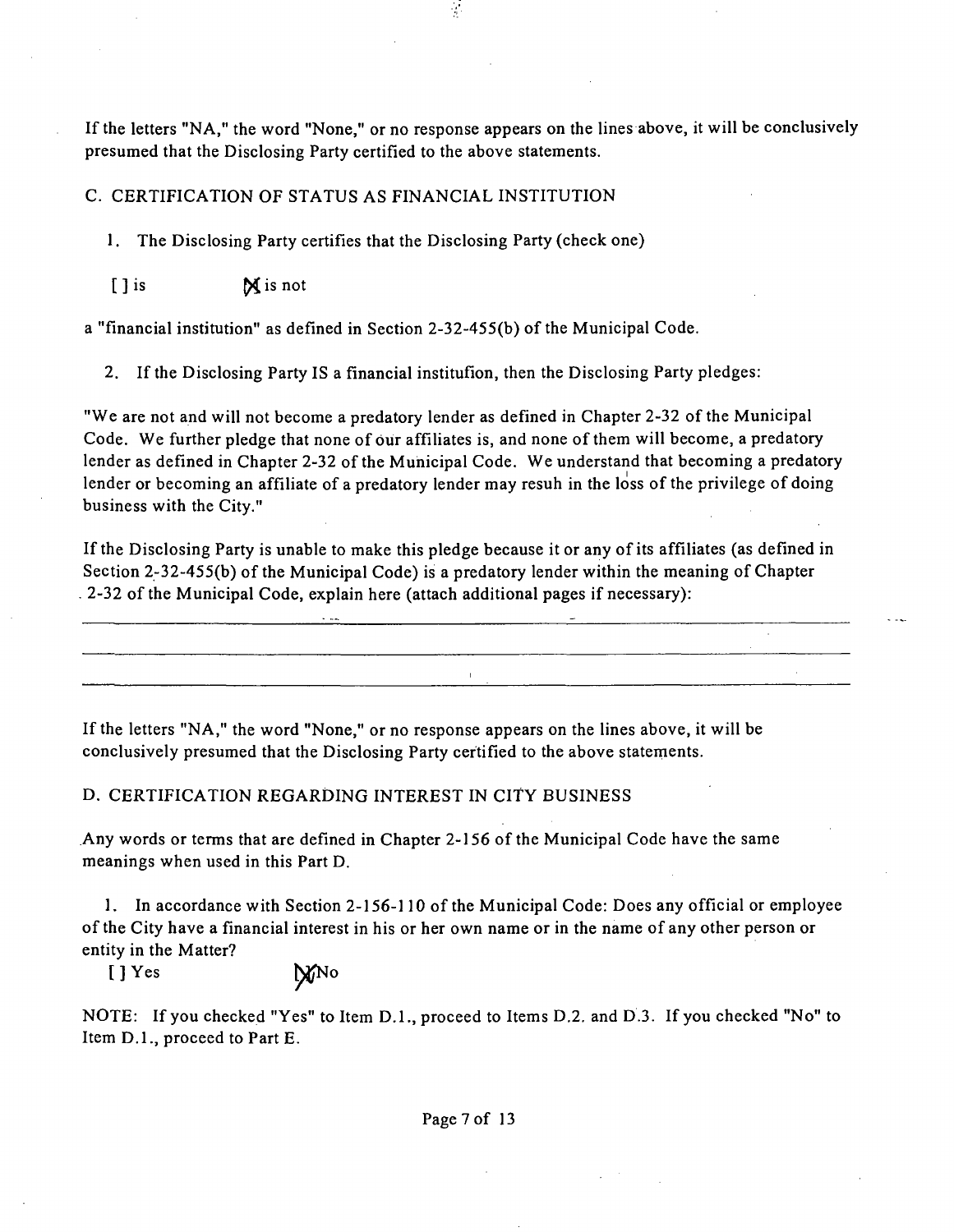If the letters "NA," the word "None," or no response appears on the lines above, it will be conclusively presumed that the Disclosing Party certified to the above statements.

C. CERTIFICATION OF STATUS AS FINANCIAL INSTITUTION

1. The Disclosing Party certifies that the Disclosing Party (check one)

[ ] is [X] is not

a "financial institution" as defined in Section 2-32-455(b) of the Municipal Code.

2. If the Disclosing Party IS a financial institufion, then the Disclosing Party pledges:

"We are not and will not become a predatory lender as defined in Chapter 2-32 of the Municipal Code. We further pledge that none of our affiliates is, and none of them will become, a predatory lender as defined in Chapter 2-32 of the Municipal Code. We understand that becoming a predatory lender or becoming an affiliate of a predatory lender may resuh in the loss of the privilege of doing business with the City."

If the Disclosing Party is unable to make this pledge because it or any of its affiliates (as defined in Section 2-32-455(b) of the Municipal Code) is a predatory lender within the meaning of Chapter 2-32 of the Municipal Code, explain here (attach additional pages if necessary):

If the letters "NA," the word "None," or no response appears on the lines above, it will be conclusively presumed that the Disclosing Party certified to the above statements.

D. CERTIFICATION REGARDING INTEREST IN CITY BUSINESS

Any words or terms that are defined in Chapter 2-156 of the Municipal Code have the same meanings when used in this Part D.

1. In accordance with Section 2-156-110 of the Municipal Code: Does any official or employee of the City have a financial interest in his or her own name or in the name of any other person or entity in the Matter?

[ ] Yes [X] No

NOTE: If you checked "Yes" to Item D.1., proceed to Items D.2. and D.3. If you checked "No" to Item D.1., proceed to Part E.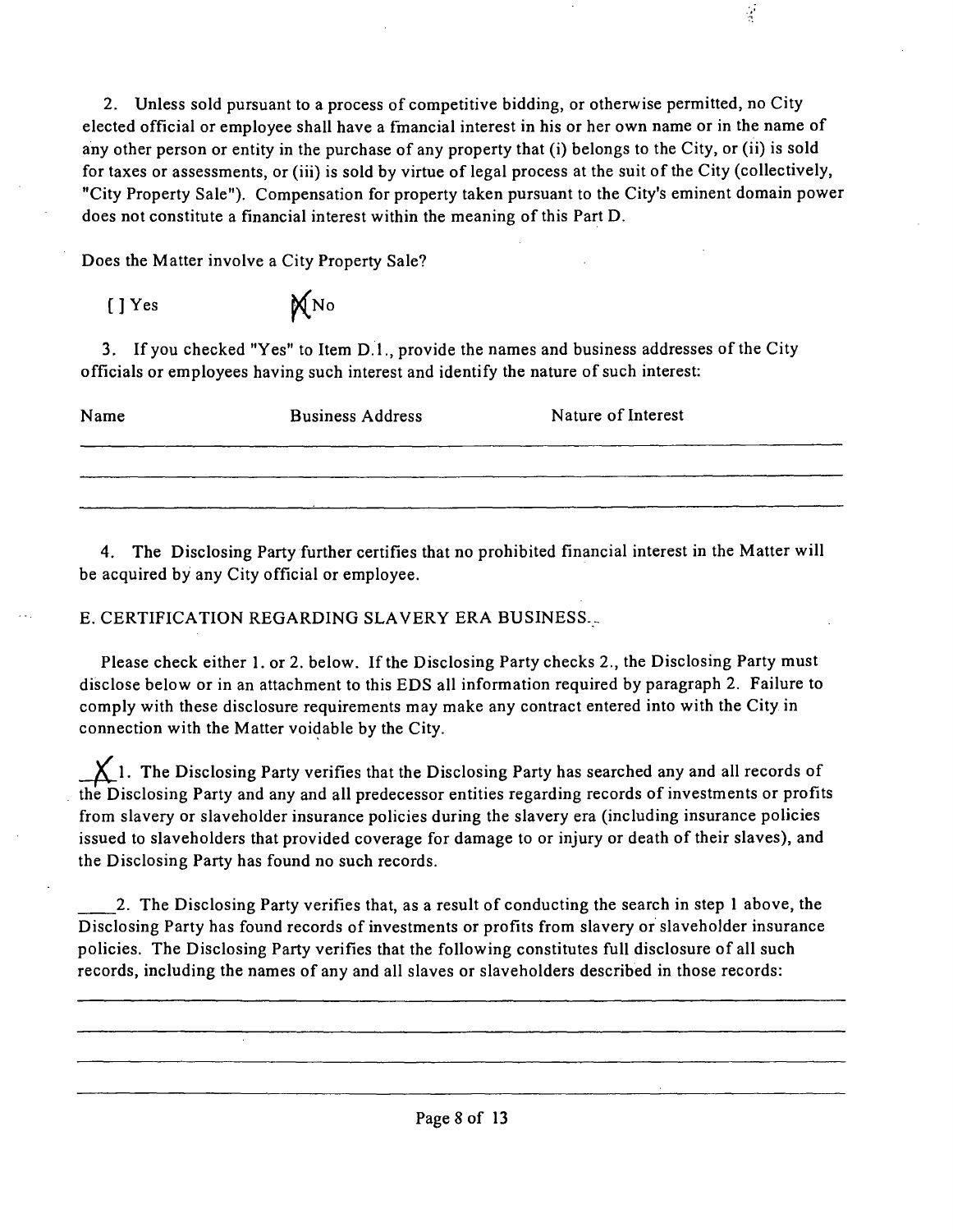2. Unless sold pursuant to a process of competitive bidding, or otherwise permitted, no City elected official or employee shall have a financial interest in his or her own name or in the name of any other person or entity in the purchase of any property that (i) belongs to the City, or (ii) is sold for taxes or assessments, or (iii) is sold by virtue of legal process at the suit of the City (collectively, "City Property Sale"). Compensation for property taken pursuant to the City's eminent domain power does not constitute a financial interest within the meaning of this Part D.

Does the Matter involve a City Property Sale?

[ ] Yes [X] No

3. If you checked "Yes" to Item D.1., provide the names and business addresses of the City officials or employees having such interest and identify the nature of such interest:

| Name | Business Address | Nature of Interest |
|---|---|---|
| | | |
| | | |
| | | |

4. The Disclosing Party further certifies that no prohibited financial interest in the Matter will be acquired by any City official or employee.

E. CERTIFICATION REGARDING SLAVERY ERA BUSINESS

Please check either 1. or 2. below. If the Disclosing Party checks 2., the Disclosing Party must disclose below or in an attachment to this EDS all information required by paragraph 2. Failure to comply with these disclosure requirements may make any contract entered into with the City in connection with the Matter voidable by the City.

_X_ 1. The Disclosing Party verifies that the Disclosing Party has searched any and all records of the Disclosing Party and any and all predecessor entities regarding records of investments or profits from slavery or slaveholder insurance policies during the slavery era (including insurance policies issued to slaveholders that provided coverage for damage to or injury or death of their slaves), and the Disclosing Party has found no such records.

____ 2. The Disclosing Party verifies that, as a result of conducting the search in step 1 above, the Disclosing Party has found records of investments or profits from slavery or slaveholder insurance policies. The Disclosing Party verifies that the following constitutes full disclosure of all such records, including the names of any and all slaves or slaveholders described in those records:

______________________________________________________________________________

______________________________________________________________________________

______________________________________________________________________________

______________________________________________________________________________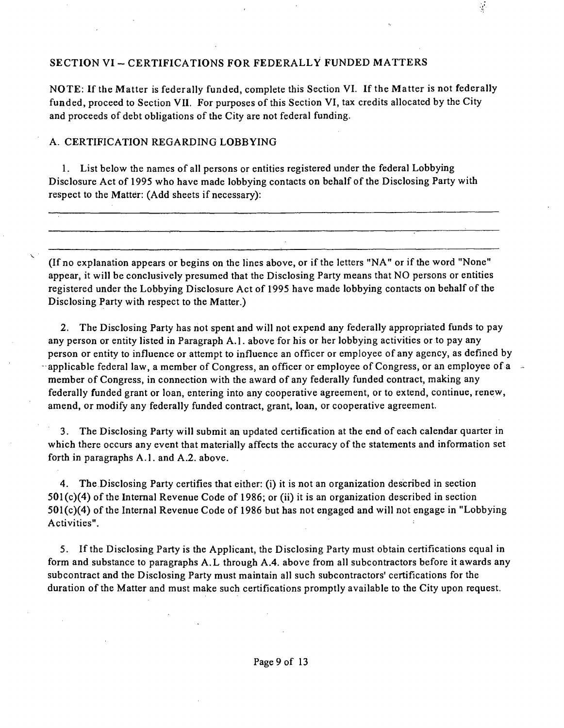## SECTION VI – CERTIFICATIONS FOR FEDERALLY FUNDED MATTERS

NOTE: If the Matter is federally funded, complete this Section VI. If the Matter is not federally funded, proceed to Section VII. For purposes of this Section VI, tax credits allocated by the City and proceeds of debt obligations of the City are not federal funding.

### A. CERTIFICATION REGARDING LOBBYING

1. List below the names of all persons or entities registered under the federal Lobbying Disclosure Act of 1995 who have made lobbying contacts on behalf of the Disclosing Party with respect to the Matter: (Add sheets if necessary):

\_\_\_\_\_\_\_\_\_\_\_\_\_\_\_\_\_\_\_\_\_\_\_\_\_\_\_\_\_\_\_\_\_\_\_\_\_\_\_\_\_\_\_\_\_\_\_\_\_\_\_\_\_\_\_\_\_\_\_\_\_\_\_\_\_\_\_\_\_\_

\_\_\_\_\_\_\_\_\_\_\_\_\_\_\_\_\_\_\_\_\_\_\_\_\_\_\_\_\_\_\_\_\_\_\_\_\_\_\_\_\_\_\_\_\_\_\_\_\_\_\_\_\_\_\_\_\_\_\_\_\_\_\_\_\_\_\_\_\_\_

\_\_\_\_\_\_\_\_\_\_\_\_\_\_\_\_\_\_\_\_\_\_\_\_\_\_\_\_\_\_\_\_\_\_\_\_\_\_\_\_\_\_\_\_\_\_\_\_\_\_\_\_\_\_\_\_\_\_\_\_\_\_\_\_\_\_\_\_\_\_

(If no explanation appears or begins on the lines above, or if the letters "NA" or if the word "None" appear, it will be conclusively presumed that the Disclosing Party means that NO persons or entities registered under the Lobbying Disclosure Act of 1995 have made lobbying contacts on behalf of the Disclosing Party with respect to the Matter.)

2. The Disclosing Party has not spent and will not expend any federally appropriated funds to pay any person or entity listed in Paragraph A.1. above for his or her lobbying activities or to pay any person or entity to influence or attempt to influence an officer or employee of any agency, as defined by applicable federal law, a member of Congress, an officer or employee of Congress, or an employee of a member of Congress, in connection with the award of any federally funded contract, making any federally funded grant or loan, entering into any cooperative agreement, or to extend, continue, renew, amend, or modify any federally funded contract, grant, loan, or cooperative agreement.

3. The Disclosing Party will submit an updated certification at the end of each calendar quarter in which there occurs any event that materially affects the accuracy of the statements and information set forth in paragraphs A.1. and A.2. above.

4. The Disclosing Party certifies that either: (i) it is not an organization described in section 501(c)(4) of the Internal Revenue Code of 1986; or (ii) it is an organization described in section 501(c)(4) of the Internal Revenue Code of 1986 but has not engaged and will not engage in "Lobbying Activities".

5. If the Disclosing Party is the Applicant, the Disclosing Party must obtain certifications equal in form and substance to paragraphs A.L through A.4. above from all subcontractors before it awards any subcontract and the Disclosing Party must maintain all such subcontractors' certifications for the duration of the Matter and must make such certifications promptly available to the City upon request.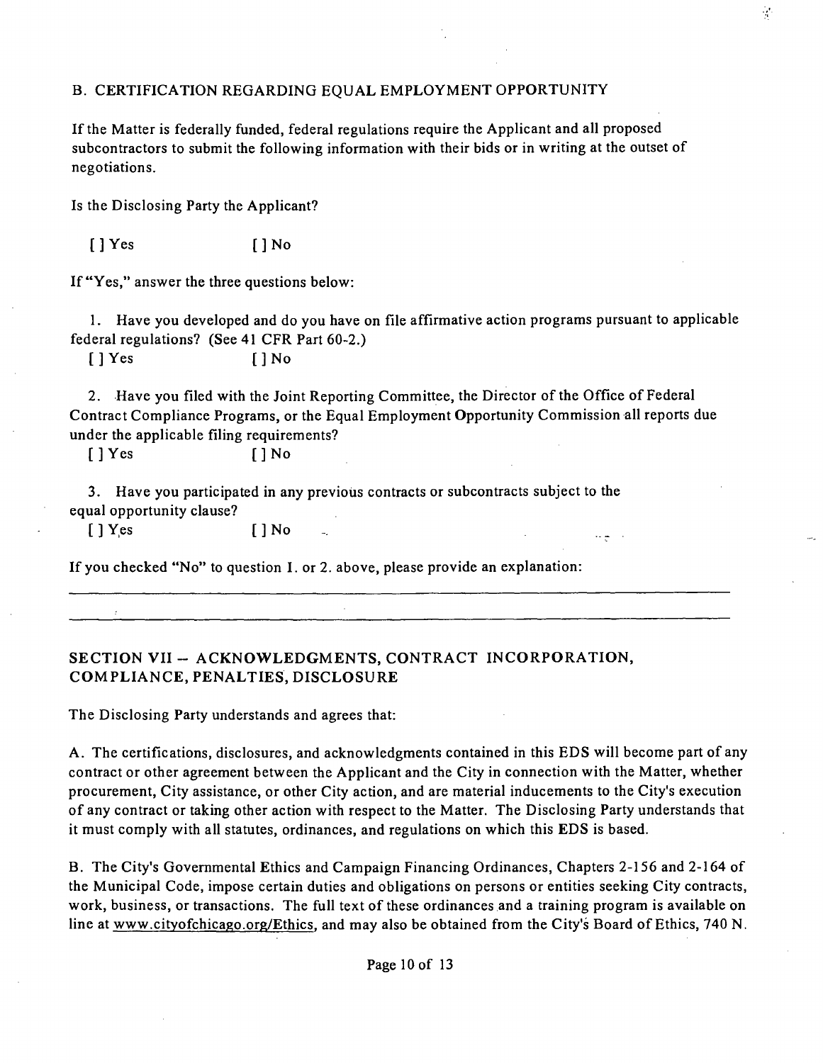## B. CERTIFICATION REGARDING EQUAL EMPLOYMENT OPPORTUNITY

If the Matter is federally funded, federal regulations require the Applicant and all proposed subcontractors to submit the following information with their bids or in writing at the outset of negotiations.

Is the Disclosing Party the Applicant?

[ ] Yes [ ] No

If "Yes," answer the three questions below:

1. Have you developed and do you have on file affirmative action programs pursuant to applicable federal regulations? (See 41 CFR Part 60-2.)

[ ] Yes [ ] No

2. Have you filed with the Joint Reporting Committee, the Director of the Office of Federal Contract Compliance Programs, or the Equal Employment Opportunity Commission all reports due under the applicable filing requirements?

[ ] Yes [ ] No

3. Have you participated in any previous contracts or subcontracts subject to the equal opportunity clause?

[ ] Yes [ ] No

If you checked "No" to question 1. or 2. above, please provide an explanation:

______________________________________________________________________________

______________________________________________________________________________

## SECTION VII -- ACKNOWLEDGMENTS, CONTRACT INCORPORATION, COMPLIANCE, PENALTIES, DISCLOSURE

The Disclosing Party understands and agrees that:

A. The certifications, disclosures, and acknowledgments contained in this EDS will become part of any contract or other agreement between the Applicant and the City in connection with the Matter, whether procurement, City assistance, or other City action, and are material inducements to the City's execution of any contract or taking other action with respect to the Matter. The Disclosing Party understands that it must comply with all statutes, ordinances, and regulations on which this EDS is based.

B. The City's Governmental Ethics and Campaign Financing Ordinances, Chapters 2-156 and 2-164 of the Municipal Code, impose certain duties and obligations on persons or entities seeking City contracts, work, business, or transactions. The full text of these ordinances and a training program is available on line at www.cityofchicago.org/Ethics, and may also be obtained from the City's Board of Ethics, 740 N.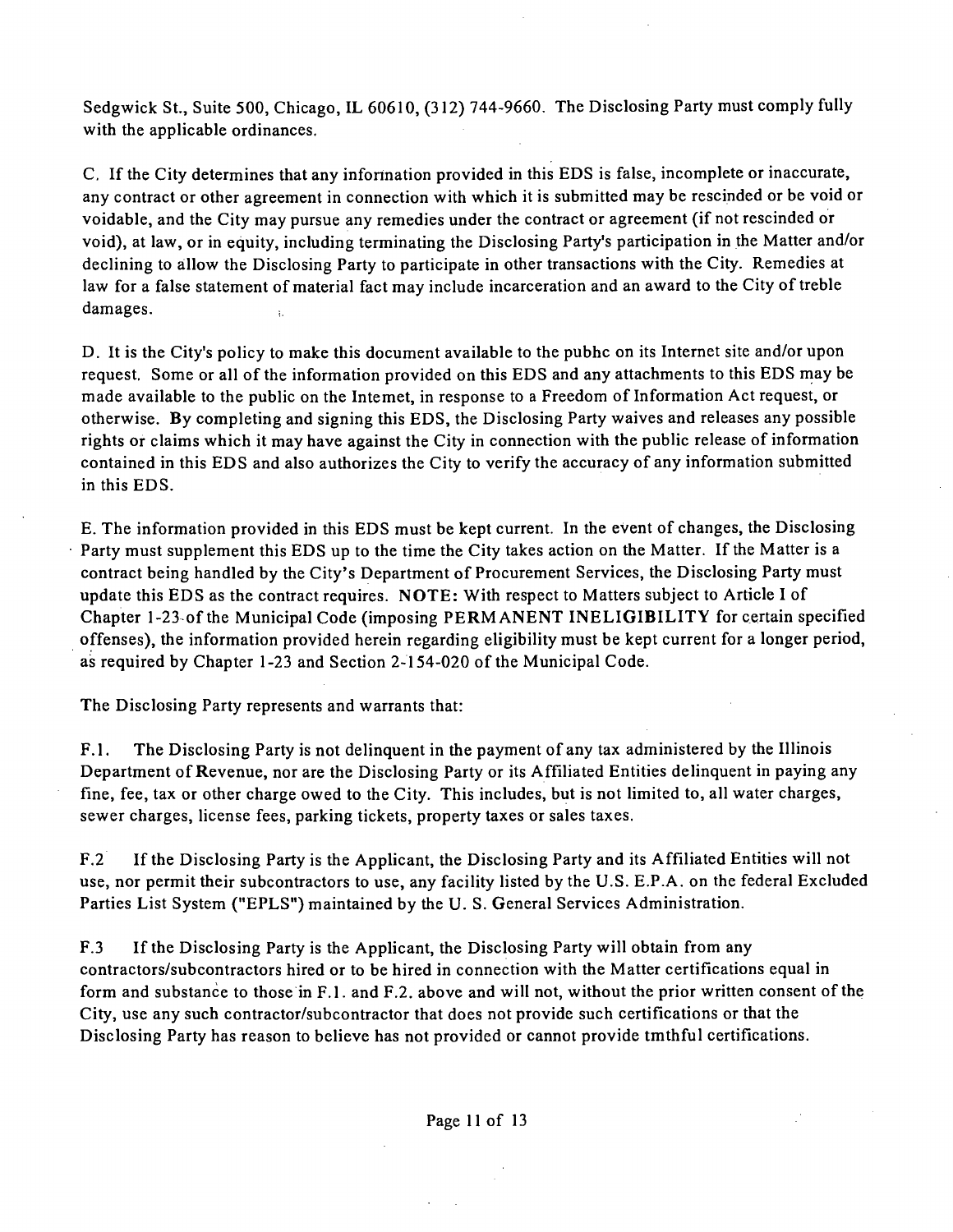Sedgwick St., Suite 500, Chicago, IL 60610, (312) 744-9660. The Disclosing Party must comply fully with the applicable ordinances.

C. If the City determines that any information provided in this EDS is false, incomplete or inaccurate, any contract or other agreement in connection with which it is submitted may be rescinded or be void or voidable, and the City may pursue any remedies under the contract or agreement (if not rescinded or void), at law, or in equity, including terminating the Disclosing Party's participation in the Matter and/or declining to allow the Disclosing Party to participate in other transactions with the City. Remedies at law for a false statement of material fact may include incarceration and an award to the City of treble damages.

D. It is the City's policy to make this document available to the pubhc on its Internet site and/or upon request. Some or all of the information provided on this EDS and any attachments to this EDS may be made available to the public on the Intemet, in response to a Freedom of Information Act request, or otherwise. By completing and signing this EDS, the Disclosing Party waives and releases any possible rights or claims which it may have against the City in connection with the public release of information contained in this EDS and also authorizes the City to verify the accuracy of any information submitted in this EDS.

E. The information provided in this EDS must be kept current. In the event of changes, the Disclosing Party must supplement this EDS up to the time the City takes action on the Matter. If the Matter is a contract being handled by the City's Department of Procurement Services, the Disclosing Party must update this EDS as the contract requires. **NOTE:** With respect to Matters subject to Article I of Chapter 1-23 of the Municipal Code (imposing **PERMANENT INELIGIBILITY** for certain specified offenses), the information provided herein regarding eligibility must be kept current for a longer period, as required by Chapter 1-23 and Section 2-154-020 of the Municipal Code.

The Disclosing Party represents and warrants that:

F.1. The Disclosing Party is not delinquent in the payment of any tax administered by the Illinois Department of Revenue, nor are the Disclosing Party or its Affiliated Entities delinquent in paying any fine, fee, tax or other charge owed to the City. This includes, but is not limited to, all water charges, sewer charges, license fees, parking tickets, property taxes or sales taxes.

F.2 If the Disclosing Party is the Applicant, the Disclosing Party and its Affiliated Entities will not use, nor permit their subcontractors to use, any facility listed by the U.S. E.P.A. on the federal Excluded Parties List System ("EPLS") maintained by the U. S. General Services Administration.

F.3 If the Disclosing Party is the Applicant, the Disclosing Party will obtain from any contractors/subcontractors hired or to be hired in connection with the Matter certifications equal in form and substance to those in F.1. and F.2. above and will not, without the prior written consent of the City, use any such contractor/subcontractor that does not provide such certifications or that the Disclosing Party has reason to believe has not provided or cannot provide tmthful certifications.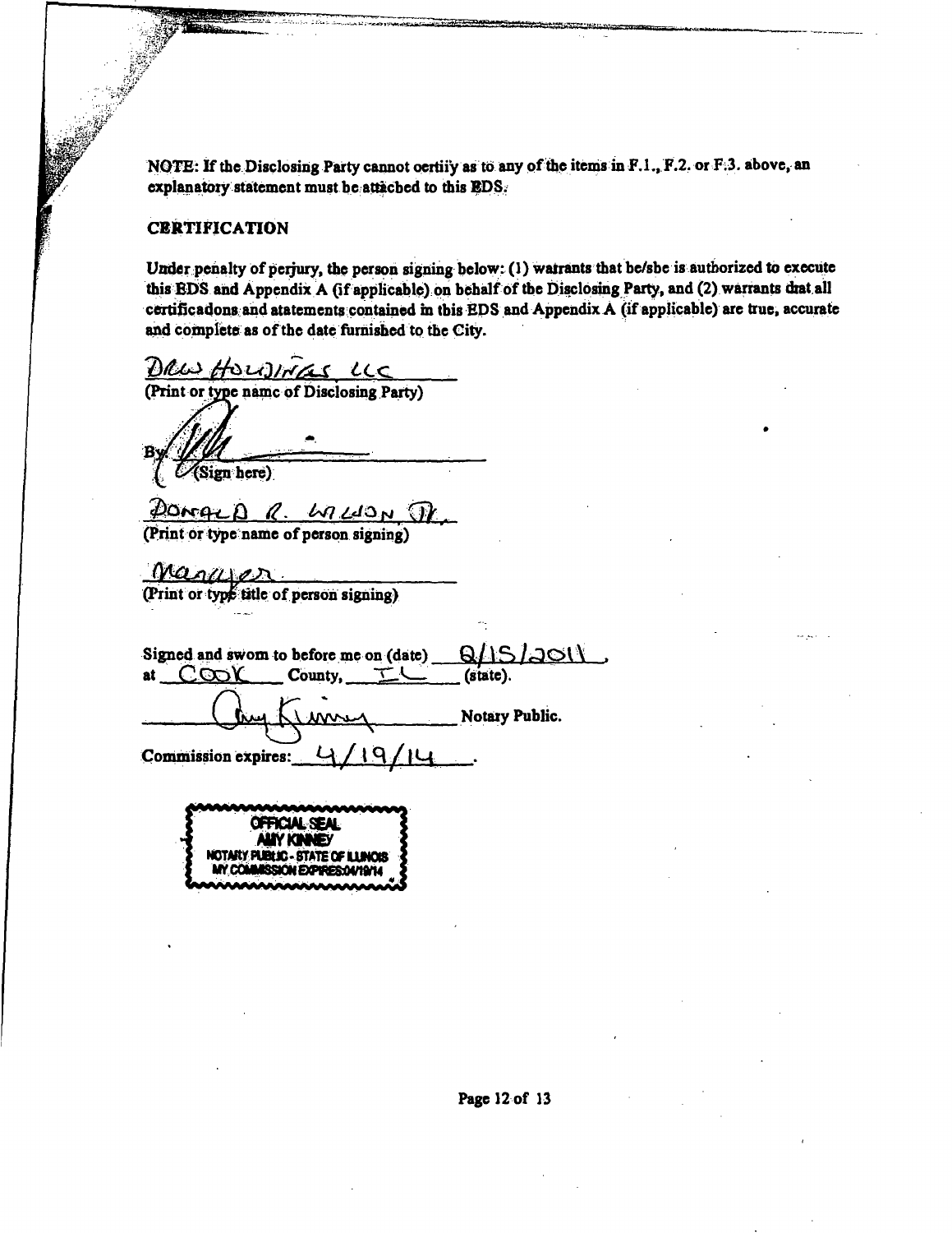NOTE: If the Disclosing Party cannot certify as to any of the items in F.1., F.2. or F.3. above, an explanatory statement must be attached to this EDS.

**CERTIFICATION**

Under penalty of perjury, the person signing below: (1) warrants that he/she is authorized to execute this EDS and Appendix A (if applicable) on behalf of the Disclosing Party, and (2) warrants that all certifications and statements contained in this EDS and Appendix A (if applicable) are true, accurate and complete as of the date furnished to the City.

DRW HOLDINGS LLC
(Print or type name of Disclosing Party)

By: _______________
(Sign here)

DONALD R. WILSON JR.
(Print or type name of person signing)

Manager
(Print or type title of person signing)

Signed and sworn to before me on (date) 8/15/2011,
at COOK County, IL (state).

_______________ Notary Public.

Commission expires: 4/19/14.

OFFICIAL SEAL
AMY KINNEY
NOTARY PUBLIC - STATE OF ILLINOIS
MY COMMISSION EXPIRES:04/19/14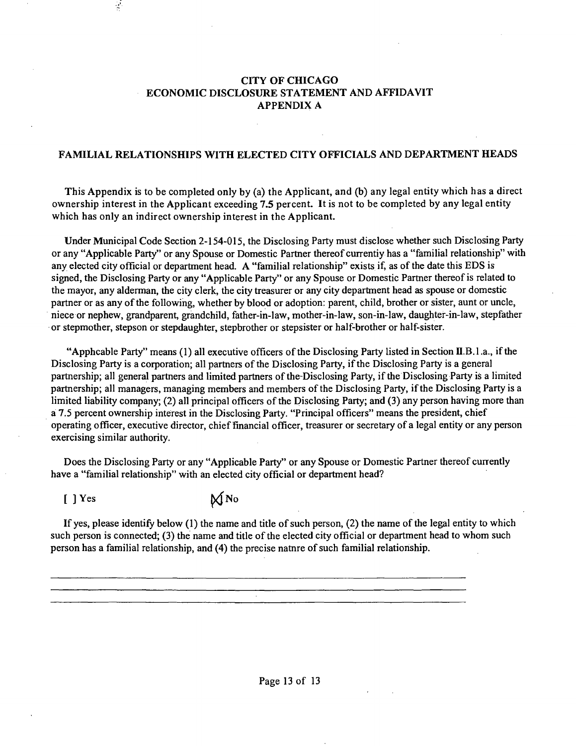# CITY OF CHICAGO
# ECONOMIC DISCLOSURE STATEMENT AND AFFIDAVIT
# APPENDIX A

## FAMILIAL RELATIONSHIPS WITH ELECTED CITY OFFICIALS AND DEPARTMENT HEADS

This Appendix is to be completed only by (a) the Applicant, and (b) any legal entity which has a direct ownership interest in the Applicant exceeding 7.5 percent. It is not to be completed by any legal entity which has only an indirect ownership interest in the Applicant.

Under Municipal Code Section 2-154-015, the Disclosing Party must disclose whether such Disclosing Party or any "Applicable Party" or any Spouse or Domestic Partner thereof currentiy has a "familial relationship" with any elected city official or department head. A "familial relationship" exists if, as of the date this EDS is signed, the Disclosing Party or any "Applicable Party" or any Spouse or Domestic Partner thereof is related to the mayor, any alderman, the city clerk, the city treasurer or any city department head as spouse or domestic partner or as any of the following, whether by blood or adoption: parent, child, brother or sister, aunt or uncle, niece or nephew, grandparent, grandchild, father-in-law, mother-in-law, son-in-law, daughter-in-law, stepfather or stepmother, stepson or stepdaughter, stepbrother or stepsister or half-brother or half-sister.

"Apphcable Party" means (1) all executive officers of the Disclosing Party listed in Section II.B.1.a., if the Disclosing Party is a corporation; all partners of the Disclosing Party, if the Disclosing Party is a general partnership; all general partners and limited partners of the Disclosing Party, if the Disclosing Party is a limited partnership; all managers, managing members and members of the Disclosing Party, if the Disclosing Party is a limited liability company; (2) all principal officers of the Disclosing Party; and (3) any person having more than a 7.5 percent ownership interest in the Disclosing Party. "Principal officers" means the president, chief operating officer, executive director, chief financial officer, treasurer or secretary of a legal entity or any person exercising similar authority.

Does the Disclosing Party or any "Applicable Party" or any Spouse or Domestic Partner thereof currently have a "familial relationship" with an elected city official or department head?

[ ] Yes [X] No

If yes, please identify below (1) the name and title of such person, (2) the name of the legal entity to which such person is connected; (3) the name and title of the elected city official or department head to whom such person has a familial relationship, and (4) the precise natnre of such familial relationship.

\_\_\_\_\_\_\_\_\_\_\_\_\_\_\_\_\_\_\_\_\_\_\_\_\_\_\_\_\_\_\_\_\_\_\_\_\_\_\_\_\_\_\_\_\_\_\_\_\_\_\_\_\_\_\_\_\_\_\_\_

\_\_\_\_\_\_\_\_\_\_\_\_\_\_\_\_\_\_\_\_\_\_\_\_\_\_\_\_\_\_\_\_\_\_\_\_\_\_\_\_\_\_\_\_\_\_\_\_\_\_\_\_\_\_\_\_\_\_\_\_

\_\_\_\_\_\_\_\_\_\_\_\_\_\_\_\_\_\_\_\_\_\_\_\_\_\_\_\_\_\_\_\_\_\_\_\_\_\_\_\_\_\_\_\_\_\_\_\_\_\_\_\_\_\_\_\_\_\_\_\_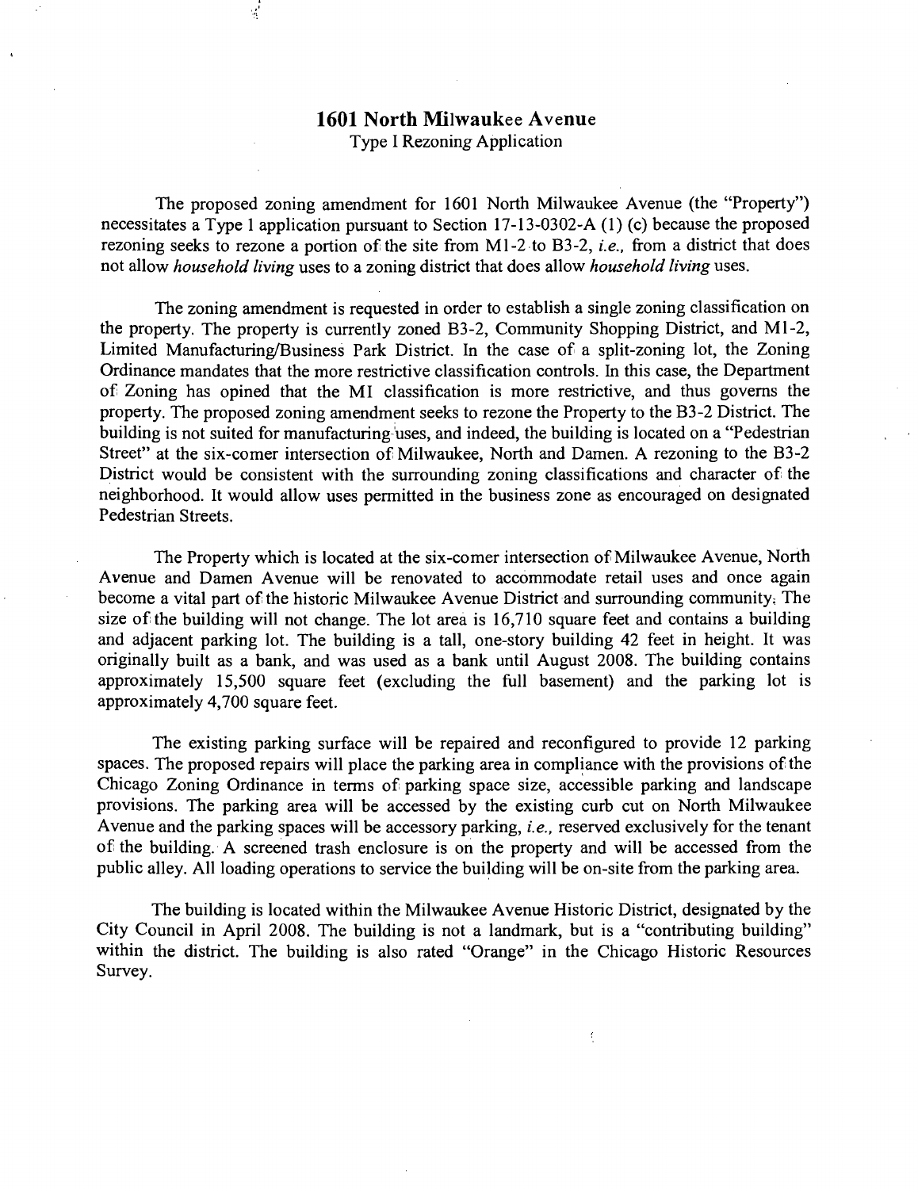# 1601 North Milwaukee Avenue

Type I Rezoning Application

The proposed zoning amendment for 1601 North Milwaukee Avenue (the "Property") necessitates a Type 1 application pursuant to Section 17-13-0302-A (1) (c) because the proposed rezoning seeks to rezone a portion of the site from M1-2 to B3-2, *i.e.,* from a district that does not allow *household living* uses to a zoning district that does allow *household living* uses.

The zoning amendment is requested in order to establish a single zoning classification on the property. The property is currently zoned B3-2, Community Shopping District, and M1-2, Limited Manufacturing/Business Park District. In the case of a split-zoning lot, the Zoning Ordinance mandates that the more restrictive classification controls. In this case, the Department of Zoning has opined that the MI classification is more restrictive, and thus governs the property. The proposed zoning amendment seeks to rezone the Property to the B3-2 District. The building is not suited for manufacturing uses, and indeed, the building is located on a "Pedestrian Street" at the six-corner intersection of Milwaukee, North and Damen. A rezoning to the B3-2 District would be consistent with the surrounding zoning classifications and character of the neighborhood. It would allow uses permitted in the business zone as encouraged on designated Pedestrian Streets.

The Property which is located at the six-corner intersection of Milwaukee Avenue, North Avenue and Damen Avenue will be renovated to accommodate retail uses and once again become a vital part of the historic Milwaukee Avenue District and surrounding community. The size of the building will not change. The lot area is 16,710 square feet and contains a building and adjacent parking lot. The building is a tall, one-story building 42 feet in height. It was originally built as a bank, and was used as a bank until August 2008. The building contains approximately 15,500 square feet (excluding the full basement) and the parking lot is approximately 4,700 square feet.

The existing parking surface will be repaired and reconfigured to provide 12 parking spaces. The proposed repairs will place the parking area in compliance with the provisions of the Chicago Zoning Ordinance in terms of parking space size, accessible parking and landscape provisions. The parking area will be accessed by the existing curb cut on North Milwaukee Avenue and the parking spaces will be accessory parking, *i.e.,* reserved exclusively for the tenant of the building. A screened trash enclosure is on the property and will be accessed from the public alley. All loading operations to service the building will be on-site from the parking area.

The building is located within the Milwaukee Avenue Historic District, designated by the City Council in April 2008. The building is not a landmark, but is a "contributing building" within the district. The building is also rated "Orange" in the Chicago Historic Resources Survey.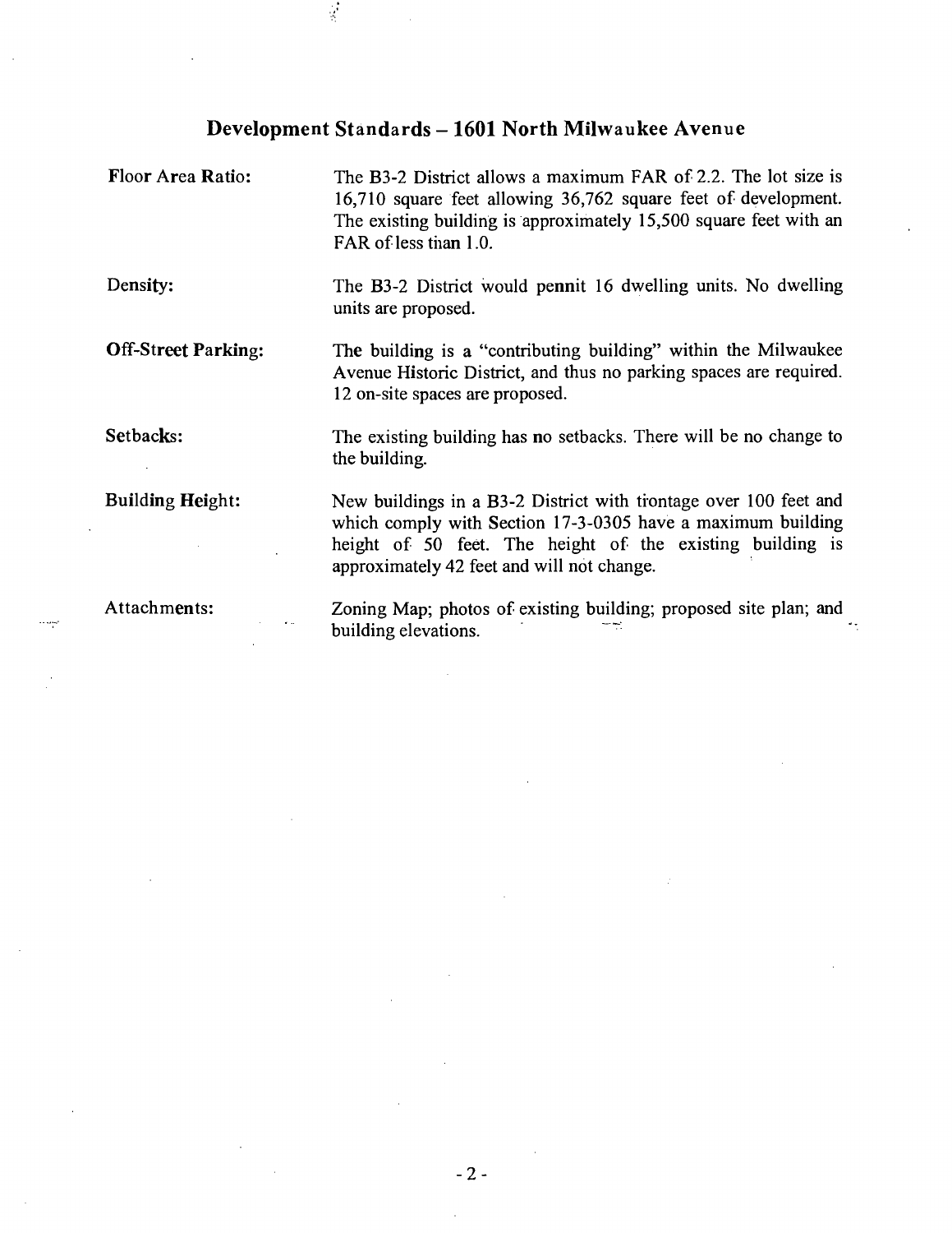## Development Standards – 1601 North Milwaukee Avenue

| | |
|---|---|
| **Floor Area Ratio:** | The B3-2 District allows a maximum FAR of 2.2. The lot size is 16,710 square feet allowing 36,762 square feet of development. The existing building is approximately 15,500 square feet with an FAR of less than 1.0. |
| **Density:** | The B3-2 District would pennit 16 dwelling units. No dwelling units are proposed. |
| **Off-Street Parking:** | The building is a "contributing building" within the Milwaukee Avenue Historic District, and thus no parking spaces are required. 12 on-site spaces are proposed. |
| **Setbacks:** | The existing building has no setbacks. There will be no change to the building. |
| **Building Height:** | New buildings in a B3-2 District with frontage over 100 feet and which comply with Section 17-3-0305 have a maximum building height of 50 feet. The height of the existing building is approximately 42 feet and will not change. |
| Attachments: | Zoning Map; photos of existing building; proposed site plan; and building elevations. |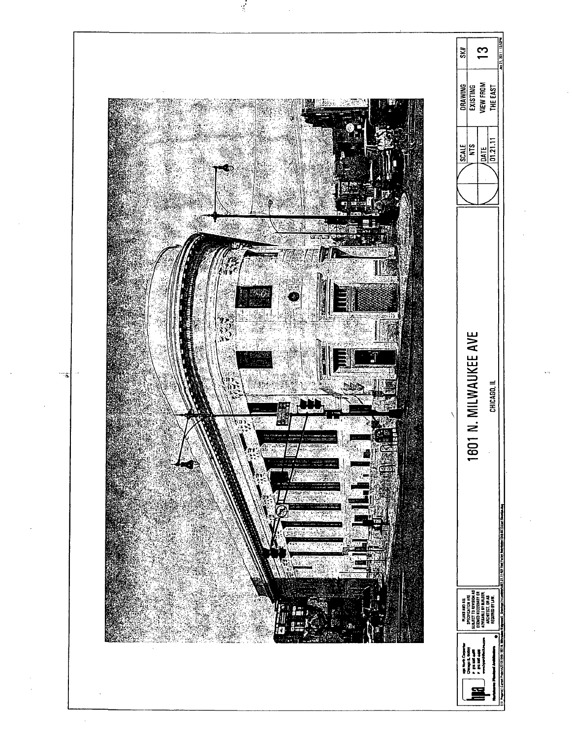# 1601 N. MILWAUKEE AVE

CHICAGO, IL

PLANS AND ALL SPECIFICATION ARE SUBJECT TO REVISION AS DEEMED NECESSARY OR AUTHORIZED BY BUILDER, ARCHITECT, OR AS REQUIRED BY LAW.

| SCALE | DRAWING | SK# |
| --- | --- | --- |
| NTS | EXISTING VIEW FROM THE EAST | 13 |
| DATE 01.21.11 | | |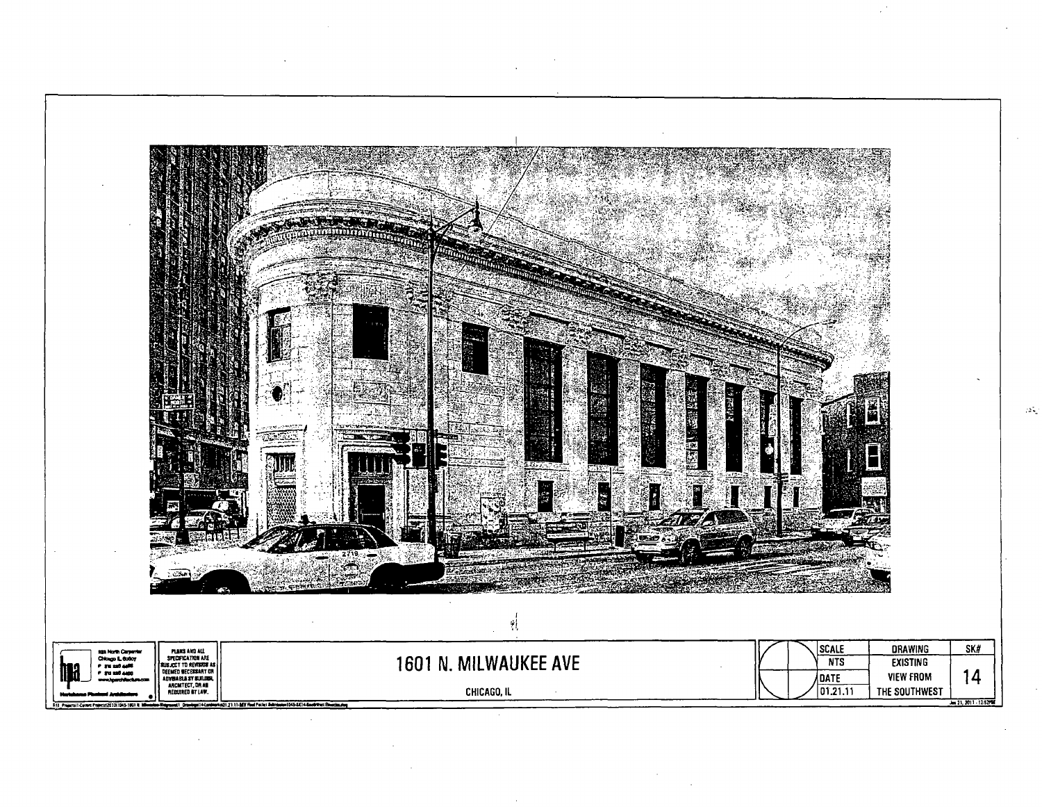# 1601 N. MILWAUKEE AVE

CHICAGO, IL

| SCALE | DRAWING | SK# |
|---|---|---|
| NTS | EXISTING VIEW FROM THE SOUTHWEST | 14 |
| DATE | | |
| 01.21.11 | | |

PLANS AND ALL SPECIFICATION ARE SUBJECT TO REVISIONS AS DEEMED NECESSARY OR ADVISABLE BY BUILDER, ARCHITECT, OR AS REQUIRED BY LAW.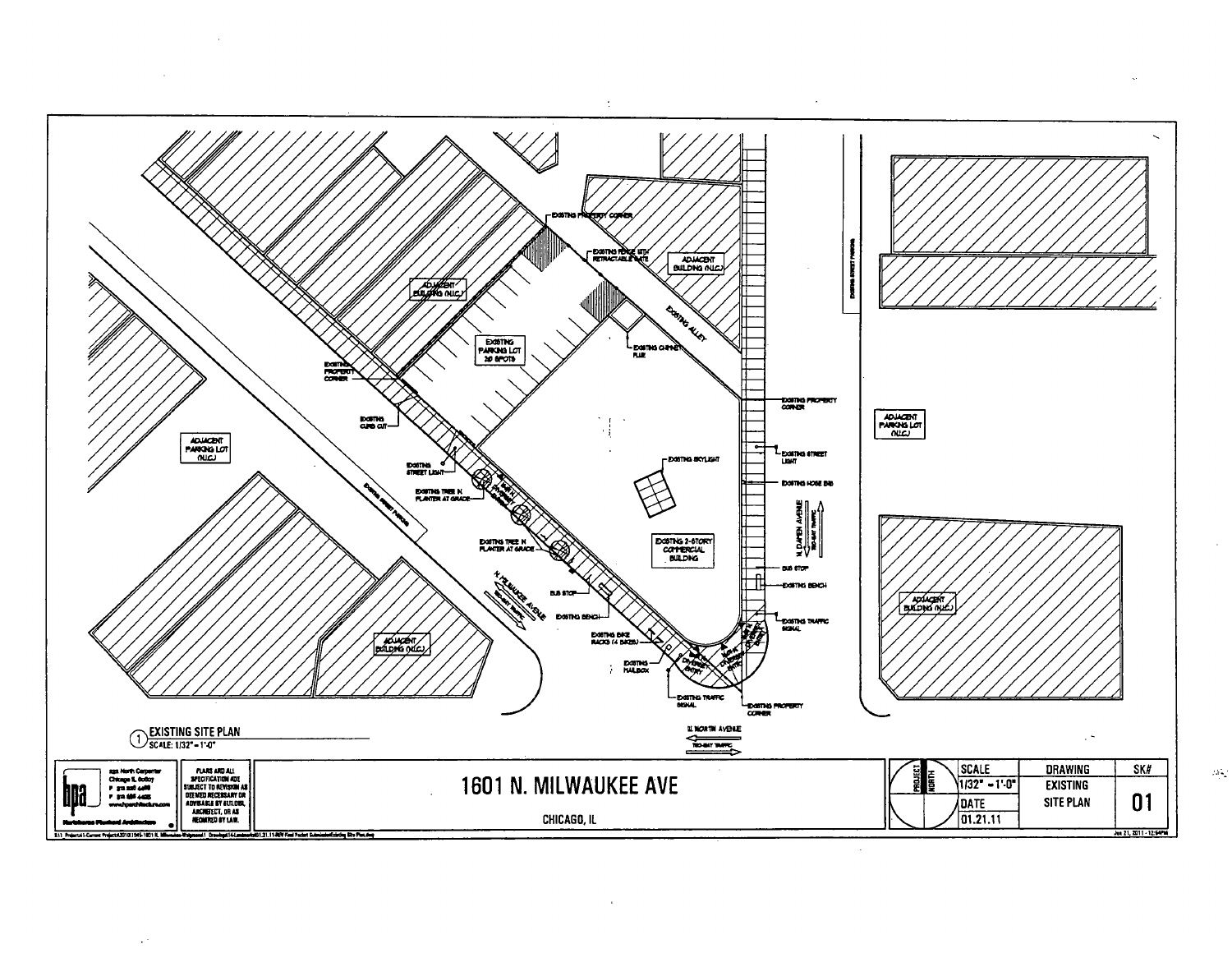EXISTING PROPERTY CORNER

EXISTING FENCE WITH RETRACTABLE GATE

ADJACENT BUILDING (N.I.C.)

ADJACENT BUILDING (N.I.C.)

EXISTING ALLEY

EXISTING PARKING LOT 20 SPOTS

EXISTING CHIMNEY FLUE

EXISTING PROPERTY CORNER

EXISTING STREET PARKING

EXISTING PROPERTY CORNER

EXISTING CURB CUT

ADJACENT PARKING LOT (N.I.C.)

EXISTING STREET LIGHT

EXISTING SKYLIGHT

EXISTING STREET LIGHT

ADJACENT PARKING LOT (N.I.C.)

EXISTING HOSE BIB

EXISTING TREE N PLANTER AT GRADE

EXISTING STREET PARKING

N. DAMEN AVENUE TWO-WAY TRAFFIC

EXISTING TREE N PLANTER AT GRADE

EXISTING 2-STORY COMMERCIAL BUILDING

BUS STOP

N MILWAUKEE AVENUE TWO-WAY TRAFFIC

EXISTING BENCH

BUS STOP

EXISTING BENCH

ADJACENT BUILDING (N.I.C.)

EXISTING TRAFFIC SIGNAL

EXISTING BIKE RACKS (4 BIKES)

ADJACENT BUILDING (N.I.C.)

EXISTING MAILBOX

EXISTING TRAFFIC SIGNAL

EXISTING PROPERTY CORNER

W. NORTH AVENUE TWO-WAY TRAFFIC

1 EXISTING SITE PLAN
SCALE: 1/32" = 1'-0"

bpa — Chicago IL — www.bpaarchitecture.com

PLANS AND ALL SPECIFICATION ARE SUBJECT TO REVISION AS DEEMED NECESSARY OR ADVISABLE BY BUILDER, ARCHITECT, OR AS REQUIRED BY LAW.

# 1601 N. MILWAUKEE AVE

CHICAGO, IL

| PROJECT NORTH | SCALE | DRAWING | SK# |
|---|---|---|---|
| | 1/32" = 1'-0" | EXISTING SITE PLAN | 01 |
| | DATE | | |
| | 01.21.11 | | |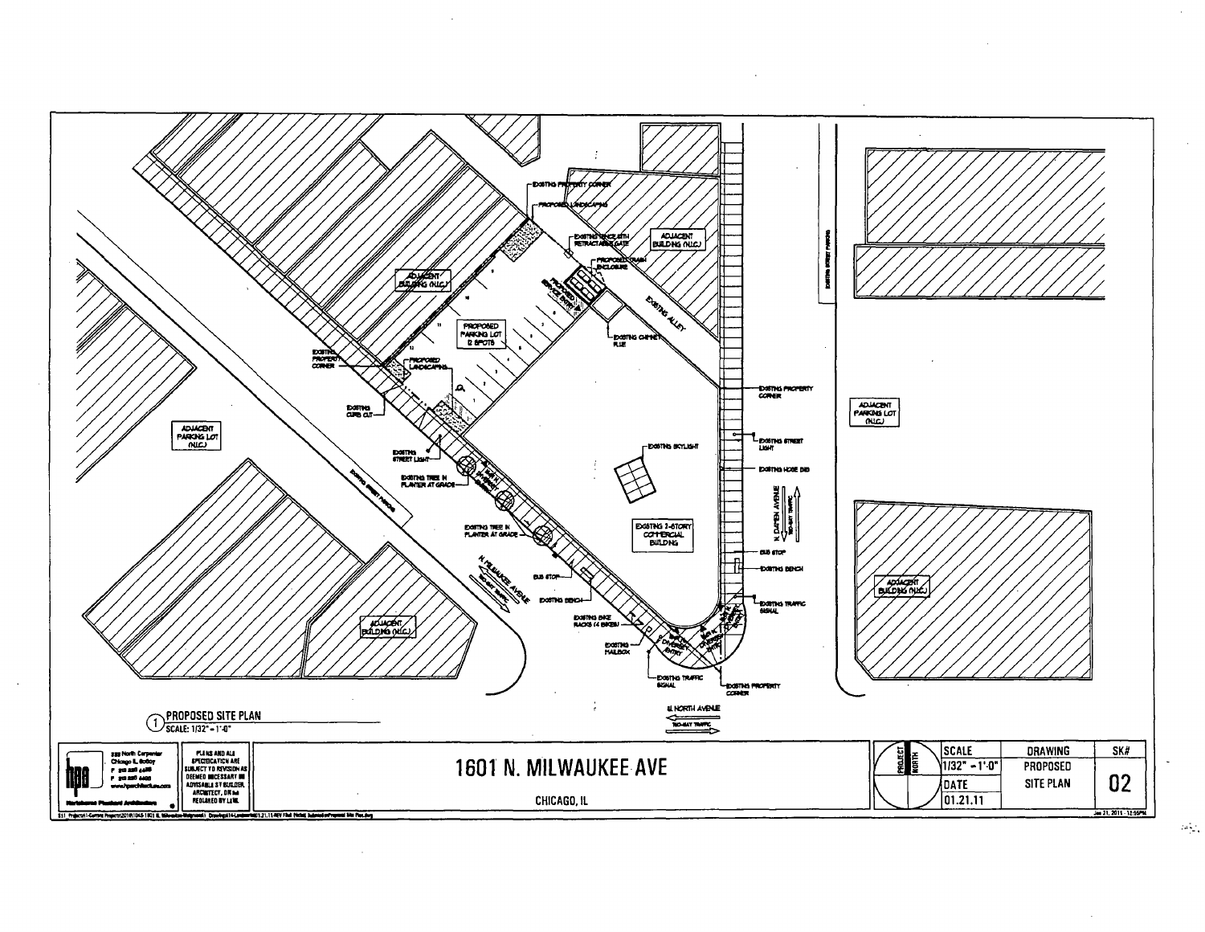EXISTING PROPERTY CORNER

PROPOSED LANDSCAPING

EXISTING FENCE WITH RETRACTABLE GATE

ADJACENT BUILDING (N.I.C.)

PROPOSED TRASH ENCLOSURE

ADJACENT BUILDING (N.I.C.)

PROPOSED SERVICE ENTRY

EXISTING ALLEY

PROPOSED PARKING LOT 12 SPOTS

EXISTING CHIMNEY FLUE

EXISTING PROPERTY CORNER

PROPOSED LANDSCAPING

EXISTING CURB CUT

EXISTING PROPERTY CORNER

EXISTING STREET LIGHT

EXISTING SKYLIGHT

EXISTING STREET LIGHT

EXISTING HOSE BIB

ADJACENT PARKING LOT (N.I.C.)

ADJACENT PARKING LOT (N.I.C.)

EXISTING TREE IN PLANTER AT GRADE

EXISTING TREE IN PLANTER AT GRADE

EXISTING 2-STORY COMMERCIAL BUILDING

N. DAMEN AVENUE TWO-WAY TRAFFIC

EXISTING STREET PARKING

EXISTING STREET PARKING

BUS STOP

EXISTING BENCH

BUS STOP

EXISTING BENCH

N. MILWAUKEE AVENUE TWO-WAY TRAFFIC

EXISTING TRAFFIC SIGNAL

ADJACENT BUILDING (N.I.C.)

ADJACENT BUILDING (N.I.C.)

EXISTING BIKE RACKS (4 BIKES)

EXISTING MAILBOX

EXISTING TRAFFIC SIGNAL

EXISTING PROPERTY CORNER

W. NORTH AVENUE TWO-WAY TRAFFIC

1 PROPOSED SITE PLAN
SCALE: 1/32" = 1'-0"

hpa — Hartshorne Plunkard Architecture

PLANS AND ALL SPECIFICATION ARE SUBJECT TO REVISION AS DEEMED NECESSARY OR ADVISABLE BY BUILDER, ARCHITECT, OR AS REQUIRED BY LAW.

# 1601 N. MILWAUKEE AVE

CHICAGO, IL

| PROJECT NORTH | SCALE | DRAWING | SK# |
|---|---|---|---|
| | 1/32" = 1'-0" | PROPOSED SITE PLAN | 02 |
| | DATE | | |
| | 01.21.11 | | |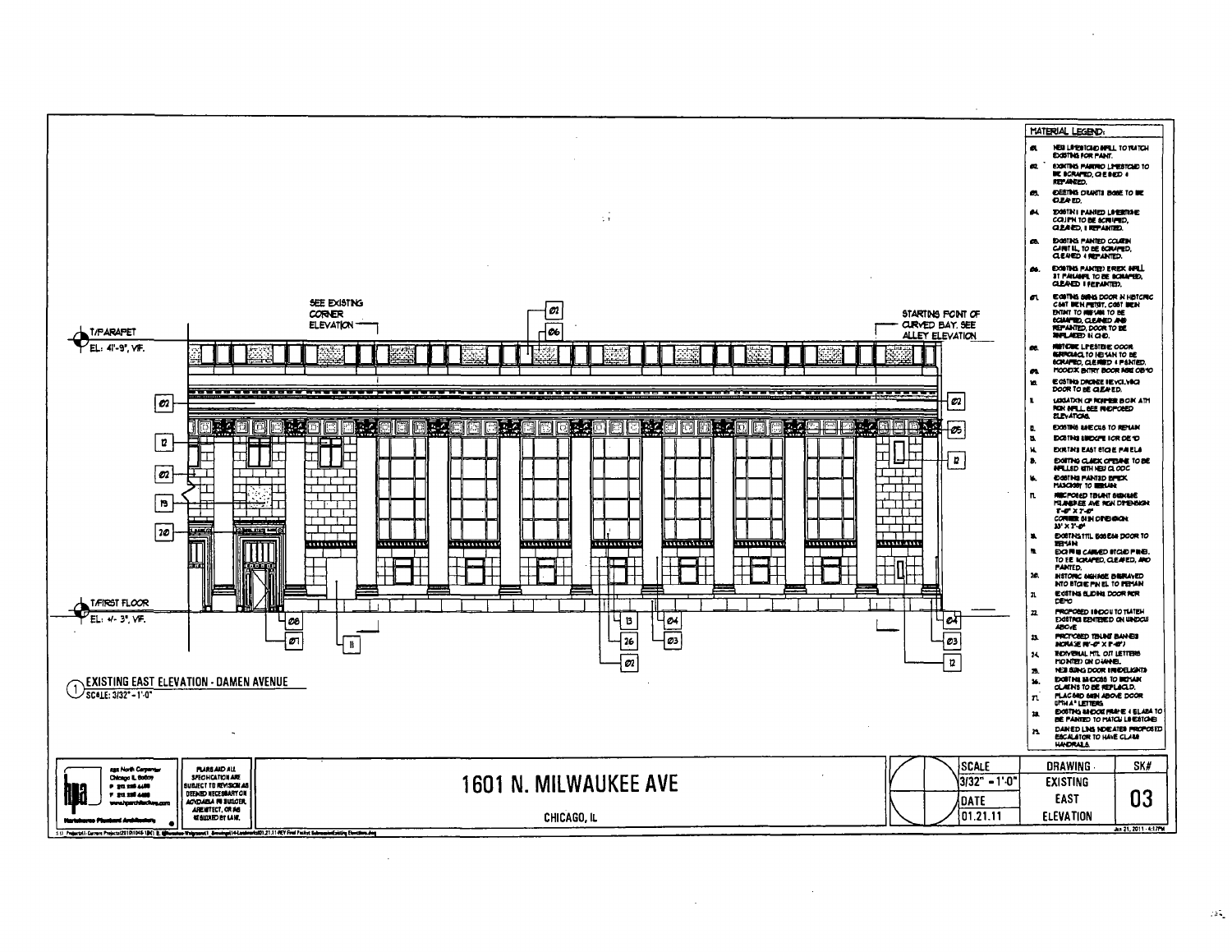## MATERIAL LEGEND:

- 01. NEW LIMESTONE INFILL TO MATCH EXISTING FOR PAINT.
- 02. EXISTING PAINTED LIMESTONE TO BE SCRAPED, CLEANED & REPAINTED.
- 03. EXISTING GRANITE BASE TO BE CLEANED.
- 04. EXISTING PAINTED LIMESTONE COLUMN TO BE SCRAPED, CLEANED, & REPAINTED.
- 05. EXISTING PAINTED COLUMN CAPITAL TO BE SCRAPED, CLEANED & REPAINTED.
- 06. EXISTING PAINTED BRICK INFILL AT PARAPET TO BE SCRAPED, CLEANED & REPAINTED.
- 07. EXISTING SWING DOOR IN HISTORIC CAST IRON PETIT, CAST IRON ENTRY TO REMAIN TO BE SCRAPED, CLEANED AND REPAINTED. DOOR TO BE REPLACED IN KIND.
- 08. HISTORIC LIMESTONE DOOR SURROUND TO REMAIN TO BE SCRAPED, CLEANED & PAINTED.
- 09. WOOD ENTRY DOOR AND OBSCURED.
- 10. EXISTING BRONZE REVOLVING DOOR TO BE CLEANED.
- 11. LOCATION OF FORMER BOOK ATM FOR INFILL. SEE PROPOSED ELEVATIONS.
- 12. EXISTING GRILLES TO REMAIN.
- 13. EXISTING SIGNAGE FOR DEMO.
- 14. EXISTING EAST STONE PANELS.
- 15. EXISTING CLOCK OPENING TO BE INFILLED WITH NEW CLOCK.
- 16. EXISTING PAINTED BRICK MASONRY TO REMAIN.
- 17. PROPOSED TENANT SIGNAGE MILWAUKEE AVE SIGN DIMENSION: 7'-0" X 7'-0" CORNER SIGN DIMENSION: 30' X 3'-0"
- 18. EXISTING STL SWING DOOR TO REMAIN.
- 19. EXISTING CARVED STONE PANEL TO BE SCRAPED, CLEANED, AND PAINTED.
- 20. HISTORIC SIGNAGE ENGRAVED INTO STONE PANEL TO REMAIN.
- 21. EXISTING SLIDING DOOR FOR DEMO.
- 22. PROPOSED WINDOW TO MATCH EXISTING CENTERED ON WINDOW ABOVE.
- 23. PROPOSED TENANT BANNER SIGNAGE 16'-0" X 3'-0"
- 24. INDIVIDUAL MTL. CUT LETTERS MOUNTED ON CHANNEL.
- 25. NEW SWING DOOR W/SIDELIGHTS.
- 26. EXISTING WINDOWS TO REMAIN CLAMPS TO BE REPLACED.
- 27. PLACARD SIGN ABOVE DOOR WITH 4" LETTERS.
- 28. EXISTING WINDOW FRAME & GLASS TO BE PAINTED TO MATCH LIMESTONE.
- 29. DASHED LINE INDICATES PROPOSED ESCALATOR TO HAVE GLASS HANDRAILS.

T/PARAPET EL: 41'-9", VIF.

T/FIRST FLOOR EL: +/- 3", VIF.

SEE EXISTING CORNER ELEVATION

STARTING POINT OF CURVED BAY. SEE ALLEY ELEVATION

Tags: 01, 02, 05, 06, 07, 08, 11, 12, 13, 19, 20, 26, 03, 04

### 1 EXISTING EAST ELEVATION - DAMEN AVENUE
SCALE: 3/32" = 1'-0"

hpa North Carpenter Chicago IL 60607
P 312 226 4488
F 312 226 4489
www.hparchitecture.com
Hartshorne Plunkard Architecture

PLANS AND ALL SPECIFICATIONS ARE SUBJECT TO REVISION AS DEEMED NECESSARY ON ACCOUNT OF BUILDER, ARCHITECT, OR AS REQUIRED BY LAW.

# 1601 N. MILWAUKEE AVE
CHICAGO, IL

| SCALE | DRAWING | SK# |
|---|---|---|
| 3/32" = 1'-0" | EXISTING EAST ELEVATION | 03 |
| DATE | | |
| 01.21.11 | | |

Jan 21, 2011 - 4:17PM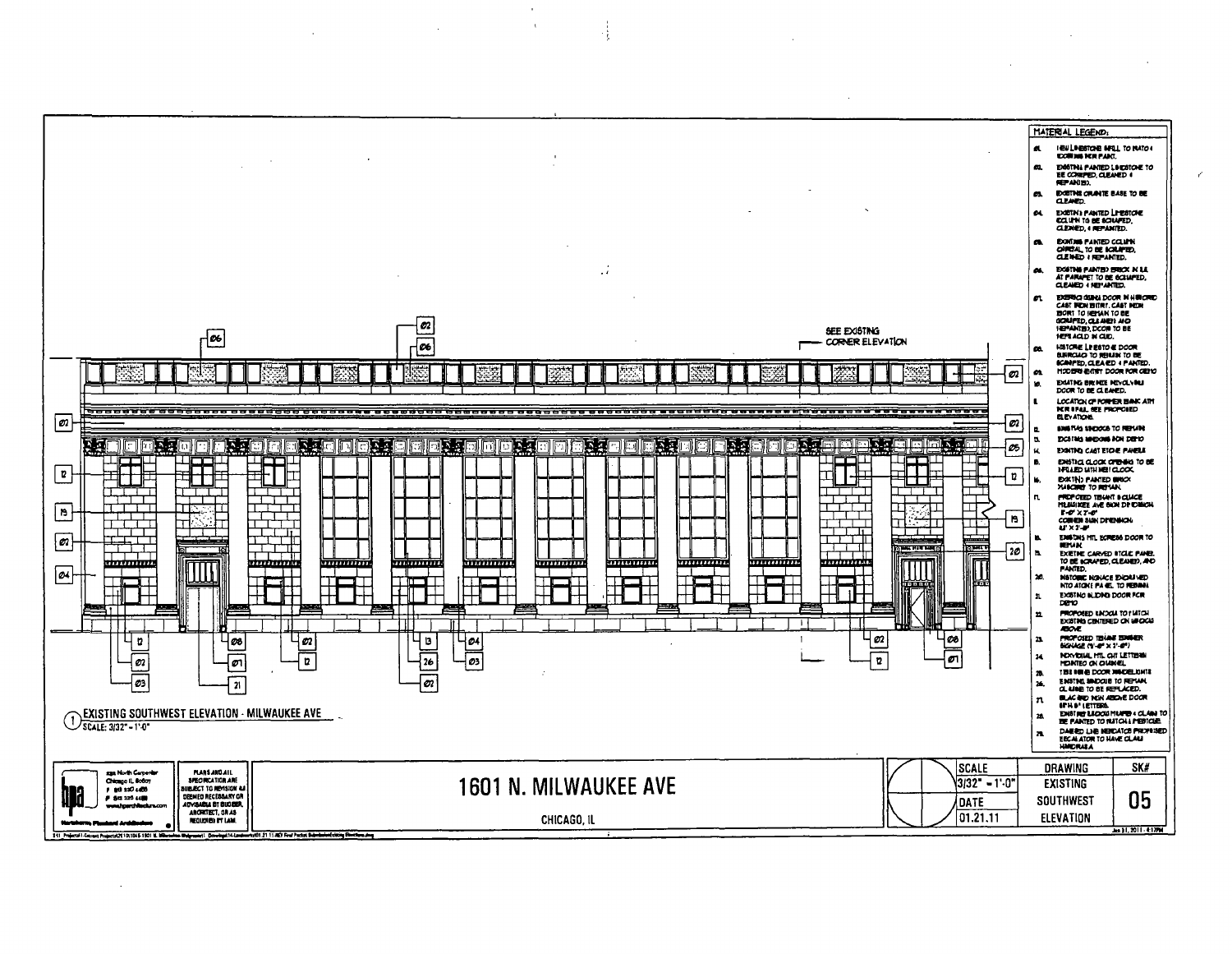SEE EXISTING CORNER ELEVATION

1 EXISTING SOUTHWEST ELEVATION - MILWAUKEE AVE
SCALE: 3/32" = 1'-0"

MATERIAL LEGEND:

01. NEW LIMESTONE INFILL TO MATCH EXISTING FOR PAINT.
02. EXISTING PAINTED LIMESTONE TO BE SCRAPED, CLEANED & REPAINTED.
03. EXISTING GRANITE BASE TO BE CLEANED.
04. EXISTING PAINTED LIMESTONE COLUMN TO BE SCRAPED, CLEANED, & REPAINTED.
05. EXISTING PAINTED COLUMN CAPITAL TO BE SCRAPED, CLEANED & REPAINTED.
06. EXISTING PAINTED BRICK IN FILL AT PARAPET TO BE SCRAPED, CLEANED & REPAINTED.
07. EXISTING GLASS DOOR IN HISTORIC CAST IRON ENTRY. CAST IRON FRONT TO REMAIN TO BE SCRAPED, CLEANED AND REPAINTED. DOOR TO BE REPLACED IN GLD.
08. HISTORIC LIMESTONE DOOR SURROUND TO REMAIN TO BE SCRAPED, CLEANED & PAINTED.
09. MODERN ENTRY DOOR FOR DEMO
10. EXISTING BRONZE REVOLVING DOOR TO BE CLEANED.
11. LOCATION OF FORMER BANK ATM FOR INFILL. SEE PROPOSED ELEVATIONS.
12. EXISTING WINDOWS TO REMAIN
13. EXISTING WINDOWS FOR DEMO
14. EXISTING CAST STONE PANELS
15. EXISTING CLOCK OPENING TO BE INFILLED WITH NEW CLOCK.
16. EXISTING PAINTED BRICK MASONRY TO REMAIN.
17. PROPOSED TENANT SIGNAGE MILWAUKEE AVE SIGN DIMENSION 8'-0" X 2'-0" CORNER SIGN DIMENSION 4'-0" X 2'-0"
18. EXISTING MTL EGRESS DOOR TO REMAIN.
19. EXISTING CARVED STONE PANEL TO BE SCRAPED, CLEANED, AND PAINTED.
20. HISTORIC SIGNAGE ENGRAVED INTO STONE PANEL TO REMAIN
21. EXISTING SLIDING DOOR FOR DEMO
22. PROPOSED WINDOW TO MATCH EXISTING CENTERED ON WINDOW ABOVE
23. PROPOSED TENANT BANNER SIGNAGE (4'-0" X 2'-0")
24. INDIVIDUAL MTL CUT LETTERS MOUNTED ON CHANNEL
25. TEE MINE DOOR MANDELIGHTS
26. EXISTING WINDOWS TO REMAIN, GLASS TO BE REPLACED.
27. BLACKED NON ABOVE DOOR 8" H 8" LETTERS.
28. EXISTING WINDOWS PAINTED & CLEAN TO BE PAINTED TO MATCH & HISTORIC
29. DASHED LINE INDICATES PROPOSED ESCALATOR TO HAVE CLEAN HANDRAILS

hpa
Hartshorne Plunkard Architecture

PLANS AND ALL SPECIFICATION ARE SUBJECT TO REVISION AS DEEMED NECESSARY OR ADVISABLE BY BUILDER, ARCHITECT, OR AS REQUIRED BY LAW.

# 1601 N. MILWAUKEE AVE

CHICAGO, IL

| SCALE | DRAWING | SK# |
|---|---|---|
| 3/32" = 1'-0" | EXISTING SOUTHWEST ELEVATION | 05 |
| DATE | | |
| 01.21.11 | | |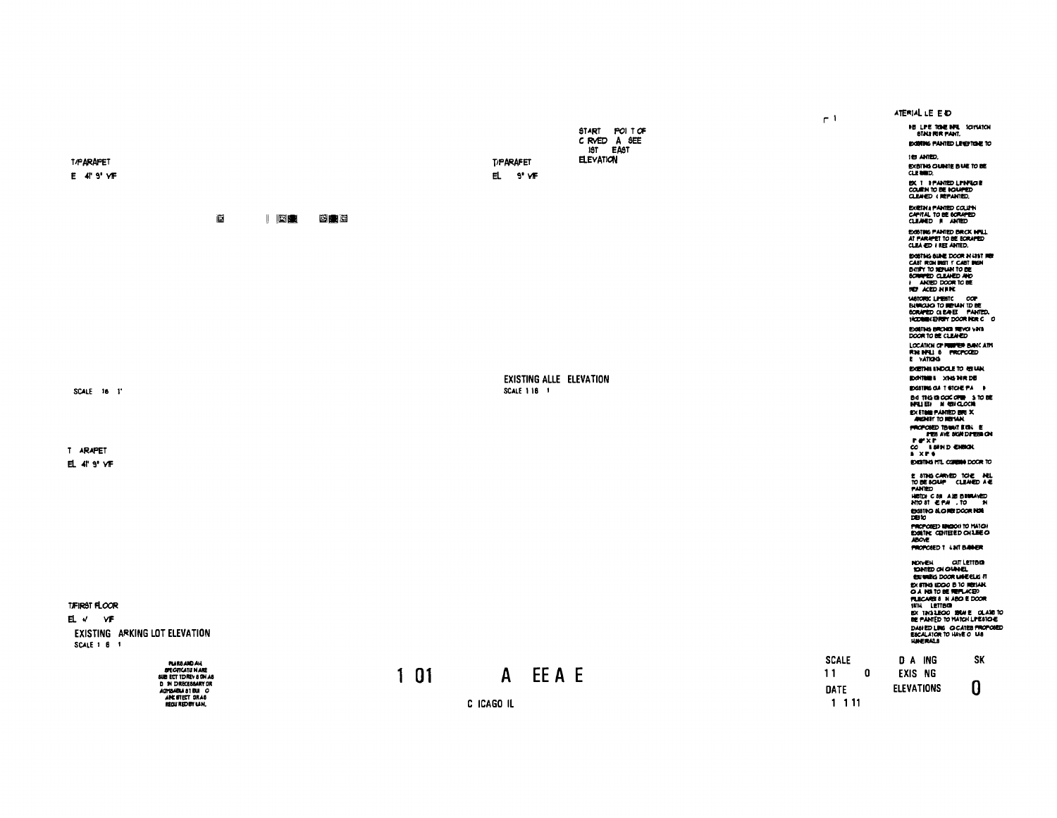T/PARAPET

E 41' 9" VF

SCALE 16 1'

T ARAPET

EL 41' 9" VF

T/FIRST FLOOR

EL VF

EXISTING ARKING LOT ELEVATION

SCALE 1 8 1

START POI T OF
C RVED A SEE
IST EAST
ELEVATION

T/PARAFET

EL 9" VF

EXISTING ALLE ELEVATION

SCALE 1 18 1

ATERIAL LE E D

EXISTING PAINTED LIMESTONE TO BE PAINTED.

EXISTING GRANITE BASE TO BE CLEANED.

EXISTING PAINTED LIMESTONE COLUMN TO BE SCRAPED CLEANED & REPAINTED.

EXISTING PAINTED COLUMN CAPITAL TO BE SCRAPED CLEANED & PAINTED

EXISTING PAINTED BRICK INFILL AT PARAPET TO BE SCRAPED CLEANED & REPAINTED.

HISTORIC LIMESTONE SURROUND TO REMAIN TO BE SCRAPED CLEANED PAINTED.

EXISTING BRONZE REVOLVING DOOR TO BE CLEANED

LOCATION OF PROPOSED ATM IN INFILL PROPOSED ELEVATIONS

EXISTING WINDOW TO REMAIN.

PROPOSED TENANT SIGN

EXISTING MTL DOOR TO

DASHED LINE INDICATES PROPOSED ESCALATOR TO HAVE MINERALS

PLANS AND ALL SPECIFICATIONS ARE SUBJECT TO REVISIONS AS DEEMED NECESSARY OR ADVISABLE BY THE ARCHITECT OR AS REQUIRED BY LAW.

1 01 A EE A E

C ICAGO IL

SCALE

1 1 0

DATE

1 1 11

D A ING

EXIS NG

ELEVATIONS

SK

0